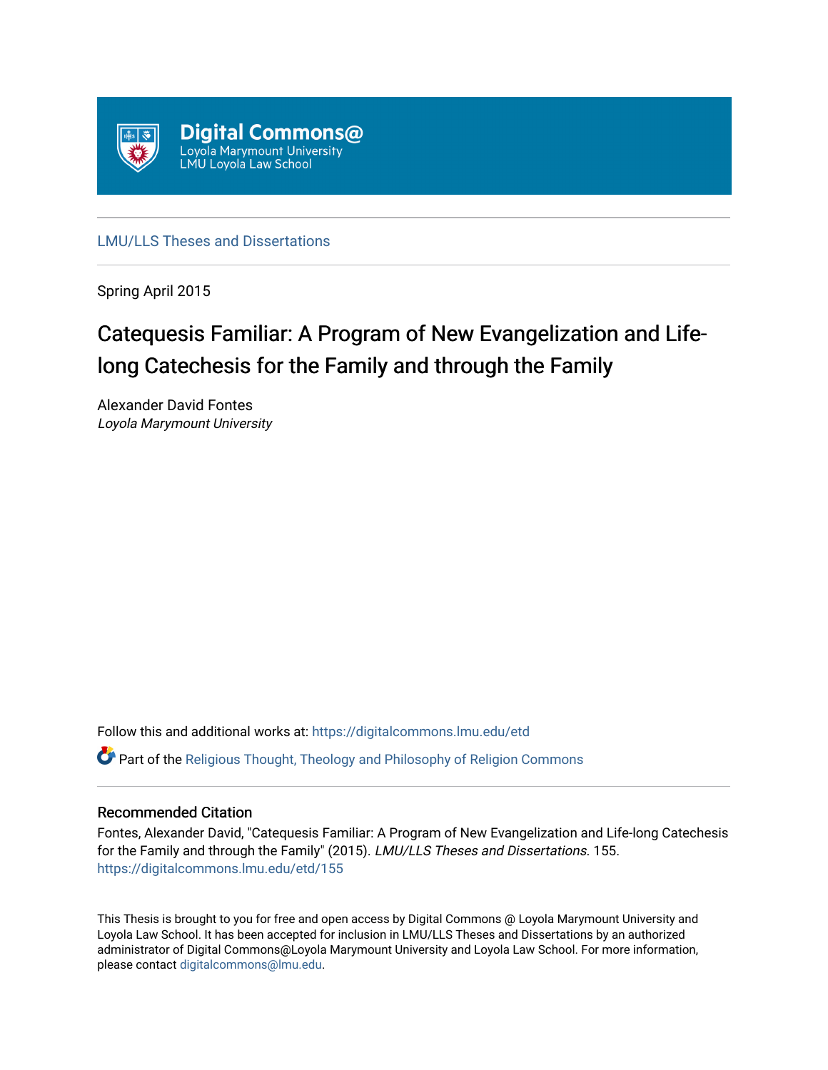Digital Commons@
Loyola Marymount University
LMU Loyola Law School

LMU/LLS Theses and Dissertations

Spring April 2015

# Catequesis Familiar: A Program of New Evangelization and Life-long Catechesis for the Family and through the Family

Alexander David Fontes
*Loyola Marymount University*

Follow this and additional works at: https://digitalcommons.lmu.edu/etd

Part of the Religious Thought, Theology and Philosophy of Religion Commons

## Recommended Citation

Fontes, Alexander David, "Catequesis Familiar: A Program of New Evangelization and Life-long Catechesis for the Family and through the Family" (2015). *LMU/LLS Theses and Dissertations*. 155.
https://digitalcommons.lmu.edu/etd/155

This Thesis is brought to you for free and open access by Digital Commons @ Loyola Marymount University and Loyola Law School. It has been accepted for inclusion in LMU/LLS Theses and Dissertations by an authorized administrator of Digital Commons@Loyola Marymount University and Loyola Law School. For more information, please contact digitalcommons@lmu.edu.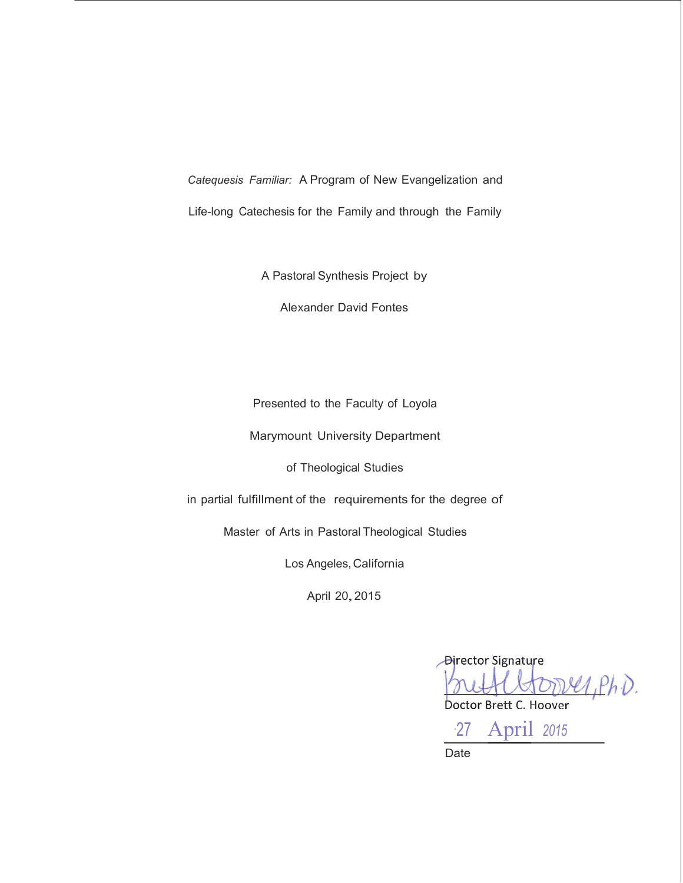*Catequesis Familiar:* A Program of New Evangelization and

Life-long Catechesis for the Family and through the Family

A Pastoral Synthesis Project by

Alexander David Fontes

Presented to the Faculty of Loyola

Marymount University Department

of Theological Studies

in partial fulfillment of the requirements for the degree of

Master of Arts in Pastoral Theological Studies

Los Angeles, California

April 20, 2015

Director Signature

Brett C. Hoover, Ph.D.

Doctor Brett C. Hoover

27 April 2015

Date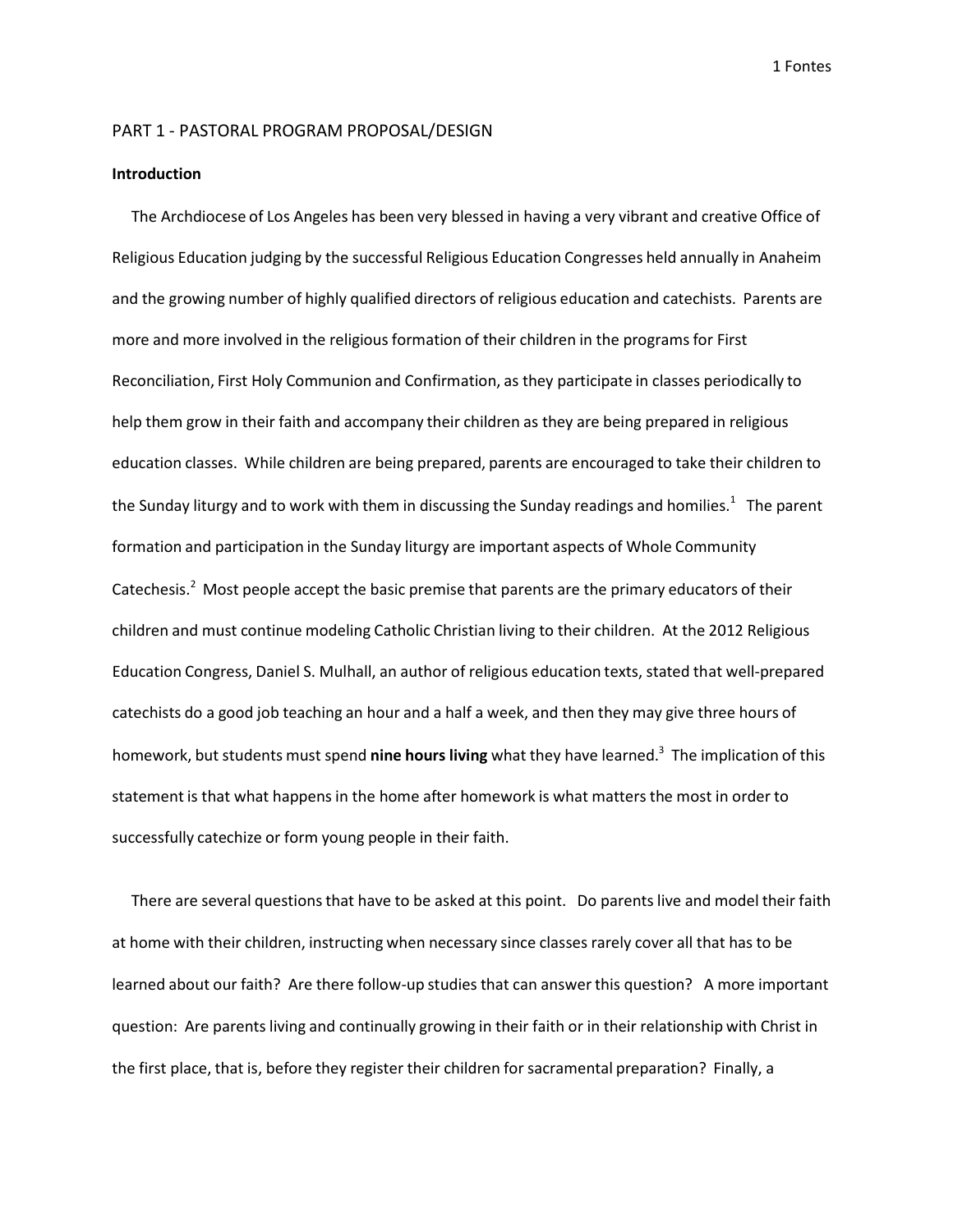PART 1 - PASTORAL PROGRAM PROPOSAL/DESIGN

**Introduction**

The Archdiocese of Los Angeles has been very blessed in having a very vibrant and creative Office of Religious Education judging by the successful Religious Education Congresses held annually in Anaheim and the growing number of highly qualified directors of religious education and catechists. Parents are more and more involved in the religious formation of their children in the programs for First Reconciliation, First Holy Communion and Confirmation, as they participate in classes periodically to help them grow in their faith and accompany their children as they are being prepared in religious education classes. While children are being prepared, parents are encouraged to take their children to the Sunday liturgy and to work with them in discussing the Sunday readings and homilies.[1] The parent formation and participation in the Sunday liturgy are important aspects of Whole Community Catechesis.[2] Most people accept the basic premise that parents are the primary educators of their children and must continue modeling Catholic Christian living to their children. At the 2012 Religious Education Congress, Daniel S. Mulhall, an author of religious education texts, stated that well-prepared catechists do a good job teaching an hour and a half a week, and then they may give three hours of homework, but students must spend **nine hours living** what they have learned.[3] The implication of this statement is that what happens in the home after homework is what matters the most in order to successfully catechize or form young people in their faith.

There are several questions that have to be asked at this point. Do parents live and model their faith at home with their children, instructing when necessary since classes rarely cover all that has to be learned about our faith? Are there follow-up studies that can answer this question? A more important question: Are parents living and continually growing in their faith or in their relationship with Christ in the first place, that is, before they register their children for sacramental preparation? Finally, a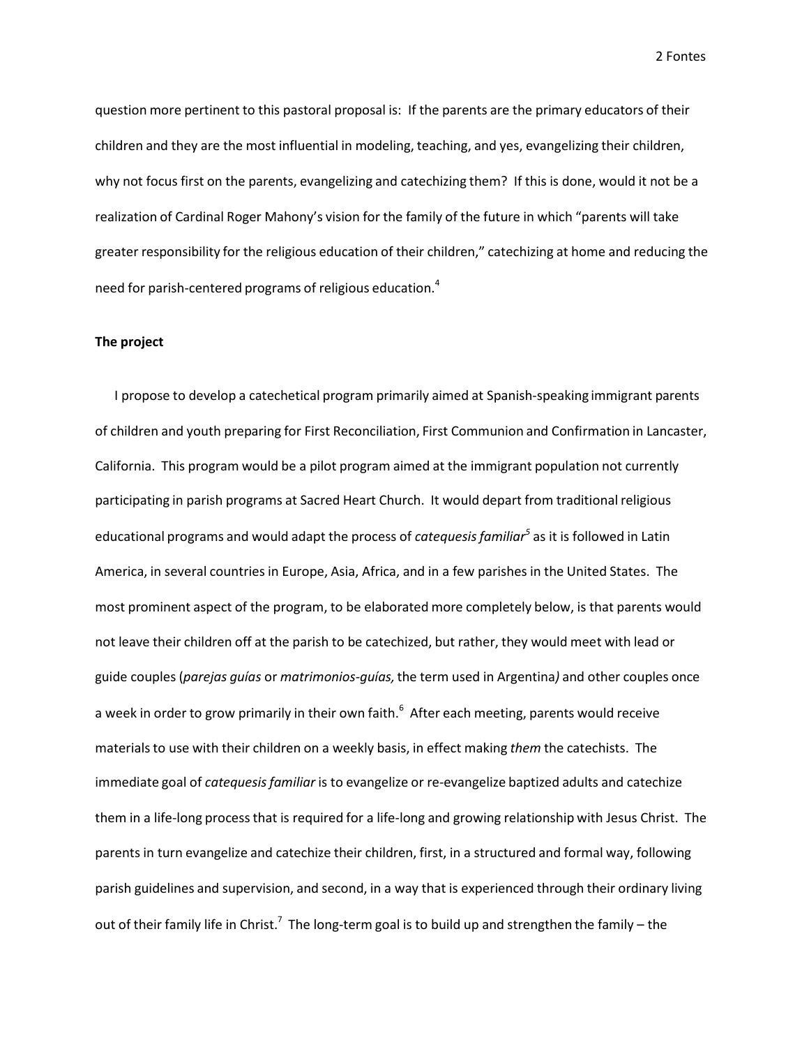question more pertinent to this pastoral proposal is: If the parents are the primary educators of their children and they are the most influential in modeling, teaching, and yes, evangelizing their children, why not focus first on the parents, evangelizing and catechizing them? If this is done, would it not be a realization of Cardinal Roger Mahony's vision for the family of the future in which "parents will take greater responsibility for the religious education of their children," catechizing at home and reducing the need for parish-centered programs of religious education.[4]

**The project**

I propose to develop a catechetical program primarily aimed at Spanish-speaking immigrant parents of children and youth preparing for First Reconciliation, First Communion and Confirmation in Lancaster, California. This program would be a pilot program aimed at the immigrant population not currently participating in parish programs at Sacred Heart Church. It would depart from traditional religious educational programs and would adapt the process of *catequesis familiar*[5] as it is followed in Latin America, in several countries in Europe, Asia, Africa, and in a few parishes in the United States. The most prominent aspect of the program, to be elaborated more completely below, is that parents would not leave their children off at the parish to be catechized, but rather, they would meet with lead or guide couples (*parejas guías* or *matrimonios-guías,* the term used in Argentina) and other couples once a week in order to grow primarily in their own faith.[6] After each meeting, parents would receive materials to use with their children on a weekly basis, in effect making *them* the catechists. The immediate goal of *catequesis familiar* is to evangelize or re-evangelize baptized adults and catechize them in a life-long process that is required for a life-long and growing relationship with Jesus Christ. The parents in turn evangelize and catechize their children, first, in a structured and formal way, following parish guidelines and supervision, and second, in a way that is experienced through their ordinary living out of their family life in Christ.[7] The long-term goal is to build up and strengthen the family – the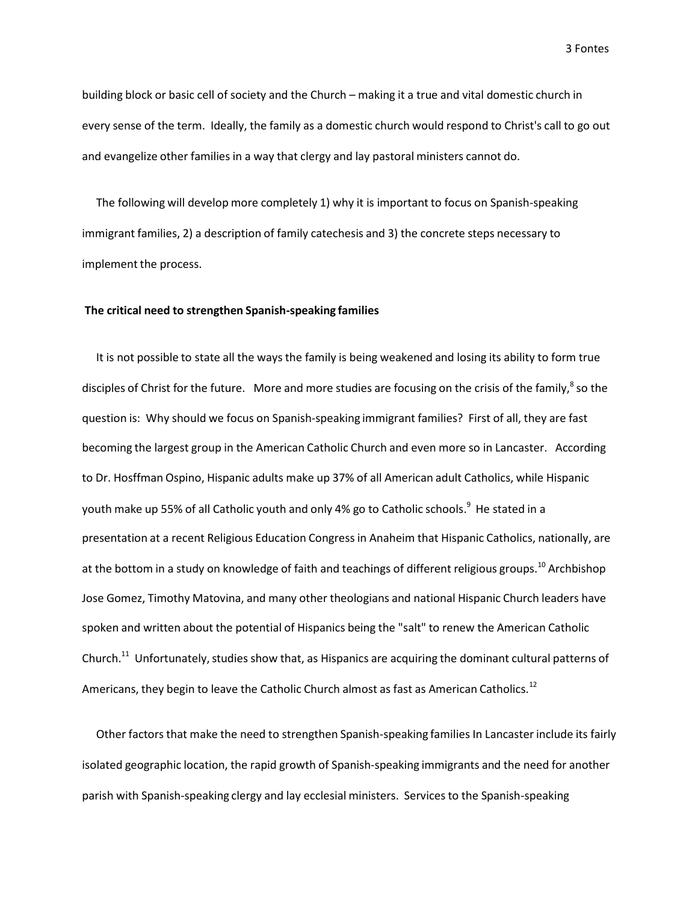building block or basic cell of society and the Church – making it a true and vital domestic church in every sense of the term. Ideally, the family as a domestic church would respond to Christ's call to go out and evangelize other families in a way that clergy and lay pastoral ministers cannot do.

The following will develop more completely 1) why it is important to focus on Spanish-speaking immigrant families, 2) a description of family catechesis and 3) the concrete steps necessary to implement the process.

**The critical need to strengthen Spanish-speaking families**

It is not possible to state all the ways the family is being weakened and losing its ability to form true disciples of Christ for the future. More and more studies are focusing on the crisis of the family,[8] so the question is: Why should we focus on Spanish-speaking immigrant families? First of all, they are fast becoming the largest group in the American Catholic Church and even more so in Lancaster. According to Dr. Hosffman Ospino, Hispanic adults make up 37% of all American adult Catholics, while Hispanic youth make up 55% of all Catholic youth and only 4% go to Catholic schools.[9] He stated in a presentation at a recent Religious Education Congress in Anaheim that Hispanic Catholics, nationally, are at the bottom in a study on knowledge of faith and teachings of different religious groups.[10] Archbishop Jose Gomez, Timothy Matovina, and many other theologians and national Hispanic Church leaders have spoken and written about the potential of Hispanics being the "salt" to renew the American Catholic Church.[11] Unfortunately, studies show that, as Hispanics are acquiring the dominant cultural patterns of Americans, they begin to leave the Catholic Church almost as fast as American Catholics.[12]

Other factors that make the need to strengthen Spanish-speaking families In Lancaster include its fairly isolated geographic location, the rapid growth of Spanish-speaking immigrants and the need for another parish with Spanish-speaking clergy and lay ecclesial ministers. Services to the Spanish-speaking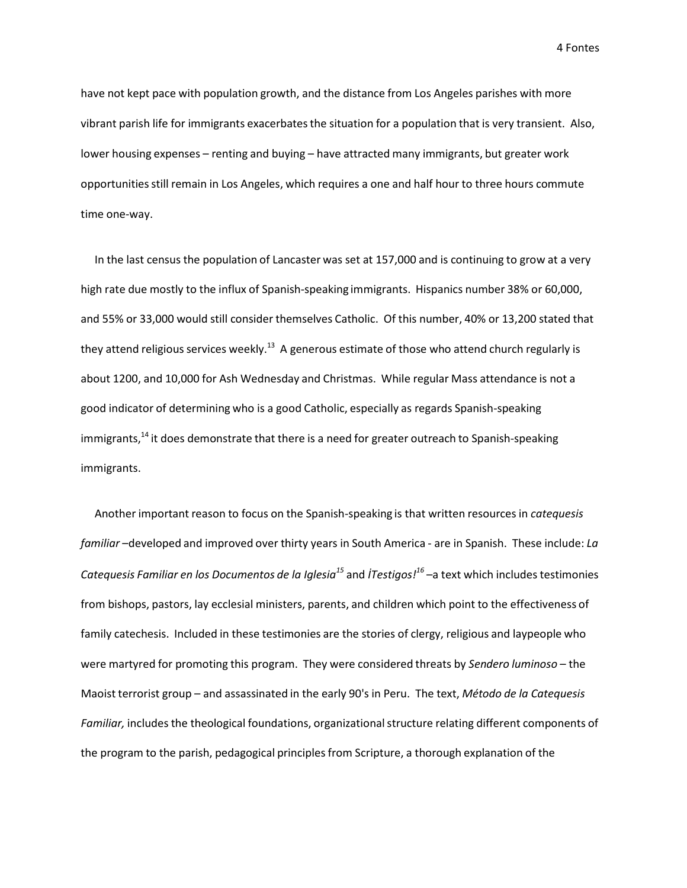have not kept pace with population growth, and the distance from Los Angeles parishes with more vibrant parish life for immigrants exacerbates the situation for a population that is very transient. Also, lower housing expenses – renting and buying – have attracted many immigrants, but greater work opportunities still remain in Los Angeles, which requires a one and half hour to three hours commute time one-way.

In the last census the population of Lancaster was set at 157,000 and is continuing to grow at a very high rate due mostly to the influx of Spanish-speaking immigrants. Hispanics number 38% or 60,000, and 55% or 33,000 would still consider themselves Catholic. Of this number, 40% or 13,200 stated that they attend religious services weekly.[13] A generous estimate of those who attend church regularly is about 1200, and 10,000 for Ash Wednesday and Christmas. While regular Mass attendance is not a good indicator of determining who is a good Catholic, especially as regards Spanish-speaking immigrants,[14] it does demonstrate that there is a need for greater outreach to Spanish-speaking immigrants.

Another important reason to focus on the Spanish-speaking is that written resources in *catequesis familiar* –developed and improved over thirty years in South America - are in Spanish. These include: *La Catequesis Familiar en los Documentos de la Iglesia*[15] and *¡Testigos!*[16] –a text which includes testimonies from bishops, pastors, lay ecclesial ministers, parents, and children which point to the effectiveness of family catechesis. Included in these testimonies are the stories of clergy, religious and laypeople who were martyred for promoting this program. They were considered threats by *Sendero luminoso* – the Maoist terrorist group – and assassinated in the early 90's in Peru. The text, *Método de la Catequesis Familiar,* includes the theological foundations, organizational structure relating different components of the program to the parish, pedagogical principles from Scripture, a thorough explanation of the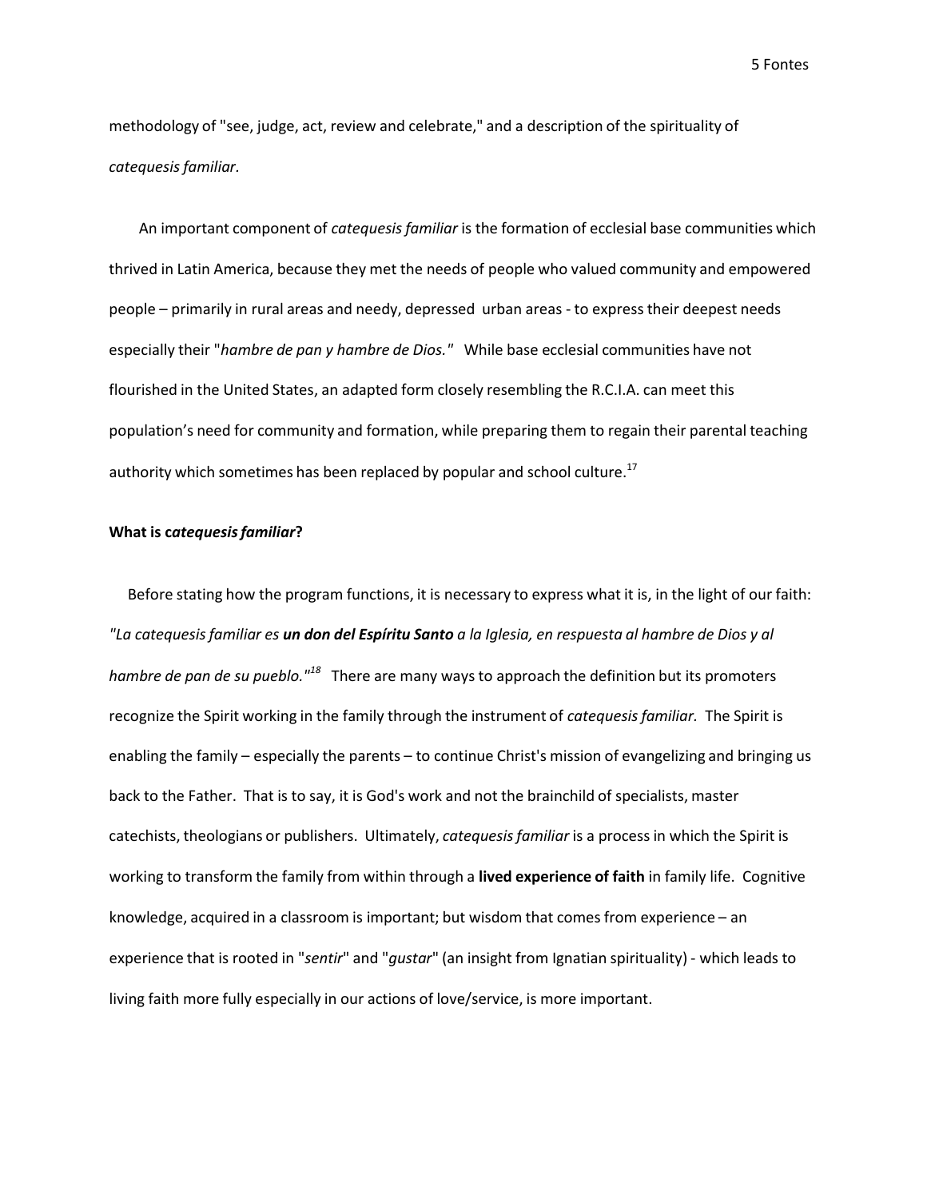methodology of "see, judge, act, review and celebrate," and a description of the spirituality of *catequesis familiar.*

An important component of *catequesis familiar* is the formation of ecclesial base communities which thrived in Latin America, because they met the needs of people who valued community and empowered people – primarily in rural areas and needy, depressed urban areas - to express their deepest needs especially their "*hambre de pan y hambre de Dios."* While base ecclesial communities have not flourished in the United States, an adapted form closely resembling the R.C.I.A. can meet this population's need for community and formation, while preparing them to regain their parental teaching authority which sometimes has been replaced by popular and school culture.[17]

**What is c*atequesis familiar*?**

Before stating how the program functions, it is necessary to express what it is, in the light of our faith: *"La catequesis familiar es **un don del Espíritu Santo** a la Iglesia, en respuesta al hambre de Dios y al hambre de pan de su pueblo."*[18] There are many ways to approach the definition but its promoters recognize the Spirit working in the family through the instrument of *catequesis familiar.* The Spirit is enabling the family – especially the parents – to continue Christ's mission of evangelizing and bringing us back to the Father. That is to say, it is God's work and not the brainchild of specialists, master catechists, theologians or publishers. Ultimately, *catequesis familiar* is a process in which the Spirit is working to transform the family from within through a **lived experience of faith** in family life. Cognitive knowledge, acquired in a classroom is important; but wisdom that comes from experience – an experience that is rooted in "*sentir*" and "*gustar*" (an insight from Ignatian spirituality) - which leads to living faith more fully especially in our actions of love/service, is more important.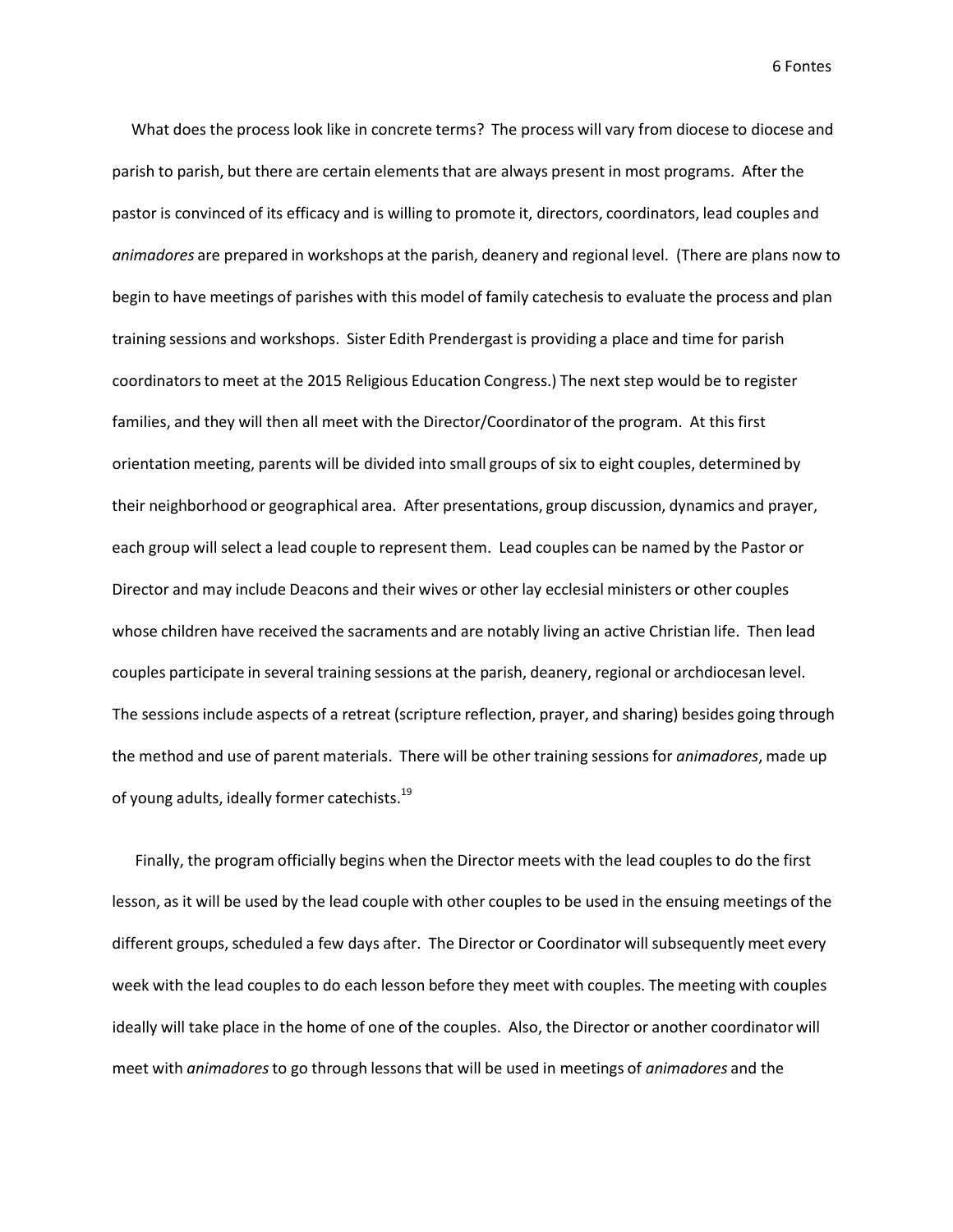What does the process look like in concrete terms? The process will vary from diocese to diocese and parish to parish, but there are certain elements that are always present in most programs. After the pastor is convinced of its efficacy and is willing to promote it, directors, coordinators, lead couples and *animadores* are prepared in workshops at the parish, deanery and regional level. (There are plans now to begin to have meetings of parishes with this model of family catechesis to evaluate the process and plan training sessions and workshops. Sister Edith Prendergast is providing a place and time for parish coordinators to meet at the 2015 Religious Education Congress.) The next step would be to register families, and they will then all meet with the Director/Coordinator of the program. At this first orientation meeting, parents will be divided into small groups of six to eight couples, determined by their neighborhood or geographical area. After presentations, group discussion, dynamics and prayer, each group will select a lead couple to represent them. Lead couples can be named by the Pastor or Director and may include Deacons and their wives or other lay ecclesial ministers or other couples whose children have received the sacraments and are notably living an active Christian life. Then lead couples participate in several training sessions at the parish, deanery, regional or archdiocesan level. The sessions include aspects of a retreat (scripture reflection, prayer, and sharing) besides going through the method and use of parent materials. There will be other training sessions for *animadores*, made up of young adults, ideally former catechists.[19]

Finally, the program officially begins when the Director meets with the lead couples to do the first lesson, as it will be used by the lead couple with other couples to be used in the ensuing meetings of the different groups, scheduled a few days after. The Director or Coordinator will subsequently meet every week with the lead couples to do each lesson before they meet with couples. The meeting with couples ideally will take place in the home of one of the couples. Also, the Director or another coordinator will meet with *animadores* to go through lessons that will be used in meetings of *animadores* and the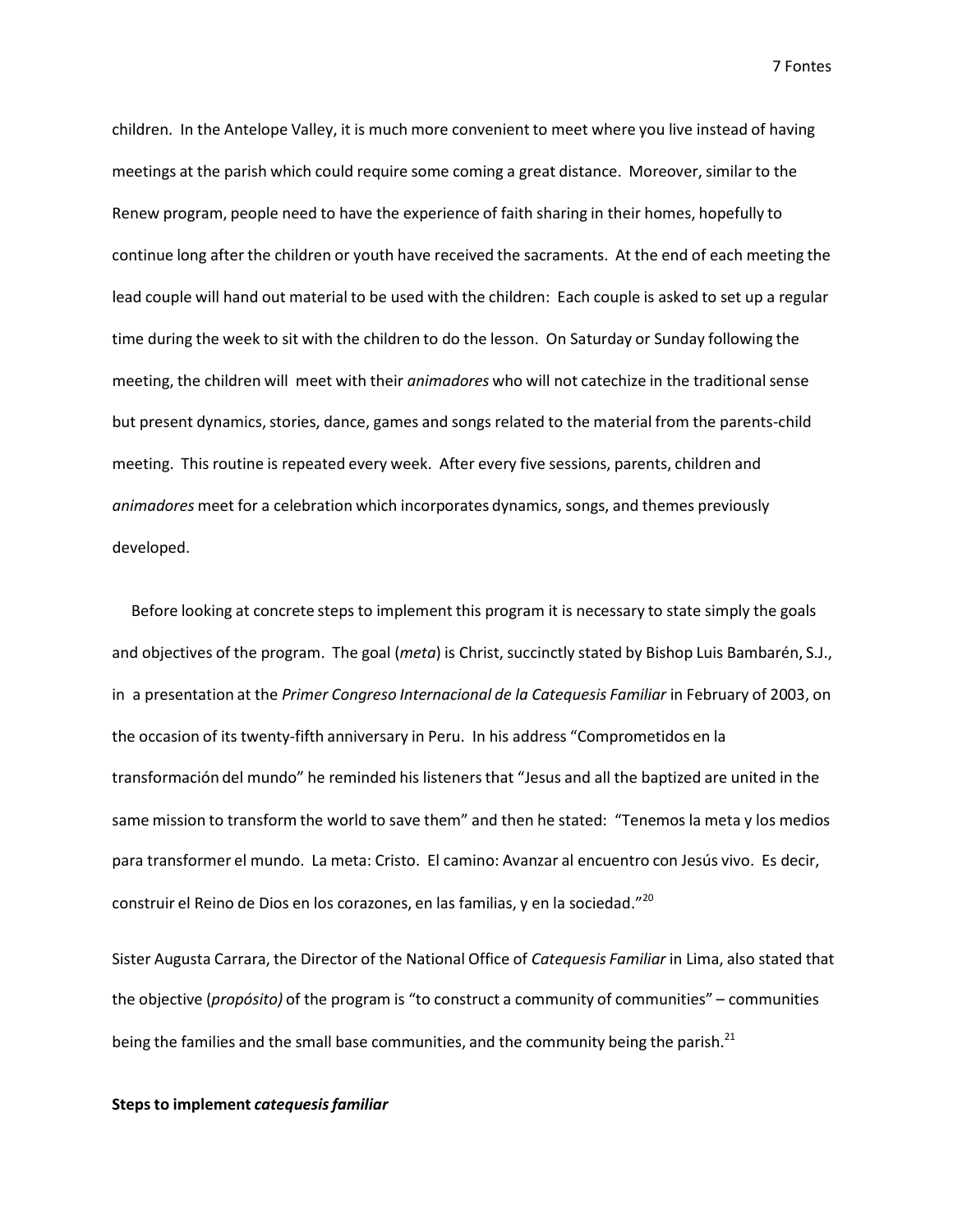children. In the Antelope Valley, it is much more convenient to meet where you live instead of having meetings at the parish which could require some coming a great distance. Moreover, similar to the Renew program, people need to have the experience of faith sharing in their homes, hopefully to continue long after the children or youth have received the sacraments. At the end of each meeting the lead couple will hand out material to be used with the children: Each couple is asked to set up a regular time during the week to sit with the children to do the lesson. On Saturday or Sunday following the meeting, the children will meet with their *animadores* who will not catechize in the traditional sense but present dynamics, stories, dance, games and songs related to the material from the parents-child meeting. This routine is repeated every week. After every five sessions, parents, children and *animadores* meet for a celebration which incorporates dynamics, songs, and themes previously developed.

Before looking at concrete steps to implement this program it is necessary to state simply the goals and objectives of the program. The goal (*meta*) is Christ, succinctly stated by Bishop Luis Bambarén, S.J., in a presentation at the *Primer Congreso Internacional de la Catequesis Familiar* in February of 2003, on the occasion of its twenty-fifth anniversary in Peru. In his address "Comprometidos en la transformación del mundo" he reminded his listeners that "Jesus and all the baptized are united in the same mission to transform the world to save them" and then he stated: "Tenemos la meta y los medios para transformer el mundo. La meta: Cristo. El camino: Avanzar al encuentro con Jesús vivo. Es decir, construir el Reino de Dios en los corazones, en las familias, y en la sociedad."[20]

Sister Augusta Carrara, the Director of the National Office of *Catequesis Familiar* in Lima, also stated that the objective (*propósito)* of the program is "to construct a community of communities" – communities being the families and the small base communities, and the community being the parish.[21]

**Steps to implement *catequesis familiar***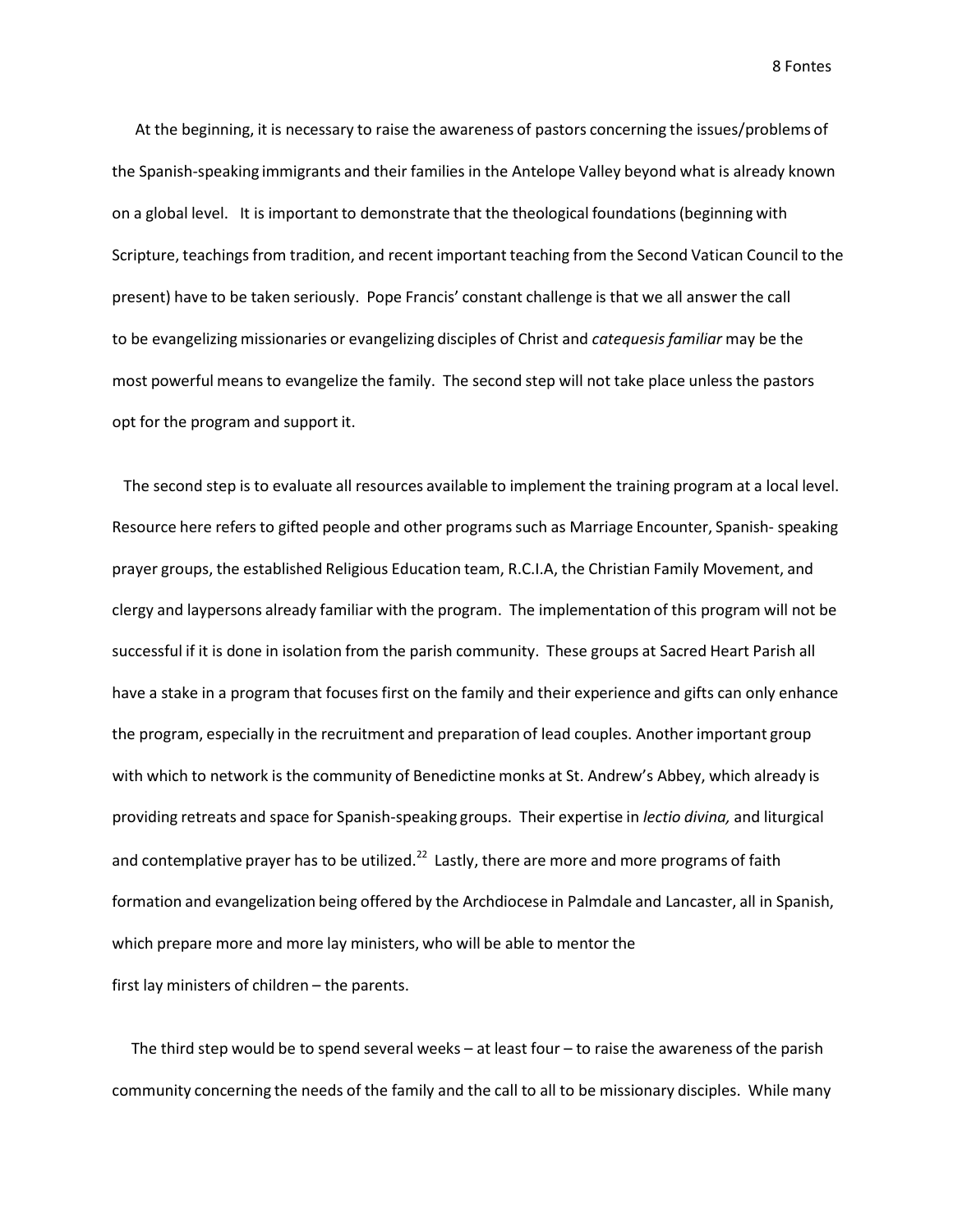At the beginning, it is necessary to raise the awareness of pastors concerning the issues/problems of the Spanish-speaking immigrants and their families in the Antelope Valley beyond what is already known on a global level. It is important to demonstrate that the theological foundations (beginning with Scripture, teachings from tradition, and recent important teaching from the Second Vatican Council to the present) have to be taken seriously. Pope Francis' constant challenge is that we all answer the call to be evangelizing missionaries or evangelizing disciples of Christ and *catequesis familiar* may be the most powerful means to evangelize the family. The second step will not take place unless the pastors opt for the program and support it.

The second step is to evaluate all resources available to implement the training program at a local level. Resource here refers to gifted people and other programs such as Marriage Encounter, Spanish- speaking prayer groups, the established Religious Education team, R.C.I.A, the Christian Family Movement, and clergy and laypersons already familiar with the program. The implementation of this program will not be successful if it is done in isolation from the parish community. These groups at Sacred Heart Parish all have a stake in a program that focuses first on the family and their experience and gifts can only enhance the program, especially in the recruitment and preparation of lead couples. Another important group with which to network is the community of Benedictine monks at St. Andrew's Abbey, which already is providing retreats and space for Spanish-speaking groups. Their expertise in *lectio divina,* and liturgical and contemplative prayer has to be utilized.[22] Lastly, there are more and more programs of faith formation and evangelization being offered by the Archdiocese in Palmdale and Lancaster, all in Spanish, which prepare more and more lay ministers, who will be able to mentor the first lay ministers of children – the parents.

The third step would be to spend several weeks – at least four – to raise the awareness of the parish community concerning the needs of the family and the call to all to be missionary disciples. While many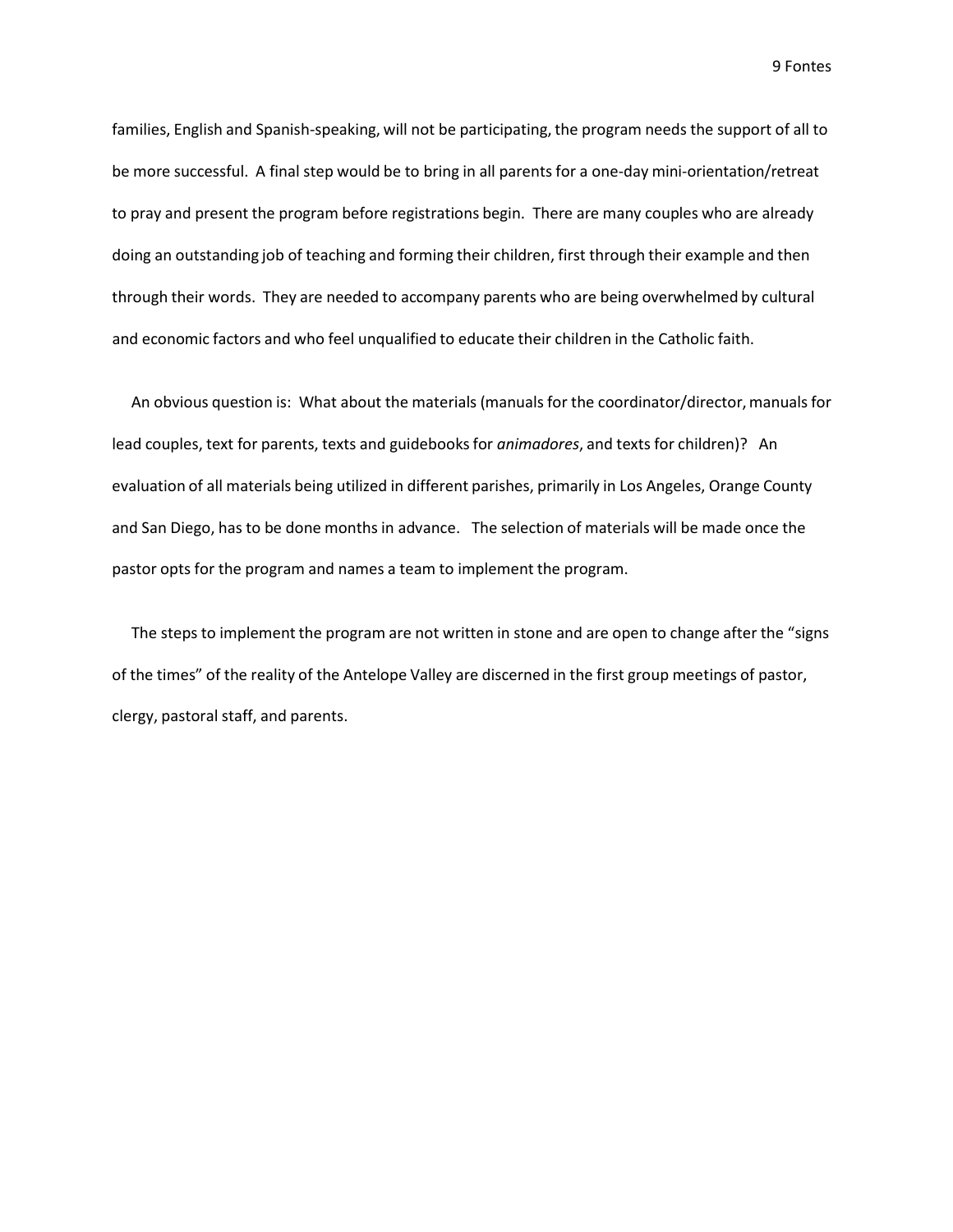families, English and Spanish-speaking, will not be participating, the program needs the support of all to be more successful. A final step would be to bring in all parents for a one-day mini-orientation/retreat to pray and present the program before registrations begin. There are many couples who are already doing an outstanding job of teaching and forming their children, first through their example and then through their words. They are needed to accompany parents who are being overwhelmed by cultural and economic factors and who feel unqualified to educate their children in the Catholic faith.

An obvious question is: What about the materials (manuals for the coordinator/director, manuals for lead couples, text for parents, texts and guidebooks for *animadores*, and texts for children)? An evaluation of all materials being utilized in different parishes, primarily in Los Angeles, Orange County and San Diego, has to be done months in advance. The selection of materials will be made once the pastor opts for the program and names a team to implement the program.

The steps to implement the program are not written in stone and are open to change after the "signs of the times" of the reality of the Antelope Valley are discerned in the first group meetings of pastor, clergy, pastoral staff, and parents.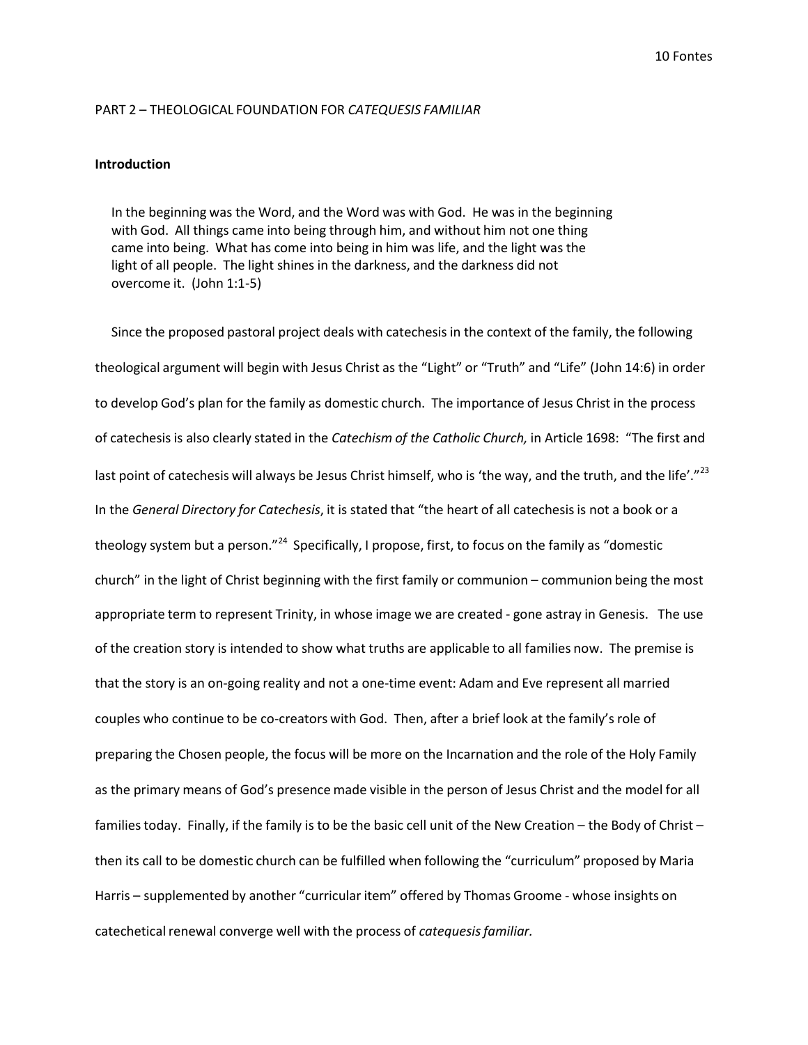PART 2 – THEOLOGICAL FOUNDATION FOR *CATEQUESIS FAMILIAR*

**Introduction**

> In the beginning was the Word, and the Word was with God. He was in the beginning with God. All things came into being through him, and without him not one thing came into being. What has come into being in him was life, and the light was the light of all people. The light shines in the darkness, and the darkness did not overcome it. (John 1:1-5)

Since the proposed pastoral project deals with catechesis in the context of the family, the following theological argument will begin with Jesus Christ as the "Light" or "Truth" and "Life" (John 14:6) in order to develop God's plan for the family as domestic church. The importance of Jesus Christ in the process of catechesis is also clearly stated in the *Catechism of the Catholic Church,* in Article 1698: "The first and last point of catechesis will always be Jesus Christ himself, who is 'the way, and the truth, and the life'."[23] In the *General Directory for Catechesis*, it is stated that "the heart of all catechesis is not a book or a theology system but a person."[24] Specifically, I propose, first, to focus on the family as "domestic church" in the light of Christ beginning with the first family or communion – communion being the most appropriate term to represent Trinity, in whose image we are created - gone astray in Genesis. The use of the creation story is intended to show what truths are applicable to all families now. The premise is that the story is an on-going reality and not a one-time event: Adam and Eve represent all married couples who continue to be co-creators with God. Then, after a brief look at the family's role of preparing the Chosen people, the focus will be more on the Incarnation and the role of the Holy Family as the primary means of God's presence made visible in the person of Jesus Christ and the model for all families today. Finally, if the family is to be the basic cell unit of the New Creation – the Body of Christ – then its call to be domestic church can be fulfilled when following the "curriculum" proposed by Maria Harris – supplemented by another "curricular item" offered by Thomas Groome - whose insights on catechetical renewal converge well with the process of *catequesis familiar.*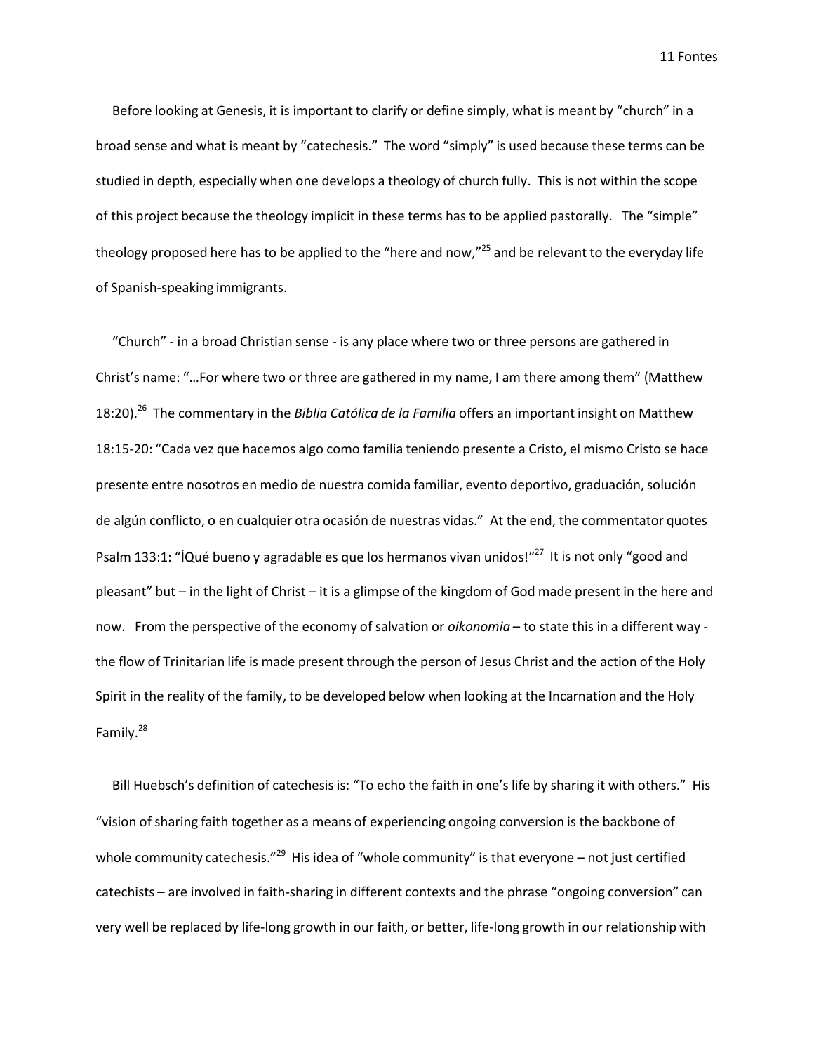Before looking at Genesis, it is important to clarify or define simply, what is meant by "church" in a broad sense and what is meant by "catechesis." The word "simply" is used because these terms can be studied in depth, especially when one develops a theology of church fully. This is not within the scope of this project because the theology implicit in these terms has to be applied pastorally. The "simple" theology proposed here has to be applied to the "here and now,"[25] and be relevant to the everyday life of Spanish-speaking immigrants.

"Church" - in a broad Christian sense - is any place where two or three persons are gathered in Christ's name: "…For where two or three are gathered in my name, I am there among them" (Matthew 18:20).[26] The commentary in the *Biblia Católica de la Familia* offers an important insight on Matthew 18:15-20: "Cada vez que hacemos algo como familia teniendo presente a Cristo, el mismo Cristo se hace presente entre nosotros en medio de nuestra comida familiar, evento deportivo, graduación, solución de algún conflicto, o en cualquier otra ocasión de nuestras vidas." At the end, the commentator quotes Psalm 133:1: "¡Qué bueno y agradable es que los hermanos vivan unidos!"[27] It is not only "good and pleasant" but – in the light of Christ – it is a glimpse of the kingdom of God made present in the here and now. From the perspective of the economy of salvation or *oikonomia* – to state this in a different way - the flow of Trinitarian life is made present through the person of Jesus Christ and the action of the Holy Spirit in the reality of the family, to be developed below when looking at the Incarnation and the Holy Family.[28]

Bill Huebsch's definition of catechesis is: "To echo the faith in one's life by sharing it with others." His "vision of sharing faith together as a means of experiencing ongoing conversion is the backbone of whole community catechesis."[29] His idea of "whole community" is that everyone – not just certified catechists – are involved in faith-sharing in different contexts and the phrase "ongoing conversion" can very well be replaced by life-long growth in our faith, or better, life-long growth in our relationship with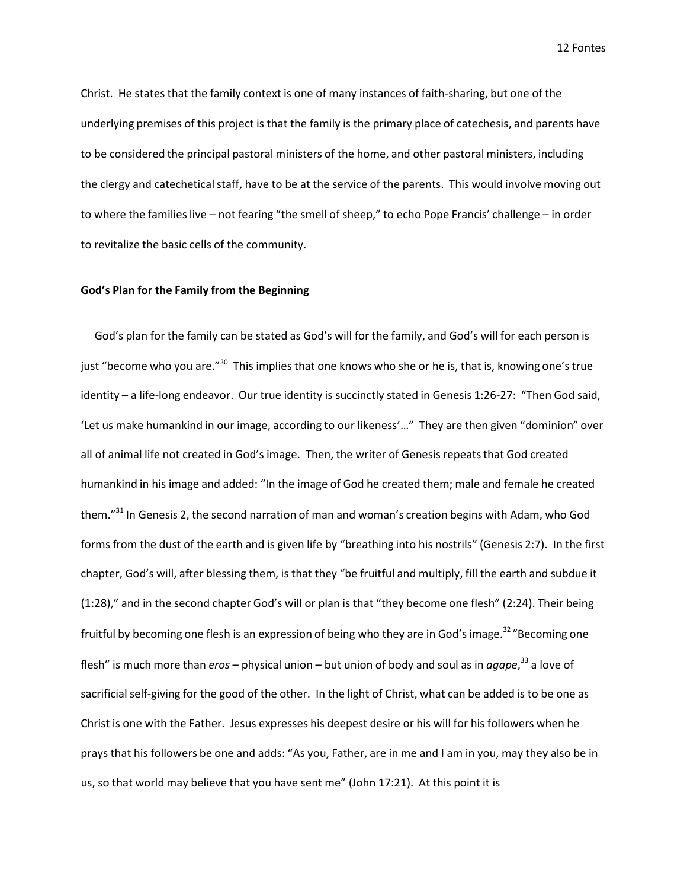Christ. He states that the family context is one of many instances of faith-sharing, but one of the underlying premises of this project is that the family is the primary place of catechesis, and parents have to be considered the principal pastoral ministers of the home, and other pastoral ministers, including the clergy and catechetical staff, have to be at the service of the parents. This would involve moving out to where the families live – not fearing "the smell of sheep," to echo Pope Francis' challenge – in order to revitalize the basic cells of the community.

**God's Plan for the Family from the Beginning**

God's plan for the family can be stated as God's will for the family, and God's will for each person is just "become who you are."[30] This implies that one knows who she or he is, that is, knowing one's true identity – a life-long endeavor. Our true identity is succinctly stated in Genesis 1:26-27: "Then God said, 'Let us make humankind in our image, according to our likeness'…" They are then given "dominion" over all of animal life not created in God's image. Then, the writer of Genesis repeats that God created humankind in his image and added: "In the image of God he created them; male and female he created them."[31] In Genesis 2, the second narration of man and woman's creation begins with Adam, who God forms from the dust of the earth and is given life by "breathing into his nostrils" (Genesis 2:7). In the first chapter, God's will, after blessing them, is that they "be fruitful and multiply, fill the earth and subdue it (1:28)," and in the second chapter God's will or plan is that "they become one flesh" (2:24). Their being fruitful by becoming one flesh is an expression of being who they are in God's image.[32] "Becoming one flesh" is much more than *eros* – physical union – but union of body and soul as in *agape*,[33] a love of sacrificial self-giving for the good of the other. In the light of Christ, what can be added is to be one as Christ is one with the Father. Jesus expresses his deepest desire or his will for his followers when he prays that his followers be one and adds: "As you, Father, are in me and I am in you, may they also be in us, so that world may believe that you have sent me" (John 17:21). At this point it is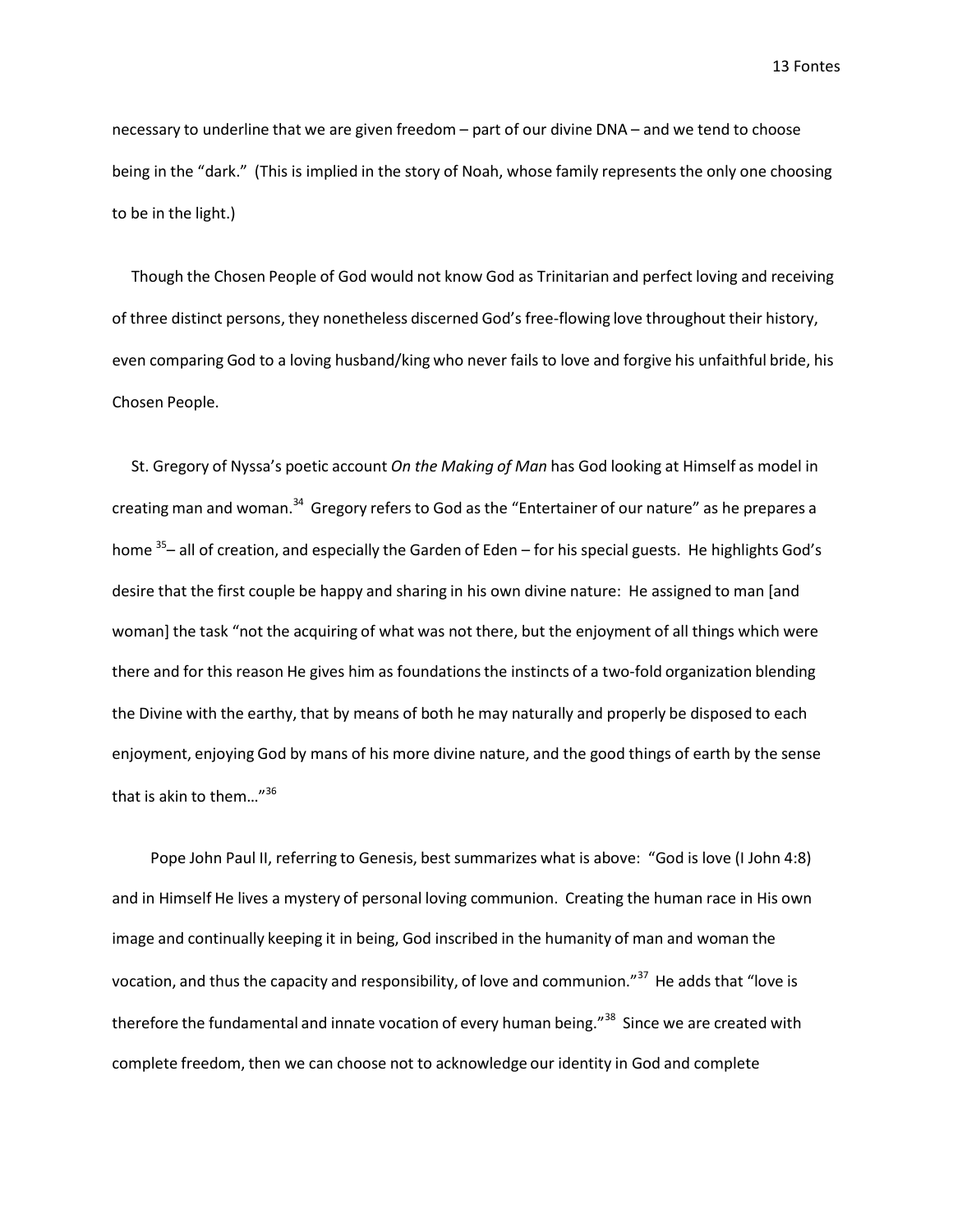necessary to underline that we are given freedom – part of our divine DNA – and we tend to choose being in the "dark." (This is implied in the story of Noah, whose family represents the only one choosing to be in the light.)

Though the Chosen People of God would not know God as Trinitarian and perfect loving and receiving of three distinct persons, they nonetheless discerned God's free-flowing love throughout their history, even comparing God to a loving husband/king who never fails to love and forgive his unfaithful bride, his Chosen People.

St. Gregory of Nyssa's poetic account *On the Making of Man* has God looking at Himself as model in creating man and woman.[34] Gregory refers to God as the "Entertainer of our nature" as he prepares a home [35]– all of creation, and especially the Garden of Eden – for his special guests. He highlights God's desire that the first couple be happy and sharing in his own divine nature: He assigned to man [and woman] the task "not the acquiring of what was not there, but the enjoyment of all things which were there and for this reason He gives him as foundations the instincts of a two-fold organization blending the Divine with the earthy, that by means of both he may naturally and properly be disposed to each enjoyment, enjoying God by mans of his more divine nature, and the good things of earth by the sense that is akin to them…"[36]

Pope John Paul II, referring to Genesis, best summarizes what is above: "God is love (I John 4:8) and in Himself He lives a mystery of personal loving communion. Creating the human race in His own image and continually keeping it in being, God inscribed in the humanity of man and woman the vocation, and thus the capacity and responsibility, of love and communion."[37] He adds that "love is therefore the fundamental and innate vocation of every human being."[38] Since we are created with complete freedom, then we can choose not to acknowledge our identity in God and complete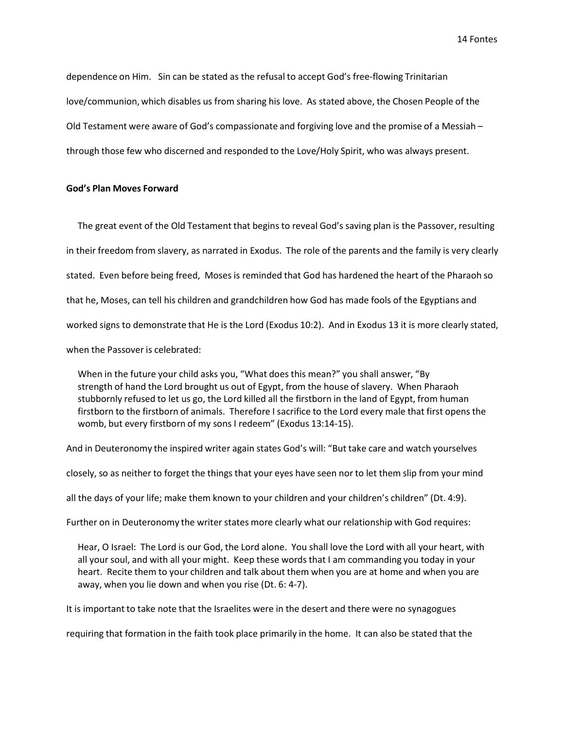dependence on Him. Sin can be stated as the refusal to accept God's free-flowing Trinitarian love/communion, which disables us from sharing his love. As stated above, the Chosen People of the Old Testament were aware of God's compassionate and forgiving love and the promise of a Messiah – through those few who discerned and responded to the Love/Holy Spirit, who was always present.

**God's Plan Moves Forward**

The great event of the Old Testament that begins to reveal God's saving plan is the Passover, resulting in their freedom from slavery, as narrated in Exodus. The role of the parents and the family is very clearly stated. Even before being freed, Moses is reminded that God has hardened the heart of the Pharaoh so that he, Moses, can tell his children and grandchildren how God has made fools of the Egyptians and worked signs to demonstrate that He is the Lord (Exodus 10:2). And in Exodus 13 it is more clearly stated, when the Passover is celebrated:

> When in the future your child asks you, "What does this mean?" you shall answer, "By strength of hand the Lord brought us out of Egypt, from the house of slavery. When Pharaoh stubbornly refused to let us go, the Lord killed all the firstborn in the land of Egypt, from human firstborn to the firstborn of animals. Therefore I sacrifice to the Lord every male that first opens the womb, but every firstborn of my sons I redeem" (Exodus 13:14-15).

And in Deuteronomy the inspired writer again states God's will: "But take care and watch yourselves closely, so as neither to forget the things that your eyes have seen nor to let them slip from your mind all the days of your life; make them known to your children and your children's children" (Dt. 4:9). Further on in Deuteronomy the writer states more clearly what our relationship with God requires:

> Hear, O Israel: The Lord is our God, the Lord alone. You shall love the Lord with all your heart, with all your soul, and with all your might. Keep these words that I am commanding you today in your heart. Recite them to your children and talk about them when you are at home and when you are away, when you lie down and when you rise (Dt. 6: 4-7).

It is important to take note that the Israelites were in the desert and there were no synagogues requiring that formation in the faith took place primarily in the home. It can also be stated that the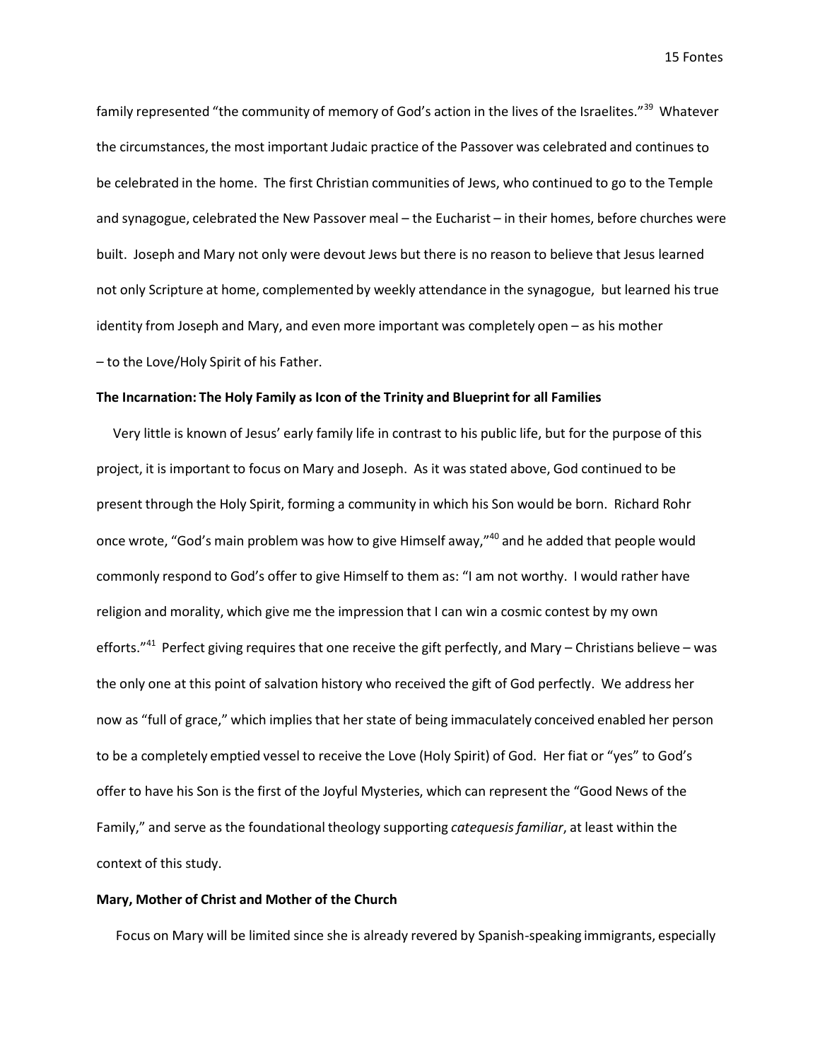family represented "the community of memory of God's action in the lives of the Israelites."[39] Whatever the circumstances, the most important Judaic practice of the Passover was celebrated and continues to be celebrated in the home. The first Christian communities of Jews, who continued to go to the Temple and synagogue, celebrated the New Passover meal – the Eucharist – in their homes, before churches were built. Joseph and Mary not only were devout Jews but there is no reason to believe that Jesus learned not only Scripture at home, complemented by weekly attendance in the synagogue, but learned his true identity from Joseph and Mary, and even more important was completely open – as his mother – to the Love/Holy Spirit of his Father.

**The Incarnation: The Holy Family as Icon of the Trinity and Blueprint for all Families**

Very little is known of Jesus' early family life in contrast to his public life, but for the purpose of this project, it is important to focus on Mary and Joseph. As it was stated above, God continued to be present through the Holy Spirit, forming a community in which his Son would be born. Richard Rohr once wrote, "God's main problem was how to give Himself away,"[40] and he added that people would commonly respond to God's offer to give Himself to them as: "I am not worthy. I would rather have religion and morality, which give me the impression that I can win a cosmic contest by my own efforts."[41] Perfect giving requires that one receive the gift perfectly, and Mary – Christians believe – was the only one at this point of salvation history who received the gift of God perfectly. We address her now as "full of grace," which implies that her state of being immaculately conceived enabled her person to be a completely emptied vessel to receive the Love (Holy Spirit) of God. Her fiat or "yes" to God's offer to have his Son is the first of the Joyful Mysteries, which can represent the "Good News of the Family," and serve as the foundational theology supporting *catequesis familiar*, at least within the context of this study.

**Mary, Mother of Christ and Mother of the Church**

Focus on Mary will be limited since she is already revered by Spanish-speaking immigrants, especially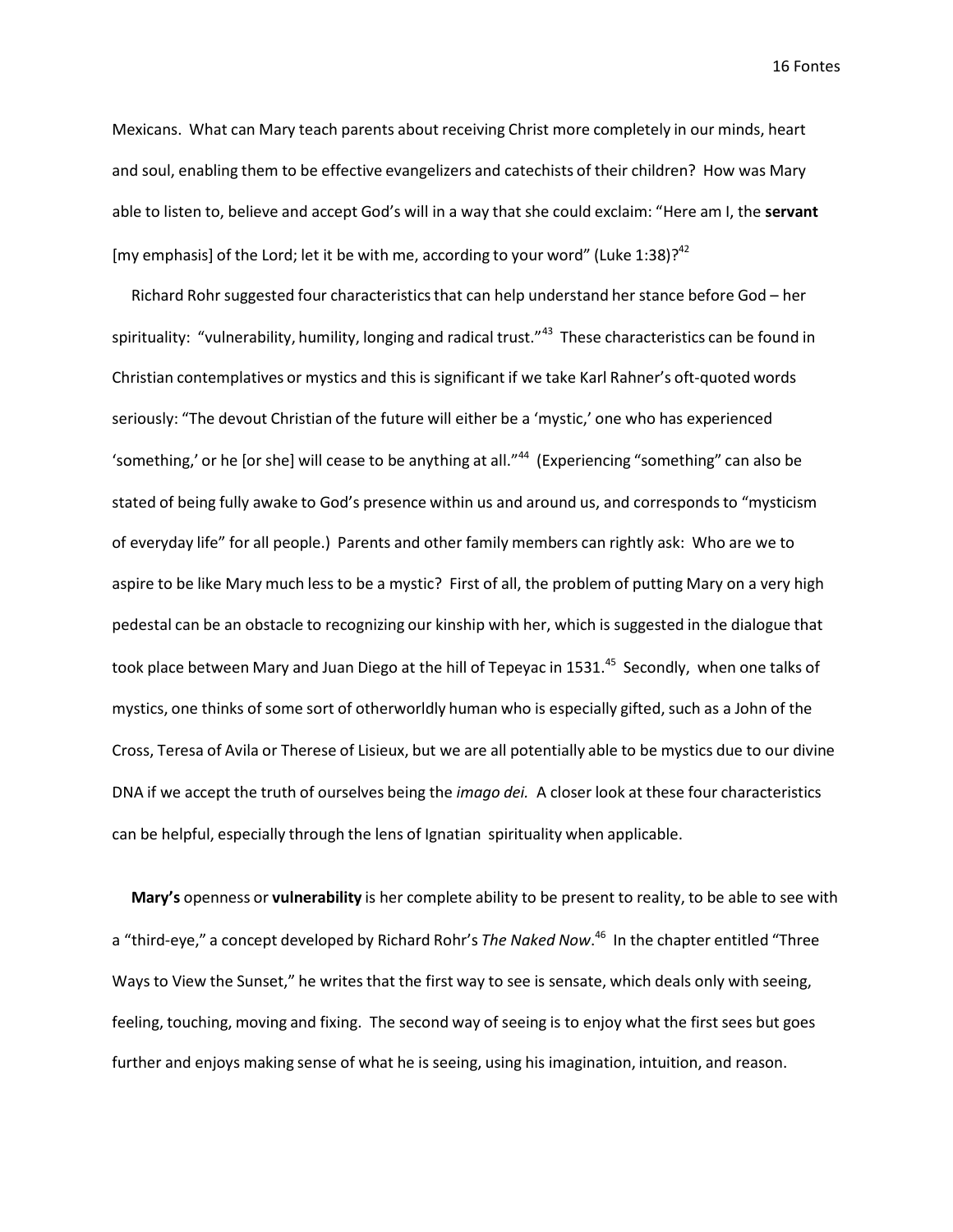Mexicans. What can Mary teach parents about receiving Christ more completely in our minds, heart and soul, enabling them to be effective evangelizers and catechists of their children? How was Mary able to listen to, believe and accept God's will in a way that she could exclaim: "Here am I, the **servant** [my emphasis] of the Lord; let it be with me, according to your word" (Luke 1:38)?[42]

Richard Rohr suggested four characteristics that can help understand her stance before God – her spirituality: "vulnerability, humility, longing and radical trust."[43] These characteristics can be found in Christian contemplatives or mystics and this is significant if we take Karl Rahner's oft-quoted words seriously: "The devout Christian of the future will either be a 'mystic,' one who has experienced 'something,' or he [or she] will cease to be anything at all."[44] (Experiencing "something" can also be stated of being fully awake to God's presence within us and around us, and corresponds to "mysticism of everyday life" for all people.) Parents and other family members can rightly ask: Who are we to aspire to be like Mary much less to be a mystic? First of all, the problem of putting Mary on a very high pedestal can be an obstacle to recognizing our kinship with her, which is suggested in the dialogue that took place between Mary and Juan Diego at the hill of Tepeyac in 1531.[45] Secondly, when one talks of mystics, one thinks of some sort of otherworldly human who is especially gifted, such as a John of the Cross, Teresa of Avila or Therese of Lisieux, but we are all potentially able to be mystics due to our divine DNA if we accept the truth of ourselves being the *imago dei.* A closer look at these four characteristics can be helpful, especially through the lens of Ignatian spirituality when applicable.

**Mary's** openness or **vulnerability** is her complete ability to be present to reality, to be able to see with a "third-eye," a concept developed by Richard Rohr's *The Naked Now*.[46] In the chapter entitled "Three Ways to View the Sunset," he writes that the first way to see is sensate, which deals only with seeing, feeling, touching, moving and fixing. The second way of seeing is to enjoy what the first sees but goes further and enjoys making sense of what he is seeing, using his imagination, intuition, and reason.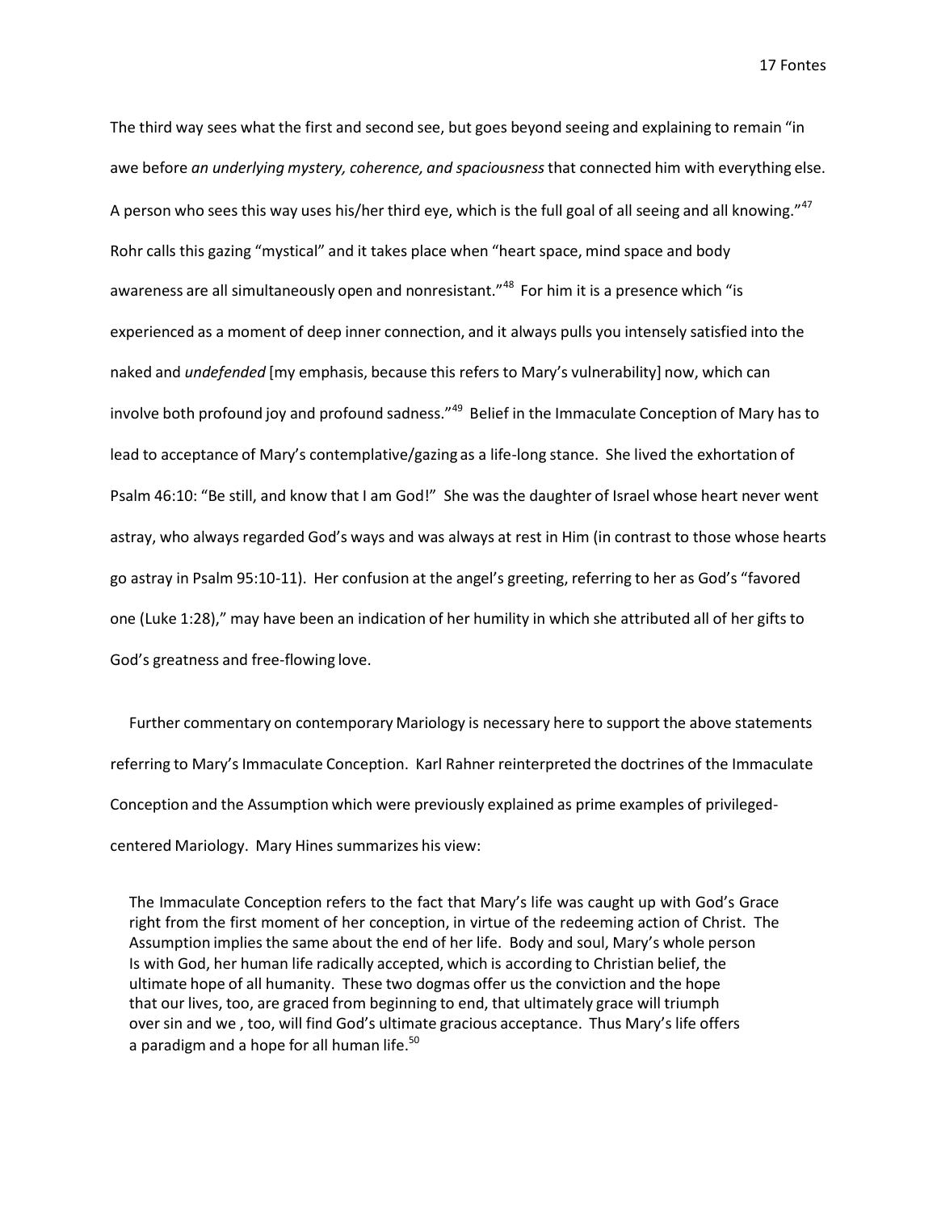The third way sees what the first and second see, but goes beyond seeing and explaining to remain "in awe before *an underlying mystery, coherence, and spaciousness* that connected him with everything else. A person who sees this way uses his/her third eye, which is the full goal of all seeing and all knowing."[47] Rohr calls this gazing "mystical" and it takes place when "heart space, mind space and body awareness are all simultaneously open and nonresistant."[48] For him it is a presence which "is experienced as a moment of deep inner connection, and it always pulls you intensely satisfied into the naked and *undefended* [my emphasis, because this refers to Mary's vulnerability] now, which can involve both profound joy and profound sadness."[49] Belief in the Immaculate Conception of Mary has to lead to acceptance of Mary's contemplative/gazing as a life-long stance. She lived the exhortation of Psalm 46:10: "Be still, and know that I am God!" She was the daughter of Israel whose heart never went astray, who always regarded God's ways and was always at rest in Him (in contrast to those whose hearts go astray in Psalm 95:10-11). Her confusion at the angel's greeting, referring to her as God's "favored one (Luke 1:28)," may have been an indication of her humility in which she attributed all of her gifts to God's greatness and free-flowing love.

Further commentary on contemporary Mariology is necessary here to support the above statements referring to Mary's Immaculate Conception. Karl Rahner reinterpreted the doctrines of the Immaculate Conception and the Assumption which were previously explained as prime examples of privileged-centered Mariology. Mary Hines summarizes his view:

> The Immaculate Conception refers to the fact that Mary's life was caught up with God's Grace right from the first moment of her conception, in virtue of the redeeming action of Christ. The Assumption implies the same about the end of her life. Body and soul, Mary's whole person Is with God, her human life radically accepted, which is according to Christian belief, the ultimate hope of all humanity. These two dogmas offer us the conviction and the hope that our lives, too, are graced from beginning to end, that ultimately grace will triumph over sin and we , too, will find God's ultimate gracious acceptance. Thus Mary's life offers a paradigm and a hope for all human life.[50]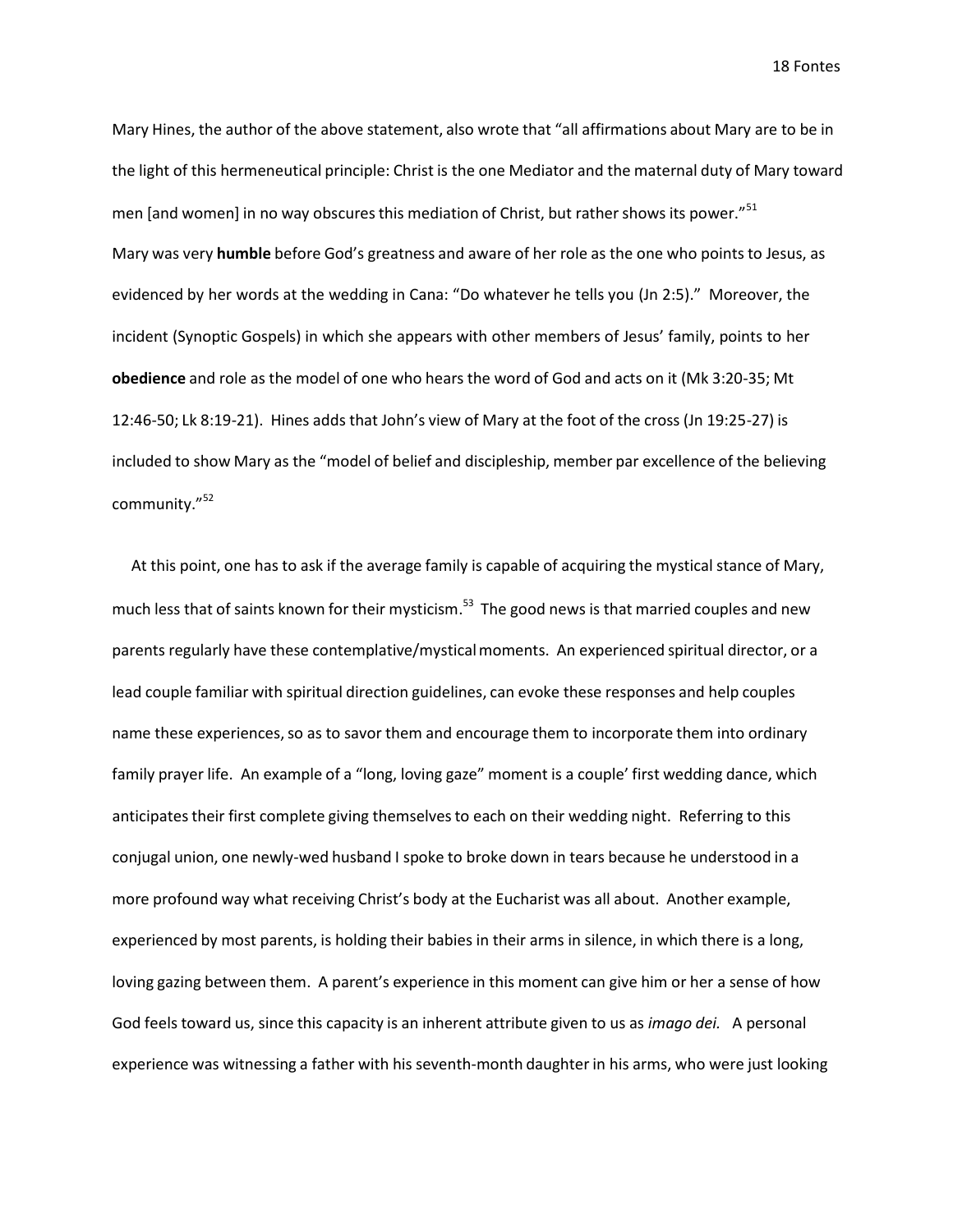Mary Hines, the author of the above statement, also wrote that "all affirmations about Mary are to be in the light of this hermeneutical principle: Christ is the one Mediator and the maternal duty of Mary toward men [and women] in no way obscures this mediation of Christ, but rather shows its power."[51]

Mary was very **humble** before God's greatness and aware of her role as the one who points to Jesus, as evidenced by her words at the wedding in Cana: "Do whatever he tells you (Jn 2:5)." Moreover, the incident (Synoptic Gospels) in which she appears with other members of Jesus' family, points to her **obedience** and role as the model of one who hears the word of God and acts on it (Mk 3:20-35; Mt 12:46-50; Lk 8:19-21). Hines adds that John's view of Mary at the foot of the cross (Jn 19:25-27) is included to show Mary as the "model of belief and discipleship, member par excellence of the believing community."[52]

At this point, one has to ask if the average family is capable of acquiring the mystical stance of Mary, much less that of saints known for their mysticism.[53] The good news is that married couples and new parents regularly have these contemplative/mystical moments. An experienced spiritual director, or a lead couple familiar with spiritual direction guidelines, can evoke these responses and help couples name these experiences, so as to savor them and encourage them to incorporate them into ordinary family prayer life. An example of a "long, loving gaze" moment is a couple' first wedding dance, which anticipates their first complete giving themselves to each on their wedding night. Referring to this conjugal union, one newly-wed husband I spoke to broke down in tears because he understood in a more profound way what receiving Christ's body at the Eucharist was all about. Another example, experienced by most parents, is holding their babies in their arms in silence, in which there is a long, loving gazing between them. A parent's experience in this moment can give him or her a sense of how God feels toward us, since this capacity is an inherent attribute given to us as *imago dei.* A personal experience was witnessing a father with his seventh-month daughter in his arms, who were just looking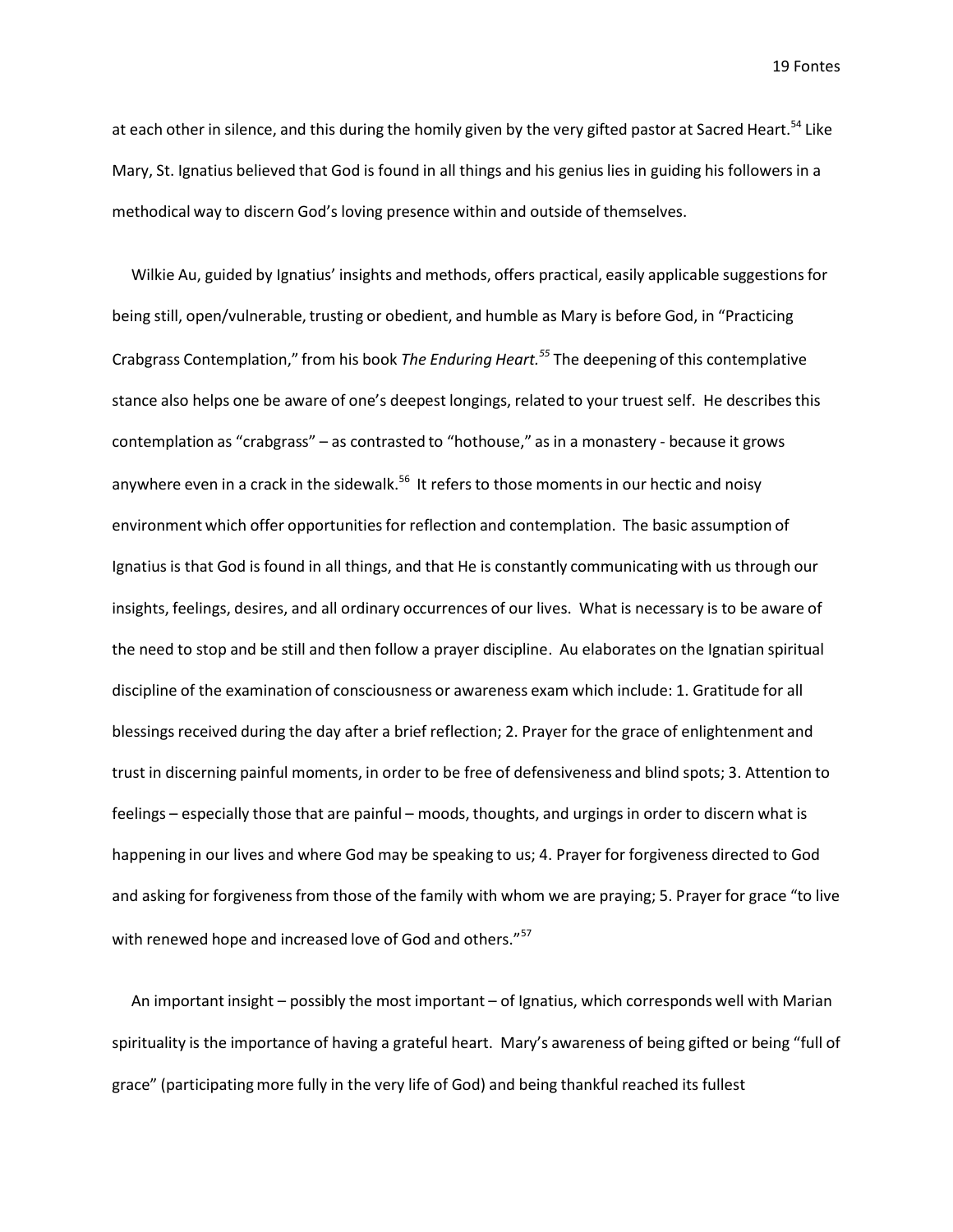at each other in silence, and this during the homily given by the very gifted pastor at Sacred Heart.[54] Like Mary, St. Ignatius believed that God is found in all things and his genius lies in guiding his followers in a methodical way to discern God's loving presence within and outside of themselves.

Wilkie Au, guided by Ignatius' insights and methods, offers practical, easily applicable suggestions for being still, open/vulnerable, trusting or obedient, and humble as Mary is before God, in "Practicing Crabgrass Contemplation," from his book *The Enduring Heart.*[55] The deepening of this contemplative stance also helps one be aware of one's deepest longings, related to your truest self. He describes this contemplation as "crabgrass" – as contrasted to "hothouse," as in a monastery - because it grows anywhere even in a crack in the sidewalk.[56] It refers to those moments in our hectic and noisy environment which offer opportunities for reflection and contemplation. The basic assumption of Ignatius is that God is found in all things, and that He is constantly communicating with us through our insights, feelings, desires, and all ordinary occurrences of our lives. What is necessary is to be aware of the need to stop and be still and then follow a prayer discipline. Au elaborates on the Ignatian spiritual discipline of the examination of consciousness or awareness exam which include: 1. Gratitude for all blessings received during the day after a brief reflection; 2. Prayer for the grace of enlightenment and trust in discerning painful moments, in order to be free of defensiveness and blind spots; 3. Attention to feelings – especially those that are painful – moods, thoughts, and urgings in order to discern what is happening in our lives and where God may be speaking to us; 4. Prayer for forgiveness directed to God and asking for forgiveness from those of the family with whom we are praying; 5. Prayer for grace "to live with renewed hope and increased love of God and others."[57]

An important insight – possibly the most important – of Ignatius, which corresponds well with Marian spirituality is the importance of having a grateful heart. Mary's awareness of being gifted or being "full of grace" (participating more fully in the very life of God) and being thankful reached its fullest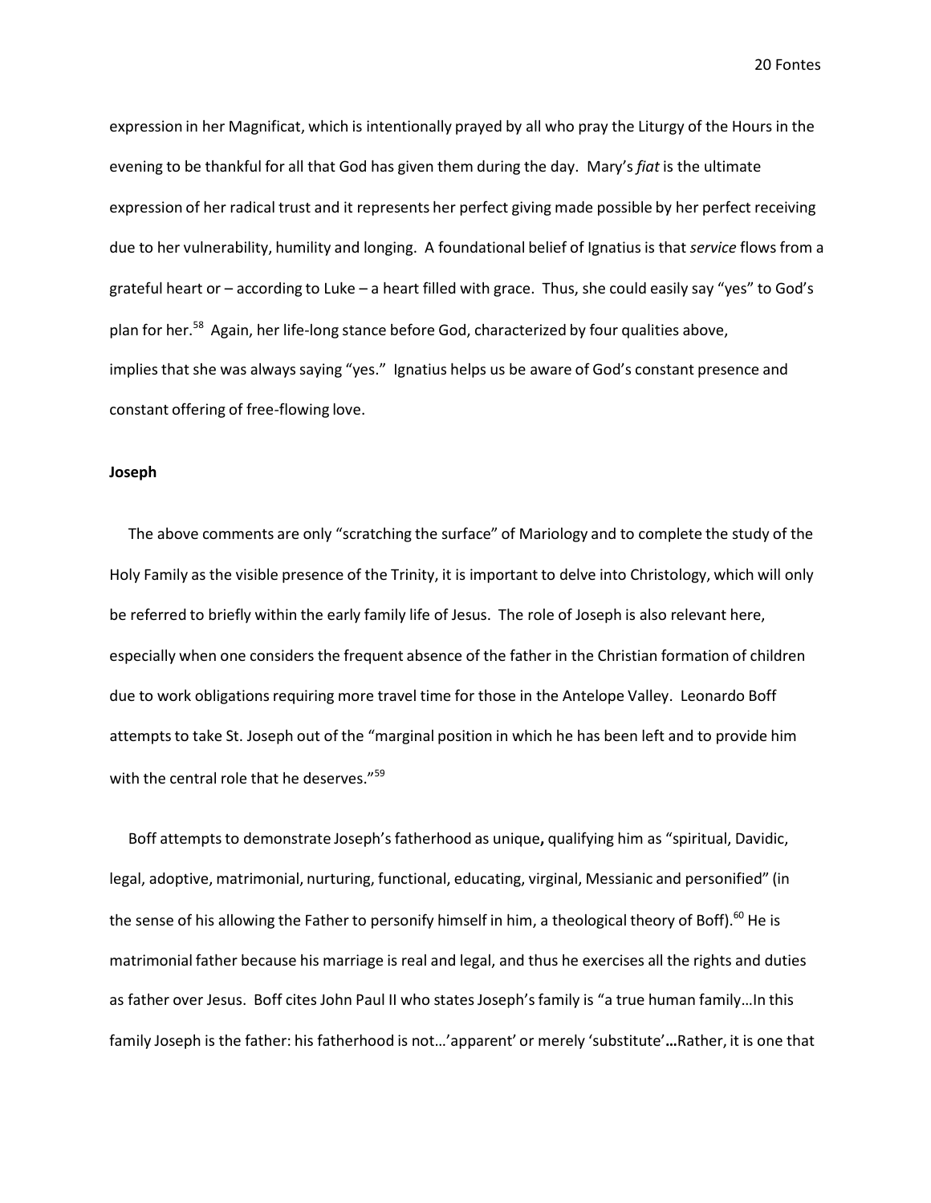expression in her Magnificat, which is intentionally prayed by all who pray the Liturgy of the Hours in the evening to be thankful for all that God has given them during the day. Mary's *fiat* is the ultimate expression of her radical trust and it represents her perfect giving made possible by her perfect receiving due to her vulnerability, humility and longing. A foundational belief of Ignatius is that *service* flows from a grateful heart or – according to Luke – a heart filled with grace. Thus, she could easily say "yes" to God's plan for her.[58] Again, her life-long stance before God, characterized by four qualities above, implies that she was always saying "yes." Ignatius helps us be aware of God's constant presence and constant offering of free-flowing love.

**Joseph**

The above comments are only "scratching the surface" of Mariology and to complete the study of the Holy Family as the visible presence of the Trinity, it is important to delve into Christology, which will only be referred to briefly within the early family life of Jesus. The role of Joseph is also relevant here, especially when one considers the frequent absence of the father in the Christian formation of children due to work obligations requiring more travel time for those in the Antelope Valley. Leonardo Boff attempts to take St. Joseph out of the "marginal position in which he has been left and to provide him with the central role that he deserves."[59]

Boff attempts to demonstrate Joseph's fatherhood as unique**,** qualifying him as "spiritual, Davidic, legal, adoptive, matrimonial, nurturing, functional, educating, virginal, Messianic and personified" (in the sense of his allowing the Father to personify himself in him, a theological theory of Boff).[60] He is matrimonial father because his marriage is real and legal, and thus he exercises all the rights and duties as father over Jesus. Boff cites John Paul II who states Joseph's family is "a true human family…In this family Joseph is the father: his fatherhood is not…'apparent' or merely 'substitute'**…**Rather, it is one that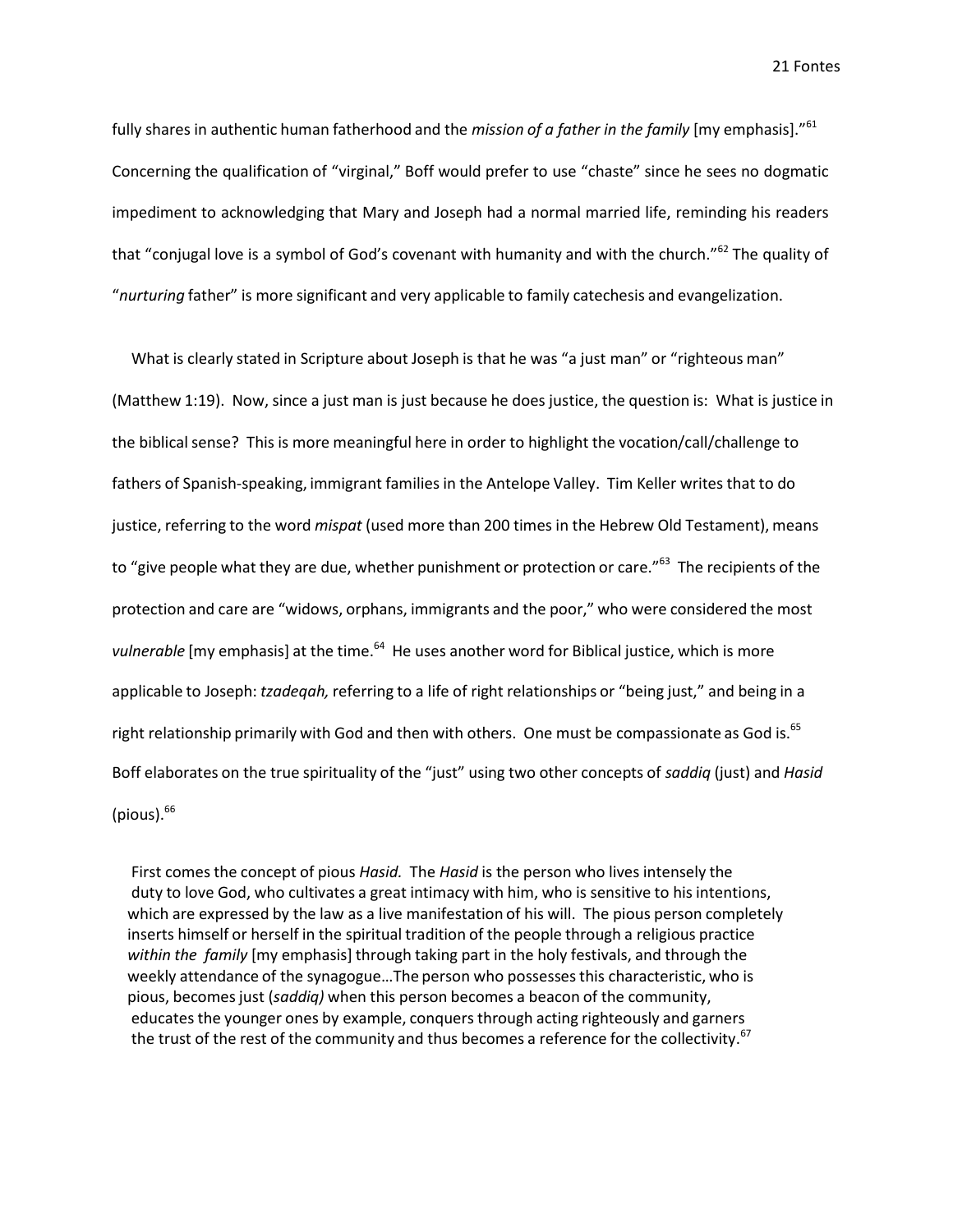fully shares in authentic human fatherhood and the *mission of a father in the family* [my emphasis]."[61] Concerning the qualification of "virginal," Boff would prefer to use "chaste" since he sees no dogmatic impediment to acknowledging that Mary and Joseph had a normal married life, reminding his readers that "conjugal love is a symbol of God's covenant with humanity and with the church."[62] The quality of "*nurturing* father" is more significant and very applicable to family catechesis and evangelization.

What is clearly stated in Scripture about Joseph is that he was "a just man" or "righteous man" (Matthew 1:19). Now, since a just man is just because he does justice, the question is: What is justice in the biblical sense? This is more meaningful here in order to highlight the vocation/call/challenge to fathers of Spanish-speaking, immigrant families in the Antelope Valley. Tim Keller writes that to do justice, referring to the word *mispat* (used more than 200 times in the Hebrew Old Testament), means to "give people what they are due, whether punishment or protection or care."[63] The recipients of the protection and care are "widows, orphans, immigrants and the poor," who were considered the most *vulnerable* [my emphasis] at the time.[64] He uses another word for Biblical justice, which is more applicable to Joseph: *tzadeqah,* referring to a life of right relationships or "being just," and being in a right relationship primarily with God and then with others. One must be compassionate as God is.[65] Boff elaborates on the true spirituality of the "just" using two other concepts of *saddiq* (just) and *Hasid* (pious).[66]

> First comes the concept of pious *Hasid.* The *Hasid* is the person who lives intensely the duty to love God, who cultivates a great intimacy with him, who is sensitive to his intentions, which are expressed by the law as a live manifestation of his will. The pious person completely inserts himself or herself in the spiritual tradition of the people through a religious practice *within the family* [my emphasis] through taking part in the holy festivals, and through the weekly attendance of the synagogue…The person who possesses this characteristic, who is pious, becomes just (*saddiq)* when this person becomes a beacon of the community, educates the younger ones by example, conquers through acting righteously and garners the trust of the rest of the community and thus becomes a reference for the collectivity.[67]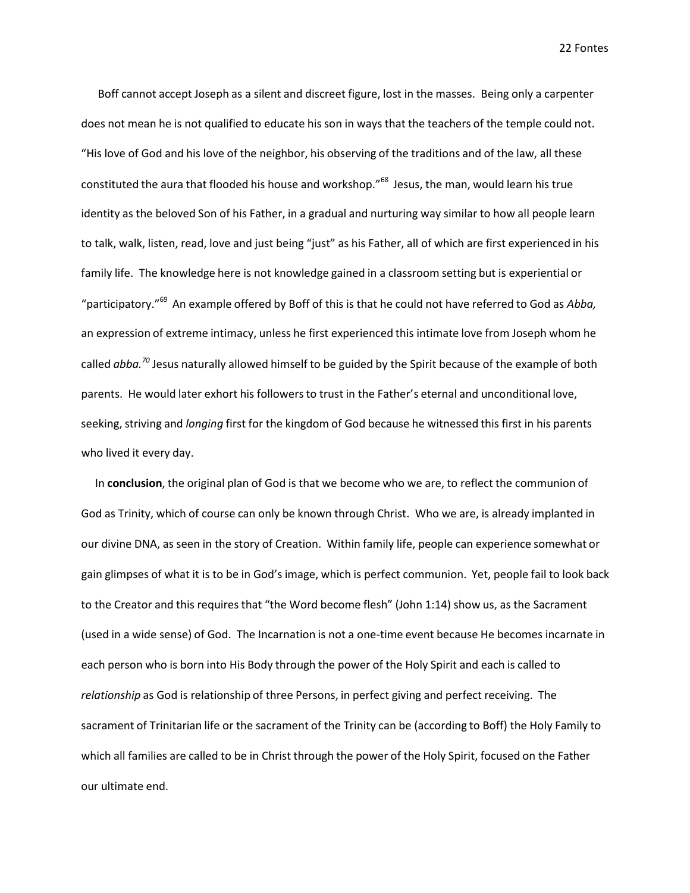Boff cannot accept Joseph as a silent and discreet figure, lost in the masses. Being only a carpenter does not mean he is not qualified to educate his son in ways that the teachers of the temple could not. "His love of God and his love of the neighbor, his observing of the traditions and of the law, all these constituted the aura that flooded his house and workshop."[68] Jesus, the man, would learn his true identity as the beloved Son of his Father, in a gradual and nurturing way similar to how all people learn to talk, walk, listen, read, love and just being "just" as his Father, all of which are first experienced in his family life. The knowledge here is not knowledge gained in a classroom setting but is experiential or "participatory."[69] An example offered by Boff of this is that he could not have referred to God as *Abba,* an expression of extreme intimacy, unless he first experienced this intimate love from Joseph whom he called *abba.*[70] Jesus naturally allowed himself to be guided by the Spirit because of the example of both parents. He would later exhort his followers to trust in the Father's eternal and unconditional love, seeking, striving and *longing* first for the kingdom of God because he witnessed this first in his parents who lived it every day.

In **conclusion**, the original plan of God is that we become who we are, to reflect the communion of God as Trinity, which of course can only be known through Christ. Who we are, is already implanted in our divine DNA, as seen in the story of Creation. Within family life, people can experience somewhat or gain glimpses of what it is to be in God's image, which is perfect communion. Yet, people fail to look back to the Creator and this requires that "the Word become flesh" (John 1:14) show us, as the Sacrament (used in a wide sense) of God. The Incarnation is not a one-time event because He becomes incarnate in each person who is born into His Body through the power of the Holy Spirit and each is called to *relationship* as God is relationship of three Persons, in perfect giving and perfect receiving. The sacrament of Trinitarian life or the sacrament of the Trinity can be (according to Boff) the Holy Family to which all families are called to be in Christ through the power of the Holy Spirit, focused on the Father our ultimate end.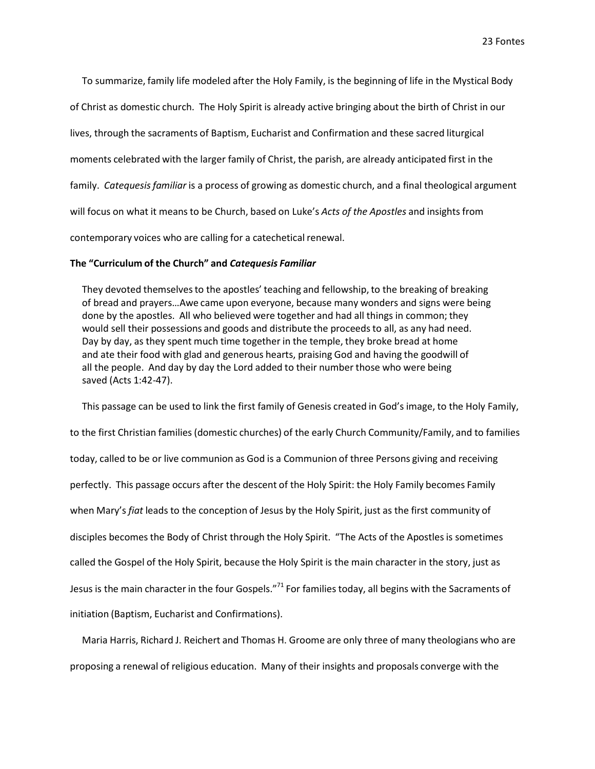To summarize, family life modeled after the Holy Family, is the beginning of life in the Mystical Body of Christ as domestic church. The Holy Spirit is already active bringing about the birth of Christ in our lives, through the sacraments of Baptism, Eucharist and Confirmation and these sacred liturgical moments celebrated with the larger family of Christ, the parish, are already anticipated first in the family. *Catequesis familiar* is a process of growing as domestic church, and a final theological argument will focus on what it means to be Church, based on Luke's *Acts of the Apostles* and insights from contemporary voices who are calling for a catechetical renewal.

### The "Curriculum of the Church" and *Catequesis Familiar*

> They devoted themselves to the apostles' teaching and fellowship, to the breaking of breaking of bread and prayers…Awe came upon everyone, because many wonders and signs were being done by the apostles. All who believed were together and had all things in common; they would sell their possessions and goods and distribute the proceeds to all, as any had need. Day by day, as they spent much time together in the temple, they broke bread at home and ate their food with glad and generous hearts, praising God and having the goodwill of all the people. And day by day the Lord added to their number those who were being saved (Acts 1:42-47).

This passage can be used to link the first family of Genesis created in God's image, to the Holy Family, to the first Christian families (domestic churches) of the early Church Community/Family, and to families today, called to be or live communion as God is a Communion of three Persons giving and receiving perfectly. This passage occurs after the descent of the Holy Spirit: the Holy Family becomes Family when Mary's *fiat* leads to the conception of Jesus by the Holy Spirit, just as the first community of disciples becomes the Body of Christ through the Holy Spirit. "The Acts of the Apostles is sometimes called the Gospel of the Holy Spirit, because the Holy Spirit is the main character in the story, just as Jesus is the main character in the four Gospels."[71] For families today, all begins with the Sacraments of initiation (Baptism, Eucharist and Confirmations).

Maria Harris, Richard J. Reichert and Thomas H. Groome are only three of many theologians who are proposing a renewal of religious education. Many of their insights and proposals converge with the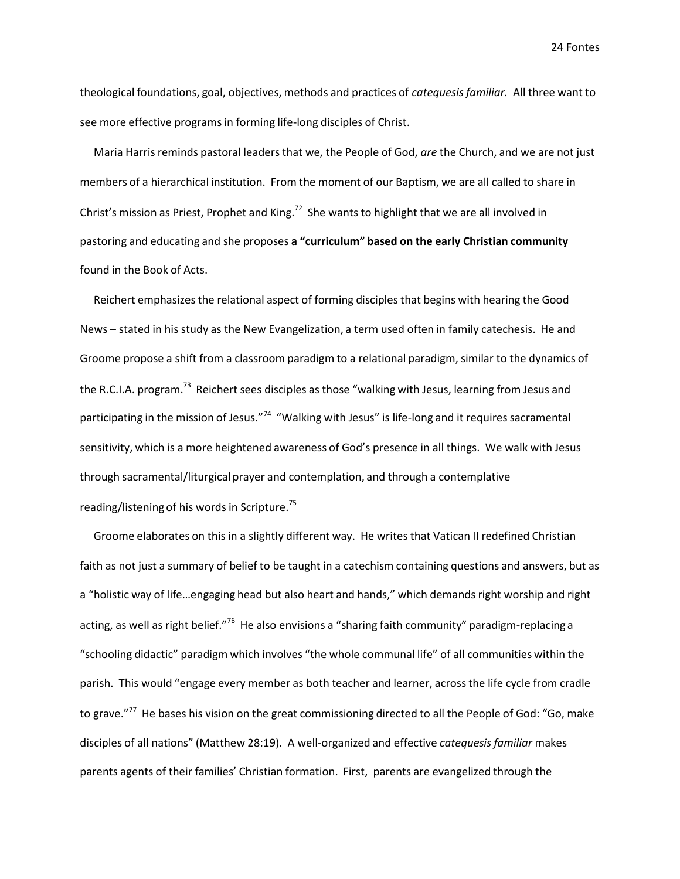theological foundations, goal, objectives, methods and practices of *catequesis familiar.* All three want to see more effective programs in forming life-long disciples of Christ.

Maria Harris reminds pastoral leaders that we, the People of God, *are* the Church, and we are not just members of a hierarchical institution. From the moment of our Baptism, we are all called to share in Christ's mission as Priest, Prophet and King.[72] She wants to highlight that we are all involved in pastoring and educating and she proposes **a "curriculum" based on the early Christian community** found in the Book of Acts.

Reichert emphasizes the relational aspect of forming disciples that begins with hearing the Good News – stated in his study as the New Evangelization, a term used often in family catechesis. He and Groome propose a shift from a classroom paradigm to a relational paradigm, similar to the dynamics of the R.C.I.A. program.[73] Reichert sees disciples as those "walking with Jesus, learning from Jesus and participating in the mission of Jesus."[74] "Walking with Jesus" is life-long and it requires sacramental sensitivity, which is a more heightened awareness of God's presence in all things. We walk with Jesus through sacramental/liturgical prayer and contemplation, and through a contemplative reading/listening of his words in Scripture.[75]

Groome elaborates on this in a slightly different way. He writes that Vatican II redefined Christian faith as not just a summary of belief to be taught in a catechism containing questions and answers, but as a "holistic way of life…engaging head but also heart and hands," which demands right worship and right acting, as well as right belief."[76] He also envisions a "sharing faith community" paradigm-replacing a "schooling didactic" paradigm which involves "the whole communal life" of all communities within the parish. This would "engage every member as both teacher and learner, across the life cycle from cradle to grave."[77] He bases his vision on the great commissioning directed to all the People of God: "Go, make disciples of all nations" (Matthew 28:19). A well-organized and effective *catequesis familiar* makes parents agents of their families' Christian formation. First, parents are evangelized through the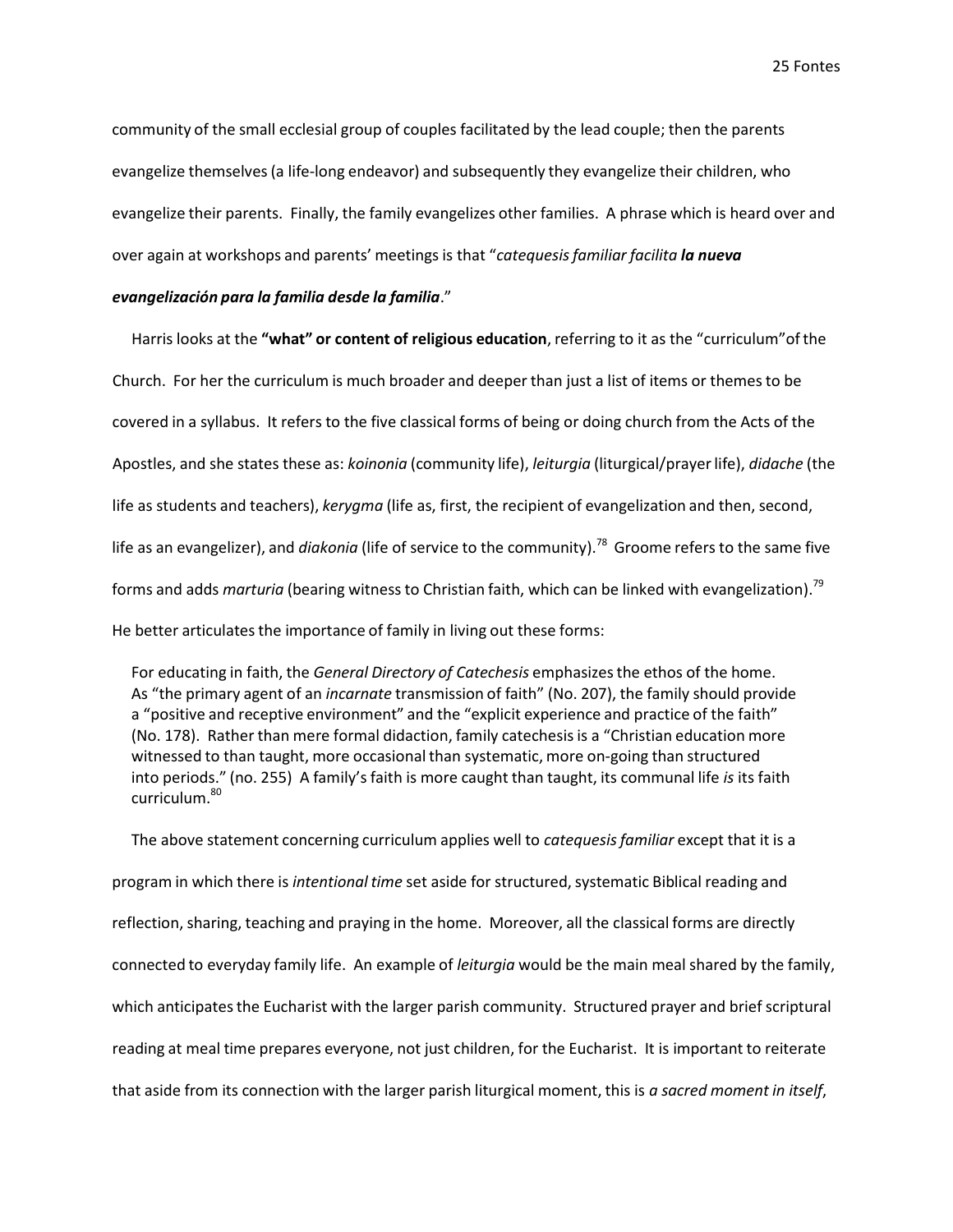community of the small ecclesial group of couples facilitated by the lead couple; then the parents evangelize themselves (a life-long endeavor) and subsequently they evangelize their children, who evangelize their parents. Finally, the family evangelizes other families. A phrase which is heard over and over again at workshops and parents' meetings is that "*catequesis familiar facilita **la nueva evangelización para la familia desde la familia***."

Harris looks at the **"what" or content of religious education**, referring to it as the "curriculum" of the Church. For her the curriculum is much broader and deeper than just a list of items or themes to be covered in a syllabus. It refers to the five classical forms of being or doing church from the Acts of the Apostles, and she states these as: *koinonia* (community life), *leiturgia* (liturgical/prayer life), *didache* (the life as students and teachers), *kerygma* (life as, first, the recipient of evangelization and then, second, life as an evangelizer), and *diakonia* (life of service to the community).[78] Groome refers to the same five forms and adds *marturia* (bearing witness to Christian faith, which can be linked with evangelization).[79] He better articulates the importance of family in living out these forms:

> For educating in faith, the *General Directory of Catechesis* emphasizes the ethos of the home. As "the primary agent of an *incarnate* transmission of faith" (No. 207), the family should provide a "positive and receptive environment" and the "explicit experience and practice of the faith" (No. 178). Rather than mere formal didaction, family catechesis is a "Christian education more witnessed to than taught, more occasional than systematic, more on-going than structured into periods." (no. 255) A family's faith is more caught than taught, its communal life *is* its faith curriculum.[80]

The above statement concerning curriculum applies well to *catequesis familiar* except that it is a program in which there is *intentional time* set aside for structured, systematic Biblical reading and reflection, sharing, teaching and praying in the home. Moreover, all the classical forms are directly connected to everyday family life. An example of *leiturgia* would be the main meal shared by the family, which anticipates the Eucharist with the larger parish community. Structured prayer and brief scriptural reading at meal time prepares everyone, not just children, for the Eucharist. It is important to reiterate that aside from its connection with the larger parish liturgical moment, this is *a sacred moment in itself*,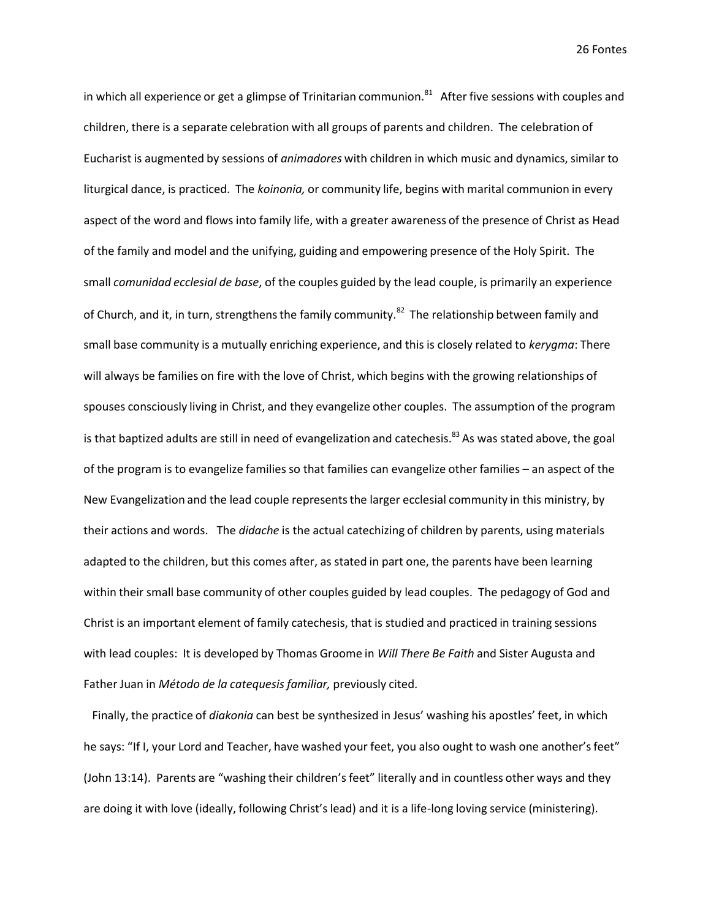in which all experience or get a glimpse of Trinitarian communion.[81] After five sessions with couples and children, there is a separate celebration with all groups of parents and children. The celebration of Eucharist is augmented by sessions of *animadores* with children in which music and dynamics, similar to liturgical dance, is practiced. The *koinonia,* or community life, begins with marital communion in every aspect of the word and flows into family life, with a greater awareness of the presence of Christ as Head of the family and model and the unifying, guiding and empowering presence of the Holy Spirit. The small *comunidad ecclesial de base*, of the couples guided by the lead couple, is primarily an experience of Church, and it, in turn, strengthens the family community.[82] The relationship between family and small base community is a mutually enriching experience, and this is closely related to *kerygma*: There will always be families on fire with the love of Christ, which begins with the growing relationships of spouses consciously living in Christ, and they evangelize other couples. The assumption of the program is that baptized adults are still in need of evangelization and catechesis.[83] As was stated above, the goal of the program is to evangelize families so that families can evangelize other families – an aspect of the New Evangelization and the lead couple represents the larger ecclesial community in this ministry, by their actions and words. The *didache* is the actual catechizing of children by parents, using materials adapted to the children, but this comes after, as stated in part one, the parents have been learning within their small base community of other couples guided by lead couples. The pedagogy of God and Christ is an important element of family catechesis, that is studied and practiced in training sessions with lead couples: It is developed by Thomas Groome in *Will There Be Faith* and Sister Augusta and Father Juan in *Método de la catequesis familiar,* previously cited.

Finally, the practice of *diakonia* can best be synthesized in Jesus' washing his apostles' feet, in which he says: "If I, your Lord and Teacher, have washed your feet, you also ought to wash one another's feet" (John 13:14). Parents are "washing their children's feet" literally and in countless other ways and they are doing it with love (ideally, following Christ's lead) and it is a life-long loving service (ministering).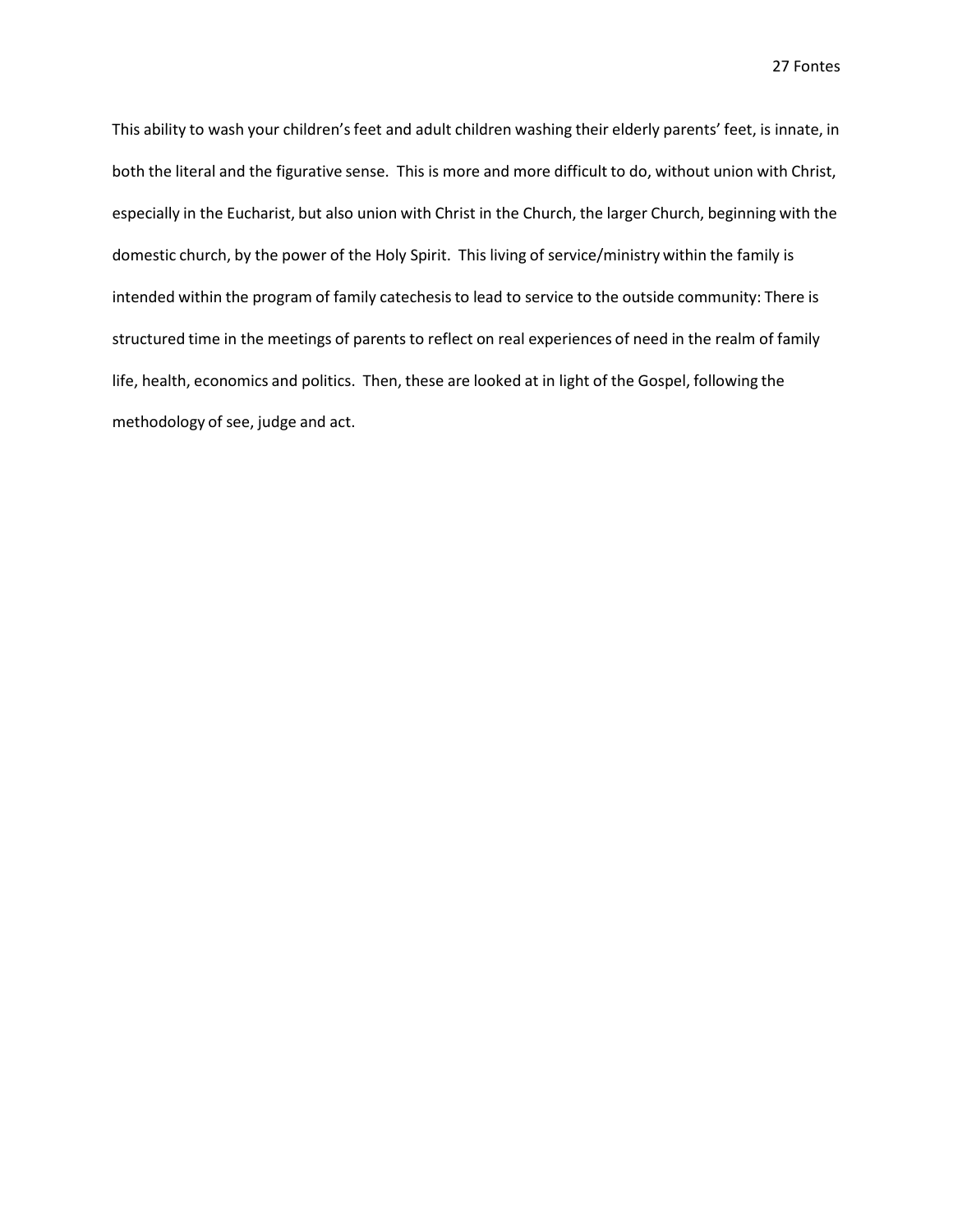This ability to wash your children's feet and adult children washing their elderly parents' feet, is innate, in both the literal and the figurative sense. This is more and more difficult to do, without union with Christ, especially in the Eucharist, but also union with Christ in the Church, the larger Church, beginning with the domestic church, by the power of the Holy Spirit. This living of service/ministry within the family is intended within the program of family catechesis to lead to service to the outside community: There is structured time in the meetings of parents to reflect on real experiences of need in the realm of family life, health, economics and politics. Then, these are looked at in light of the Gospel, following the methodology of see, judge and act.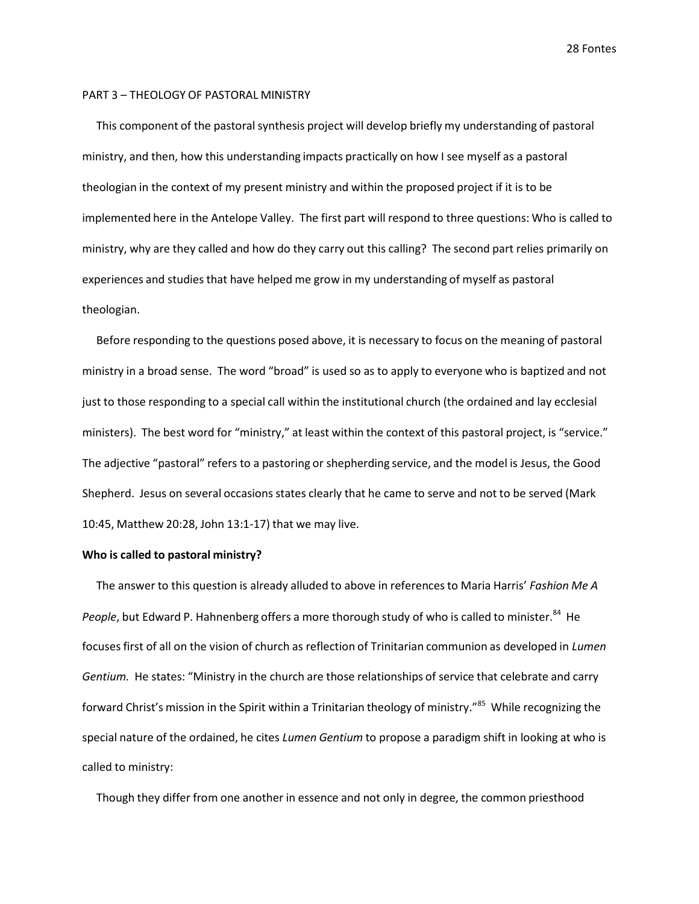PART 3 – THEOLOGY OF PASTORAL MINISTRY

This component of the pastoral synthesis project will develop briefly my understanding of pastoral ministry, and then, how this understanding impacts practically on how I see myself as a pastoral theologian in the context of my present ministry and within the proposed project if it is to be implemented here in the Antelope Valley. The first part will respond to three questions: Who is called to ministry, why are they called and how do they carry out this calling? The second part relies primarily on experiences and studies that have helped me grow in my understanding of myself as pastoral theologian.

Before responding to the questions posed above, it is necessary to focus on the meaning of pastoral ministry in a broad sense. The word "broad" is used so as to apply to everyone who is baptized and not just to those responding to a special call within the institutional church (the ordained and lay ecclesial ministers). The best word for "ministry," at least within the context of this pastoral project, is "service." The adjective "pastoral" refers to a pastoring or shepherding service, and the model is Jesus, the Good Shepherd. Jesus on several occasions states clearly that he came to serve and not to be served (Mark 10:45, Matthew 20:28, John 13:1-17) that we may live.

**Who is called to pastoral ministry?**

The answer to this question is already alluded to above in references to Maria Harris' *Fashion Me A People*, but Edward P. Hahnenberg offers a more thorough study of who is called to minister.[84] He focuses first of all on the vision of church as reflection of Trinitarian communion as developed in *Lumen Gentium.* He states: "Ministry in the church are those relationships of service that celebrate and carry forward Christ's mission in the Spirit within a Trinitarian theology of ministry."[85] While recognizing the special nature of the ordained, he cites *Lumen Gentium* to propose a paradigm shift in looking at who is called to ministry:

Though they differ from one another in essence and not only in degree, the common priesthood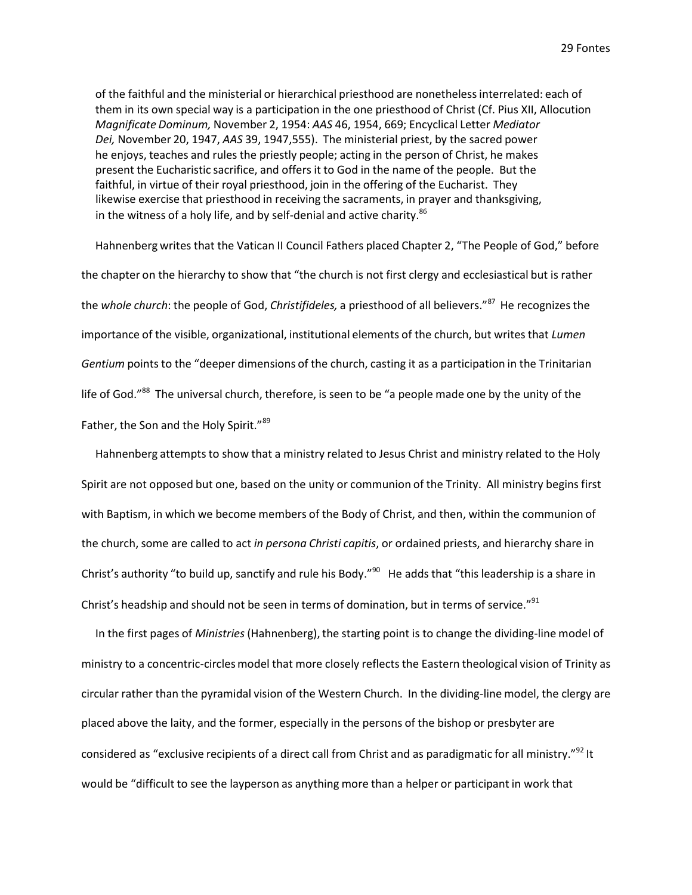of the faithful and the ministerial or hierarchical priesthood are nonetheless interrelated: each of them in its own special way is a participation in the one priesthood of Christ (Cf. Pius XII, Allocution *Magnificate Dominum,* November 2, 1954: *AAS* 46, 1954, 669; Encyclical Letter *Mediator Dei,* November 20, 1947, *AAS* 39, 1947,555). The ministerial priest, by the sacred power he enjoys, teaches and rules the priestly people; acting in the person of Christ, he makes present the Eucharistic sacrifice, and offers it to God in the name of the people. But the faithful, in virtue of their royal priesthood, join in the offering of the Eucharist. They likewise exercise that priesthood in receiving the sacraments, in prayer and thanksgiving, in the witness of a holy life, and by self-denial and active charity.[86]

Hahnenberg writes that the Vatican II Council Fathers placed Chapter 2, "The People of God," before the chapter on the hierarchy to show that "the church is not first clergy and ecclesiastical but is rather the *whole church*: the people of God, *Christifideles,* a priesthood of all believers."[87] He recognizes the importance of the visible, organizational, institutional elements of the church, but writes that *Lumen Gentium* points to the "deeper dimensions of the church, casting it as a participation in the Trinitarian life of God."[88] The universal church, therefore, is seen to be "a people made one by the unity of the Father, the Son and the Holy Spirit."[89]

Hahnenberg attempts to show that a ministry related to Jesus Christ and ministry related to the Holy Spirit are not opposed but one, based on the unity or communion of the Trinity. All ministry begins first with Baptism, in which we become members of the Body of Christ, and then, within the communion of the church, some are called to act *in persona Christi capitis*, or ordained priests, and hierarchy share in Christ's authority "to build up, sanctify and rule his Body."[90] He adds that "this leadership is a share in Christ's headship and should not be seen in terms of domination, but in terms of service."[91]

In the first pages of *Ministries* (Hahnenberg), the starting point is to change the dividing-line model of ministry to a concentric-circles model that more closely reflects the Eastern theological vision of Trinity as circular rather than the pyramidal vision of the Western Church. In the dividing-line model, the clergy are placed above the laity, and the former, especially in the persons of the bishop or presbyter are considered as "exclusive recipients of a direct call from Christ and as paradigmatic for all ministry."[92] It would be "difficult to see the layperson as anything more than a helper or participant in work that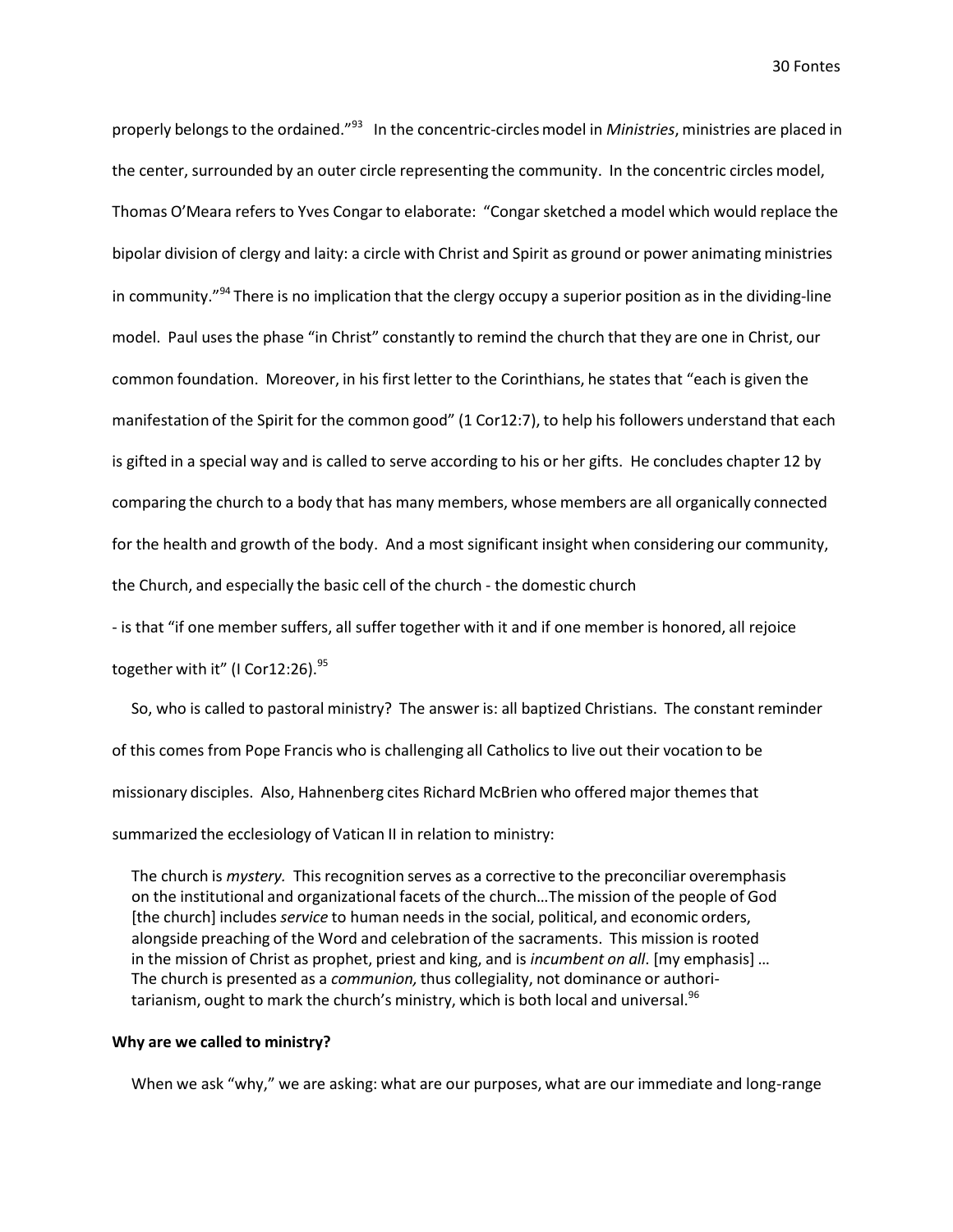properly belongs to the ordained."[93] In the concentric-circles model in *Ministries*, ministries are placed in the center, surrounded by an outer circle representing the community. In the concentric circles model, Thomas O'Meara refers to Yves Congar to elaborate: "Congar sketched a model which would replace the bipolar division of clergy and laity: a circle with Christ and Spirit as ground or power animating ministries in community."[94] There is no implication that the clergy occupy a superior position as in the dividing-line model. Paul uses the phase "in Christ" constantly to remind the church that they are one in Christ, our common foundation. Moreover, in his first letter to the Corinthians, he states that "each is given the manifestation of the Spirit for the common good" (1 Cor12:7), to help his followers understand that each is gifted in a special way and is called to serve according to his or her gifts. He concludes chapter 12 by comparing the church to a body that has many members, whose members are all organically connected for the health and growth of the body. And a most significant insight when considering our community, the Church, and especially the basic cell of the church - the domestic church - is that "if one member suffers, all suffer together with it and if one member is honored, all rejoice together with it" (I Cor12:26).[95]

So, who is called to pastoral ministry? The answer is: all baptized Christians. The constant reminder of this comes from Pope Francis who is challenging all Catholics to live out their vocation to be missionary disciples. Also, Hahnenberg cites Richard McBrien who offered major themes that summarized the ecclesiology of Vatican II in relation to ministry:

> The church is *mystery.* This recognition serves as a corrective to the preconciliar overemphasis on the institutional and organizational facets of the church…The mission of the people of God [the church] includes *service* to human needs in the social, political, and economic orders, alongside preaching of the Word and celebration of the sacraments. This mission is rooted in the mission of Christ as prophet, priest and king, and is *incumbent on all*. [my emphasis] … The church is presented as a *communion,* thus collegiality, not dominance or authoritarianism, ought to mark the church's ministry, which is both local and universal.[96]

**Why are we called to ministry?**

When we ask "why," we are asking: what are our purposes, what are our immediate and long-range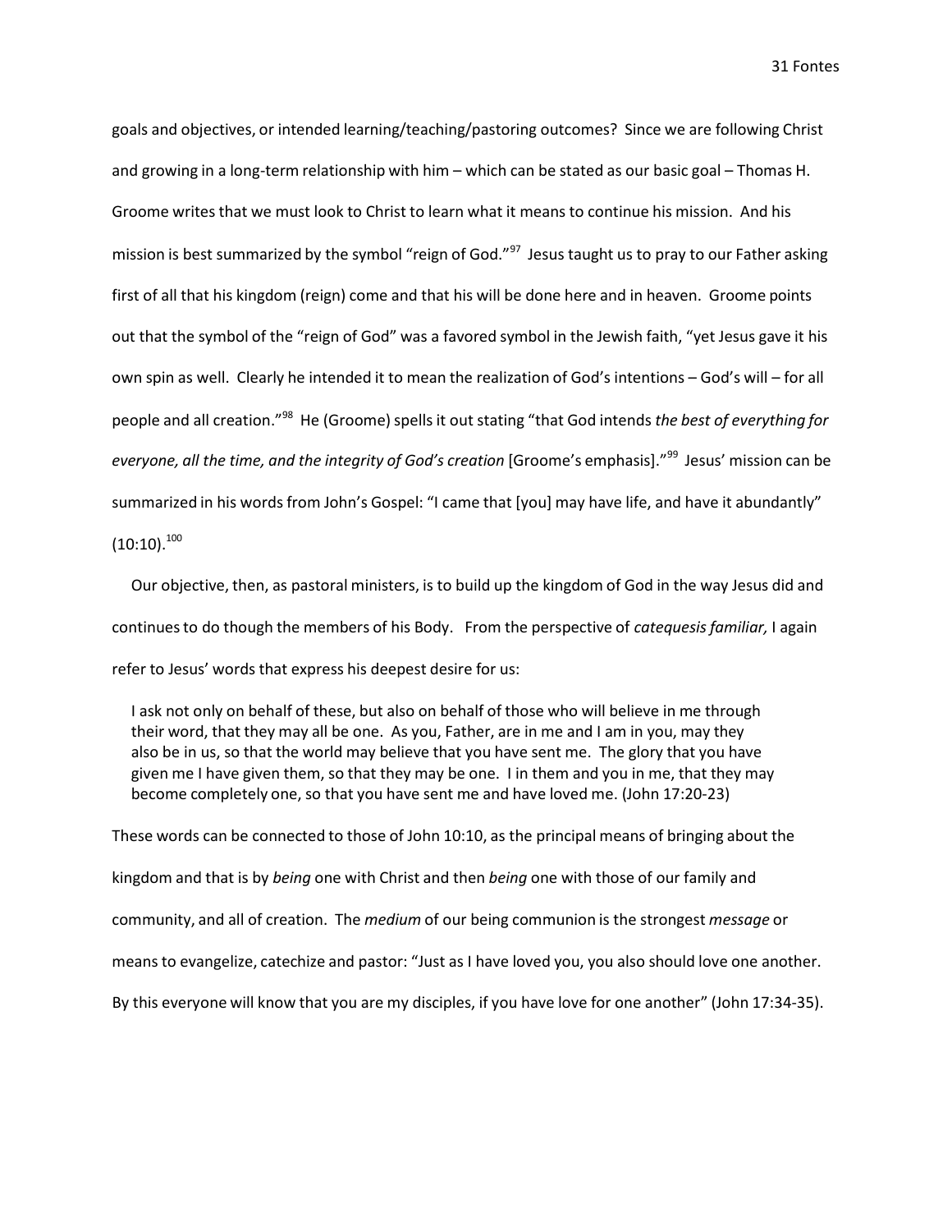goals and objectives, or intended learning/teaching/pastoring outcomes? Since we are following Christ and growing in a long-term relationship with him – which can be stated as our basic goal – Thomas H. Groome writes that we must look to Christ to learn what it means to continue his mission. And his mission is best summarized by the symbol "reign of God."[97] Jesus taught us to pray to our Father asking first of all that his kingdom (reign) come and that his will be done here and in heaven. Groome points out that the symbol of the "reign of God" was a favored symbol in the Jewish faith, "yet Jesus gave it his own spin as well. Clearly he intended it to mean the realization of God's intentions – God's will – for all people and all creation."[98] He (Groome) spells it out stating "that God intends *the best of everything for everyone, all the time, and the integrity of God's creation* [Groome's emphasis]."[99] Jesus' mission can be summarized in his words from John's Gospel: "I came that [you] may have life, and have it abundantly" (10:10).[100]

Our objective, then, as pastoral ministers, is to build up the kingdom of God in the way Jesus did and continues to do though the members of his Body. From the perspective of *catequesis familiar,* I again refer to Jesus' words that express his deepest desire for us:

> I ask not only on behalf of these, but also on behalf of those who will believe in me through their word, that they may all be one. As you, Father, are in me and I am in you, may they also be in us, so that the world may believe that you have sent me. The glory that you have given me I have given them, so that they may be one. I in them and you in me, that they may become completely one, so that you have sent me and have loved me. (John 17:20-23)

These words can be connected to those of John 10:10, as the principal means of bringing about the kingdom and that is by *being* one with Christ and then *being* one with those of our family and community, and all of creation. The *medium* of our being communion is the strongest *message* or means to evangelize, catechize and pastor: "Just as I have loved you, you also should love one another. By this everyone will know that you are my disciples, if you have love for one another" (John 17:34-35).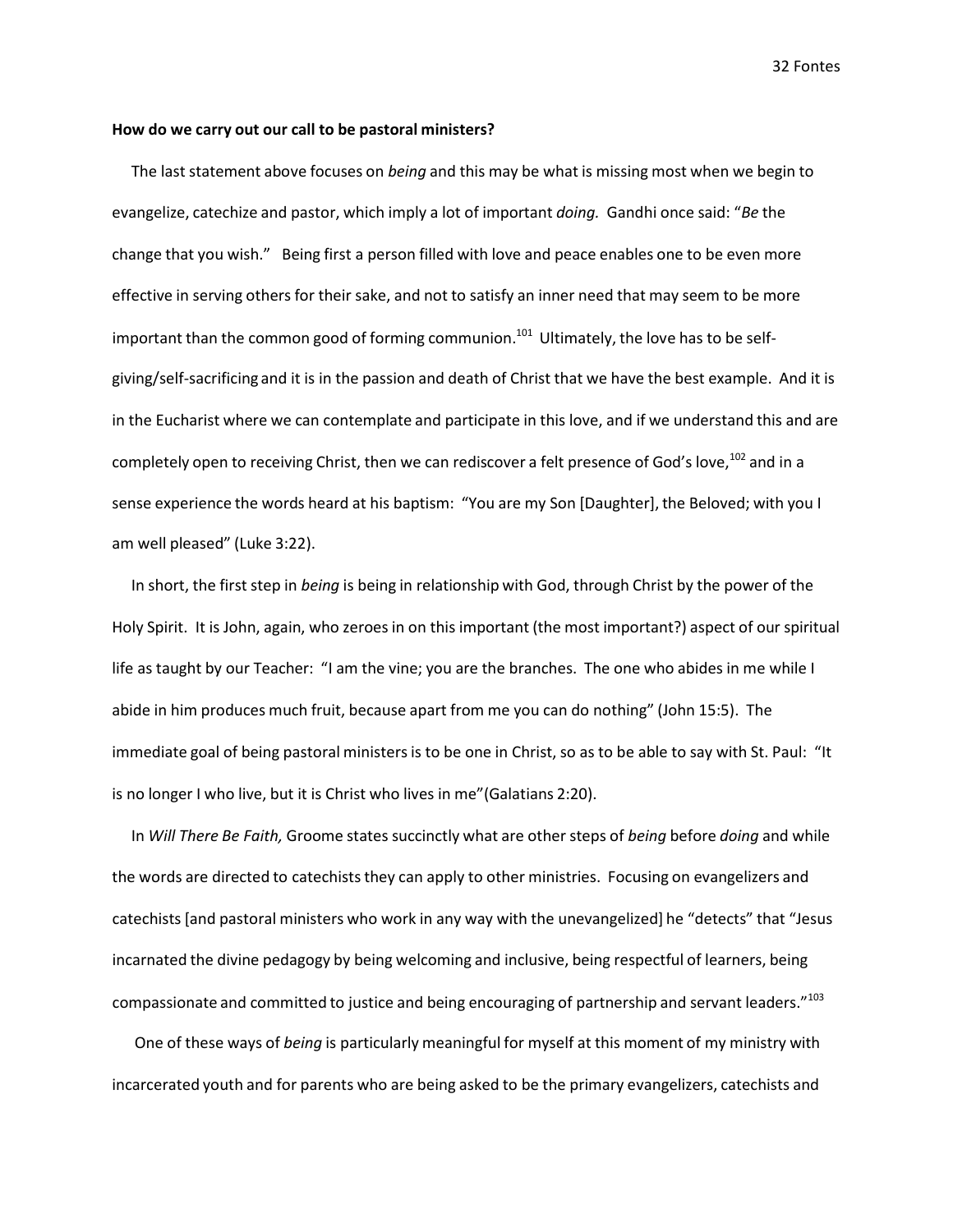**How do we carry out our call to be pastoral ministers?**

The last statement above focuses on *being* and this may be what is missing most when we begin to evangelize, catechize and pastor, which imply a lot of important *doing.* Gandhi once said: "*Be* the change that you wish." Being first a person filled with love and peace enables one to be even more effective in serving others for their sake, and not to satisfy an inner need that may seem to be more important than the common good of forming communion.[101] Ultimately, the love has to be self-giving/self-sacrificing and it is in the passion and death of Christ that we have the best example. And it is in the Eucharist where we can contemplate and participate in this love, and if we understand this and are completely open to receiving Christ, then we can rediscover a felt presence of God's love,[102] and in a sense experience the words heard at his baptism: "You are my Son [Daughter], the Beloved; with you I am well pleased" (Luke 3:22).

In short, the first step in *being* is being in relationship with God, through Christ by the power of the Holy Spirit. It is John, again, who zeroes in on this important (the most important?) aspect of our spiritual life as taught by our Teacher: "I am the vine; you are the branches. The one who abides in me while I abide in him produces much fruit, because apart from me you can do nothing" (John 15:5). The immediate goal of being pastoral ministers is to be one in Christ, so as to be able to say with St. Paul: "It is no longer I who live, but it is Christ who lives in me"(Galatians 2:20).

In *Will There Be Faith,* Groome states succinctly what are other steps of *being* before *doing* and while the words are directed to catechists they can apply to other ministries. Focusing on evangelizers and catechists [and pastoral ministers who work in any way with the unevangelized] he "detects" that "Jesus incarnated the divine pedagogy by being welcoming and inclusive, being respectful of learners, being compassionate and committed to justice and being encouraging of partnership and servant leaders."[103]

One of these ways of *being* is particularly meaningful for myself at this moment of my ministry with incarcerated youth and for parents who are being asked to be the primary evangelizers, catechists and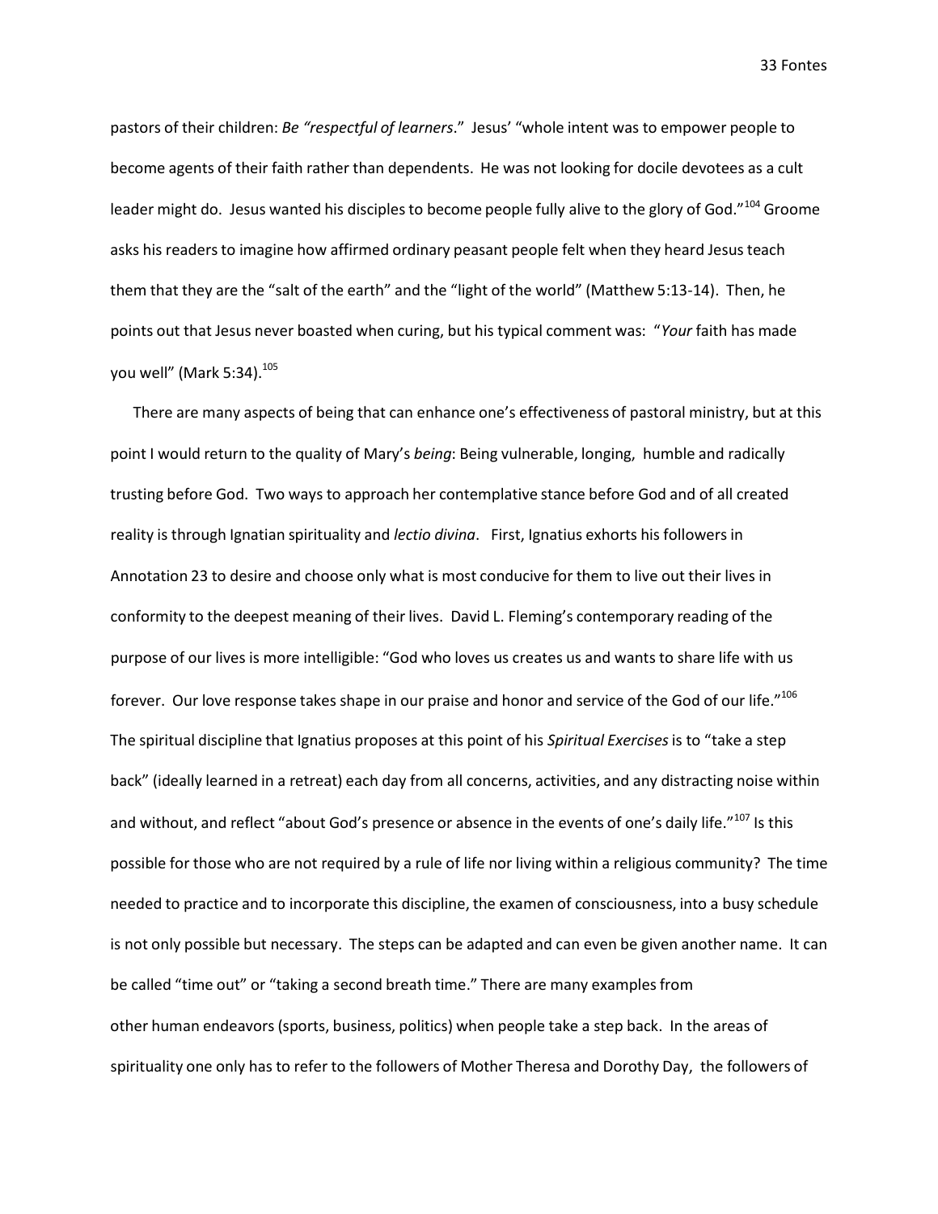pastors of their children: *Be "respectful of learners*." Jesus' "whole intent was to empower people to become agents of their faith rather than dependents. He was not looking for docile devotees as a cult leader might do. Jesus wanted his disciples to become people fully alive to the glory of God."[104] Groome asks his readers to imagine how affirmed ordinary peasant people felt when they heard Jesus teach them that they are the "salt of the earth" and the "light of the world" (Matthew 5:13-14). Then, he points out that Jesus never boasted when curing, but his typical comment was: "*Your* faith has made you well" (Mark 5:34).[105]

There are many aspects of being that can enhance one's effectiveness of pastoral ministry, but at this point I would return to the quality of Mary's *being*: Being vulnerable, longing, humble and radically trusting before God. Two ways to approach her contemplative stance before God and of all created reality is through Ignatian spirituality and *lectio divina*. First, Ignatius exhorts his followers in Annotation 23 to desire and choose only what is most conducive for them to live out their lives in conformity to the deepest meaning of their lives. David L. Fleming's contemporary reading of the purpose of our lives is more intelligible: "God who loves us creates us and wants to share life with us forever. Our love response takes shape in our praise and honor and service of the God of our life."[106] The spiritual discipline that Ignatius proposes at this point of his *Spiritual Exercises* is to "take a step back" (ideally learned in a retreat) each day from all concerns, activities, and any distracting noise within and without, and reflect "about God's presence or absence in the events of one's daily life."[107] Is this possible for those who are not required by a rule of life nor living within a religious community? The time needed to practice and to incorporate this discipline, the examen of consciousness, into a busy schedule is not only possible but necessary. The steps can be adapted and can even be given another name. It can be called "time out" or "taking a second breath time." There are many examples from other human endeavors (sports, business, politics) when people take a step back. In the areas of spirituality one only has to refer to the followers of Mother Theresa and Dorothy Day, the followers of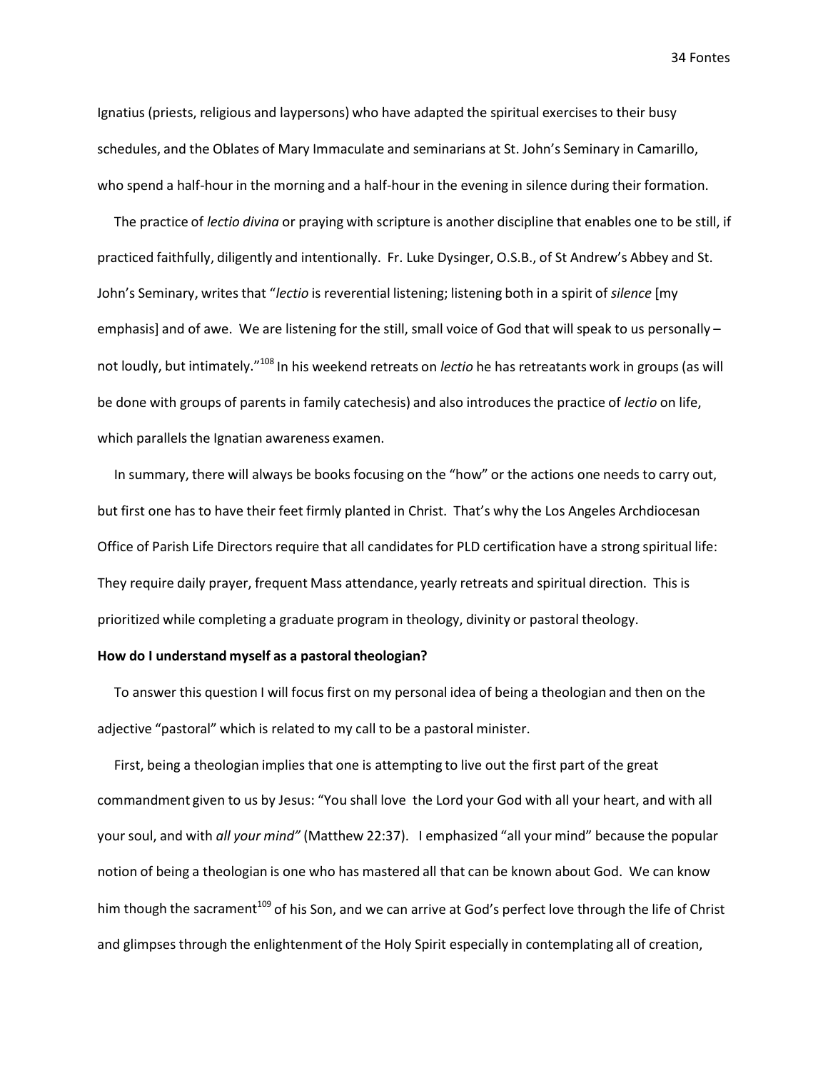Ignatius (priests, religious and laypersons) who have adapted the spiritual exercises to their busy schedules, and the Oblates of Mary Immaculate and seminarians at St. John's Seminary in Camarillo, who spend a half-hour in the morning and a half-hour in the evening in silence during their formation.

The practice of *lectio divina* or praying with scripture is another discipline that enables one to be still, if practiced faithfully, diligently and intentionally. Fr. Luke Dysinger, O.S.B., of St Andrew's Abbey and St. John's Seminary, writes that "*lectio* is reverential listening; listening both in a spirit of *silence* [my emphasis] and of awe. We are listening for the still, small voice of God that will speak to us personally – not loudly, but intimately."[108] In his weekend retreats on *lectio* he has retreatants work in groups (as will be done with groups of parents in family catechesis) and also introduces the practice of *lectio* on life, which parallels the Ignatian awareness examen.

In summary, there will always be books focusing on the "how" or the actions one needs to carry out, but first one has to have their feet firmly planted in Christ. That's why the Los Angeles Archdiocesan Office of Parish Life Directors require that all candidates for PLD certification have a strong spiritual life: They require daily prayer, frequent Mass attendance, yearly retreats and spiritual direction. This is prioritized while completing a graduate program in theology, divinity or pastoral theology.

**How do I understand myself as a pastoral theologian?**

To answer this question I will focus first on my personal idea of being a theologian and then on the adjective "pastoral" which is related to my call to be a pastoral minister.

First, being a theologian implies that one is attempting to live out the first part of the great commandment given to us by Jesus: "You shall love the Lord your God with all your heart, and with all your soul, and with *all your mind"* (Matthew 22:37). I emphasized "all your mind" because the popular notion of being a theologian is one who has mastered all that can be known about God. We can know him though the sacrament[109] of his Son, and we can arrive at God's perfect love through the life of Christ and glimpses through the enlightenment of the Holy Spirit especially in contemplating all of creation,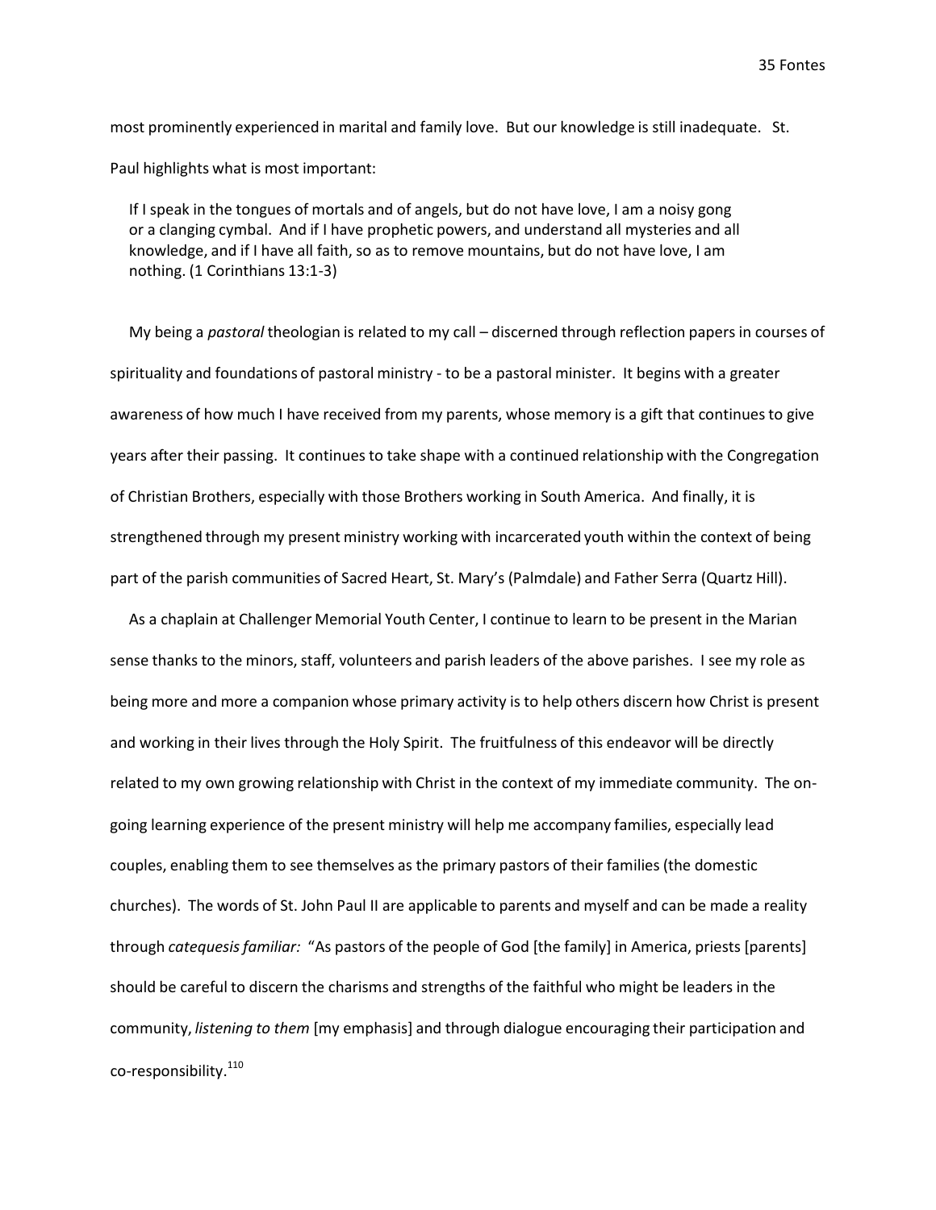most prominently experienced in marital and family love. But our knowledge is still inadequate. St. Paul highlights what is most important:

> If I speak in the tongues of mortals and of angels, but do not have love, I am a noisy gong or a clanging cymbal. And if I have prophetic powers, and understand all mysteries and all knowledge, and if I have all faith, so as to remove mountains, but do not have love, I am nothing. (1 Corinthians 13:1-3)

My being a *pastoral* theologian is related to my call – discerned through reflection papers in courses of spirituality and foundations of pastoral ministry - to be a pastoral minister. It begins with a greater awareness of how much I have received from my parents, whose memory is a gift that continues to give years after their passing. It continues to take shape with a continued relationship with the Congregation of Christian Brothers, especially with those Brothers working in South America. And finally, it is strengthened through my present ministry working with incarcerated youth within the context of being part of the parish communities of Sacred Heart, St. Mary's (Palmdale) and Father Serra (Quartz Hill).

As a chaplain at Challenger Memorial Youth Center, I continue to learn to be present in the Marian sense thanks to the minors, staff, volunteers and parish leaders of the above parishes. I see my role as being more and more a companion whose primary activity is to help others discern how Christ is present and working in their lives through the Holy Spirit. The fruitfulness of this endeavor will be directly related to my own growing relationship with Christ in the context of my immediate community. The on-going learning experience of the present ministry will help me accompany families, especially lead couples, enabling them to see themselves as the primary pastors of their families (the domestic churches). The words of St. John Paul II are applicable to parents and myself and can be made a reality through *catequesis familiar:* "As pastors of the people of God [the family] in America, priests [parents] should be careful to discern the charisms and strengths of the faithful who might be leaders in the community, *listening to them* [my emphasis] and through dialogue encouraging their participation and co-responsibility.[110]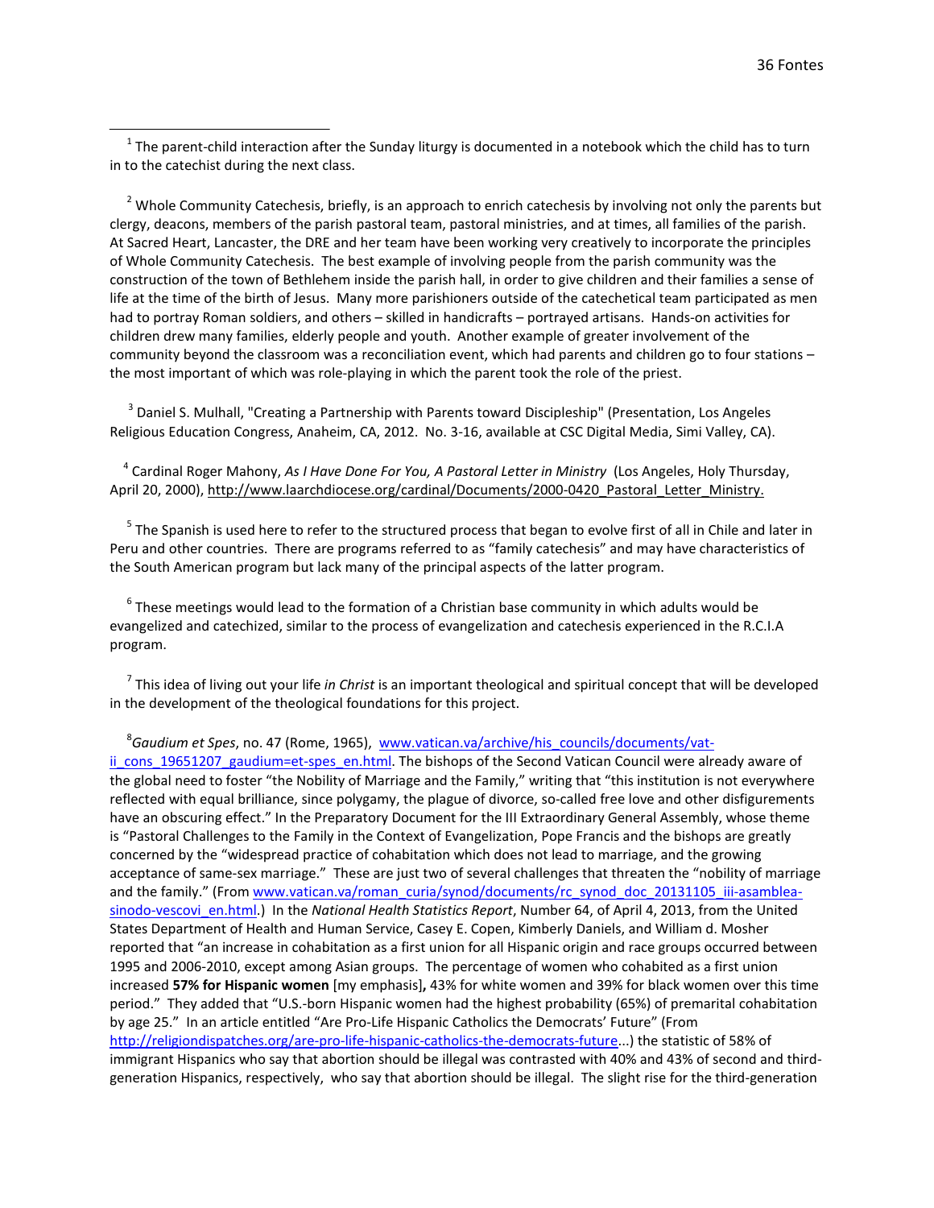[1] The parent-child interaction after the Sunday liturgy is documented in a notebook which the child has to turn in to the catechist during the next class.

[2] Whole Community Catechesis, briefly, is an approach to enrich catechesis by involving not only the parents but clergy, deacons, members of the parish pastoral team, pastoral ministries, and at times, all families of the parish. At Sacred Heart, Lancaster, the DRE and her team have been working very creatively to incorporate the principles of Whole Community Catechesis. The best example of involving people from the parish community was the construction of the town of Bethlehem inside the parish hall, in order to give children and their families a sense of life at the time of the birth of Jesus. Many more parishioners outside of the catechetical team participated as men had to portray Roman soldiers, and others – skilled in handicrafts – portrayed artisans. Hands-on activities for children drew many families, elderly people and youth. Another example of greater involvement of the community beyond the classroom was a reconciliation event, which had parents and children go to four stations – the most important of which was role-playing in which the parent took the role of the priest.

[3] Daniel S. Mulhall, "Creating a Partnership with Parents toward Discipleship" (Presentation, Los Angeles Religious Education Congress, Anaheim, CA, 2012. No. 3-16, available at CSC Digital Media, Simi Valley, CA).

[4] Cardinal Roger Mahony, *As I Have Done For You, A Pastoral Letter in Ministry* (Los Angeles, Holy Thursday, April 20, 2000), http://www.laarchdiocese.org/cardinal/Documents/2000-0420_Pastoral_Letter_Ministry.

[5] The Spanish is used here to refer to the structured process that began to evolve first of all in Chile and later in Peru and other countries. There are programs referred to as "family catechesis" and may have characteristics of the South American program but lack many of the principal aspects of the latter program.

[6] These meetings would lead to the formation of a Christian base community in which adults would be evangelized and catechized, similar to the process of evangelization and catechesis experienced in the R.C.I.A program.

[7] This idea of living out your life *in Christ* is an important theological and spiritual concept that will be developed in the development of the theological foundations for this project.

[8] *Gaudium et Spes*, no. 47 (Rome, 1965), www.vatican.va/archive/his_councils/documents/vat-ii_cons_19651207_gaudium=et-spes_en.html. The bishops of the Second Vatican Council were already aware of the global need to foster "the Nobility of Marriage and the Family," writing that "this institution is not everywhere reflected with equal brilliance, since polygamy, the plague of divorce, so-called free love and other disfigurements have an obscuring effect." In the Preparatory Document for the III Extraordinary General Assembly, whose theme is "Pastoral Challenges to the Family in the Context of Evangelization, Pope Francis and the bishops are greatly concerned by the "widespread practice of cohabitation which does not lead to marriage, and the growing acceptance of same-sex marriage." These are just two of several challenges that threaten the "nobility of marriage and the family." (From www.vatican.va/roman_curia/synod/documents/rc_synod_doc_20131105_iii-asamblea-sinodo-vescovi_en.html.) In the *National Health Statistics Report*, Number 64, of April 4, 2013, from the United States Department of Health and Human Service, Casey E. Copen, Kimberly Daniels, and William d. Mosher reported that "an increase in cohabitation as a first union for all Hispanic origin and race groups occurred between 1995 and 2006-2010, except among Asian groups. The percentage of women who cohabited as a first union increased **57% for Hispanic women** [my emphasis]**,** 43% for white women and 39% for black women over this time period." They added that "U.S.-born Hispanic women had the highest probability (65%) of premarital cohabitation by age 25." In an article entitled "Are Pro-Life Hispanic Catholics the Democrats' Future" (From http://religiondispatches.org/are-pro-life-hispanic-catholics-the-democrats-future...) the statistic of 58% of immigrant Hispanics who say that abortion should be illegal was contrasted with 40% and 43% of second and third-generation Hispanics, respectively, who say that abortion should be illegal. The slight rise for the third-generation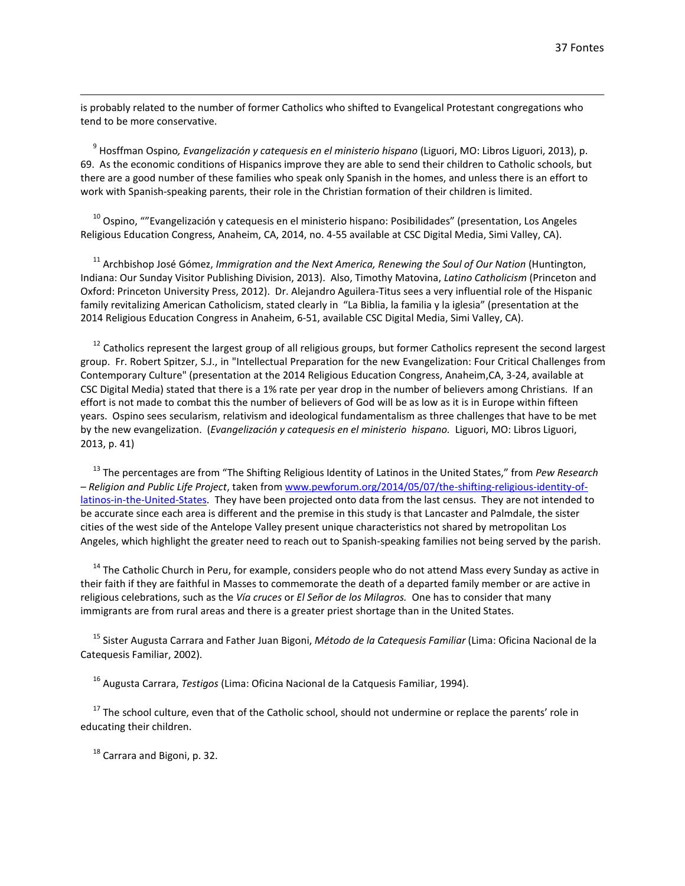is probably related to the number of former Catholics who shifted to Evangelical Protestant congregations who tend to be more conservative.

[9] Hosffman Ospino*, Evangelización y catequesis en el ministerio hispano* (Liguori, MO: Libros Liguori, 2013), p. 69. As the economic conditions of Hispanics improve they are able to send their children to Catholic schools, but there are a good number of these families who speak only Spanish in the homes, and unless there is an effort to work with Spanish-speaking parents, their role in the Christian formation of their children is limited.

[10] Ospino, ""Evangelización y catequesis en el ministerio hispano: Posibilidades" (presentation, Los Angeles Religious Education Congress, Anaheim, CA, 2014, no. 4-55 available at CSC Digital Media, Simi Valley, CA).

[11] Archbishop José Gómez, *Immigration and the Next America, Renewing the Soul of Our Nation* (Huntington, Indiana: Our Sunday Visitor Publishing Division, 2013). Also, Timothy Matovina, *Latino Catholicism* (Princeton and Oxford: Princeton University Press, 2012). Dr. Alejandro Aguilera-Titus sees a very influential role of the Hispanic family revitalizing American Catholicism, stated clearly in "La Biblia, la familia y la iglesia" (presentation at the 2014 Religious Education Congress in Anaheim, 6-51, available CSC Digital Media, Simi Valley, CA).

[12] Catholics represent the largest group of all religious groups, but former Catholics represent the second largest group. Fr. Robert Spitzer, S.J., in "Intellectual Preparation for the new Evangelization: Four Critical Challenges from Contemporary Culture" (presentation at the 2014 Religious Education Congress, Anaheim,CA, 3-24, available at CSC Digital Media) stated that there is a 1% rate per year drop in the number of believers among Christians. If an effort is not made to combat this the number of believers of God will be as low as it is in Europe within fifteen years. Ospino sees secularism, relativism and ideological fundamentalism as three challenges that have to be met by the new evangelization. (*Evangelización y catequesis en el ministerio hispano.* Liguori, MO: Libros Liguori, 2013, p. 41)

[13] The percentages are from "The Shifting Religious Identity of Latinos in the United States," from *Pew Research – Religion and Public Life Project*, taken from [www.pewforum.org/2014/05/07/the-shifting-religious-identity-of-latinos-in-the-United-States](www.pewforum.org/2014/05/07/the-shifting-religious-identity-of-latinos-in-the-United-States). They have been projected onto data from the last census. They are not intended to be accurate since each area is different and the premise in this study is that Lancaster and Palmdale, the sister cities of the west side of the Antelope Valley present unique characteristics not shared by metropolitan Los Angeles, which highlight the greater need to reach out to Spanish-speaking families not being served by the parish.

[14] The Catholic Church in Peru, for example, considers people who do not attend Mass every Sunday as active in their faith if they are faithful in Masses to commemorate the death of a departed family member or are active in religious celebrations, such as the *Vía cruces* or *El Señor de los Milagros.* One has to consider that many immigrants are from rural areas and there is a greater priest shortage than in the United States.

[15] Sister Augusta Carrara and Father Juan Bigoni, *Método de la Catequesis Familiar* (Lima: Oficina Nacional de la Catequesis Familiar, 2002).

[16] Augusta Carrara, *Testigos* (Lima: Oficina Nacional de la Catquesis Familiar, 1994).

[17] The school culture, even that of the Catholic school, should not undermine or replace the parents' role in educating their children.

[18] Carrara and Bigoni, p. 32.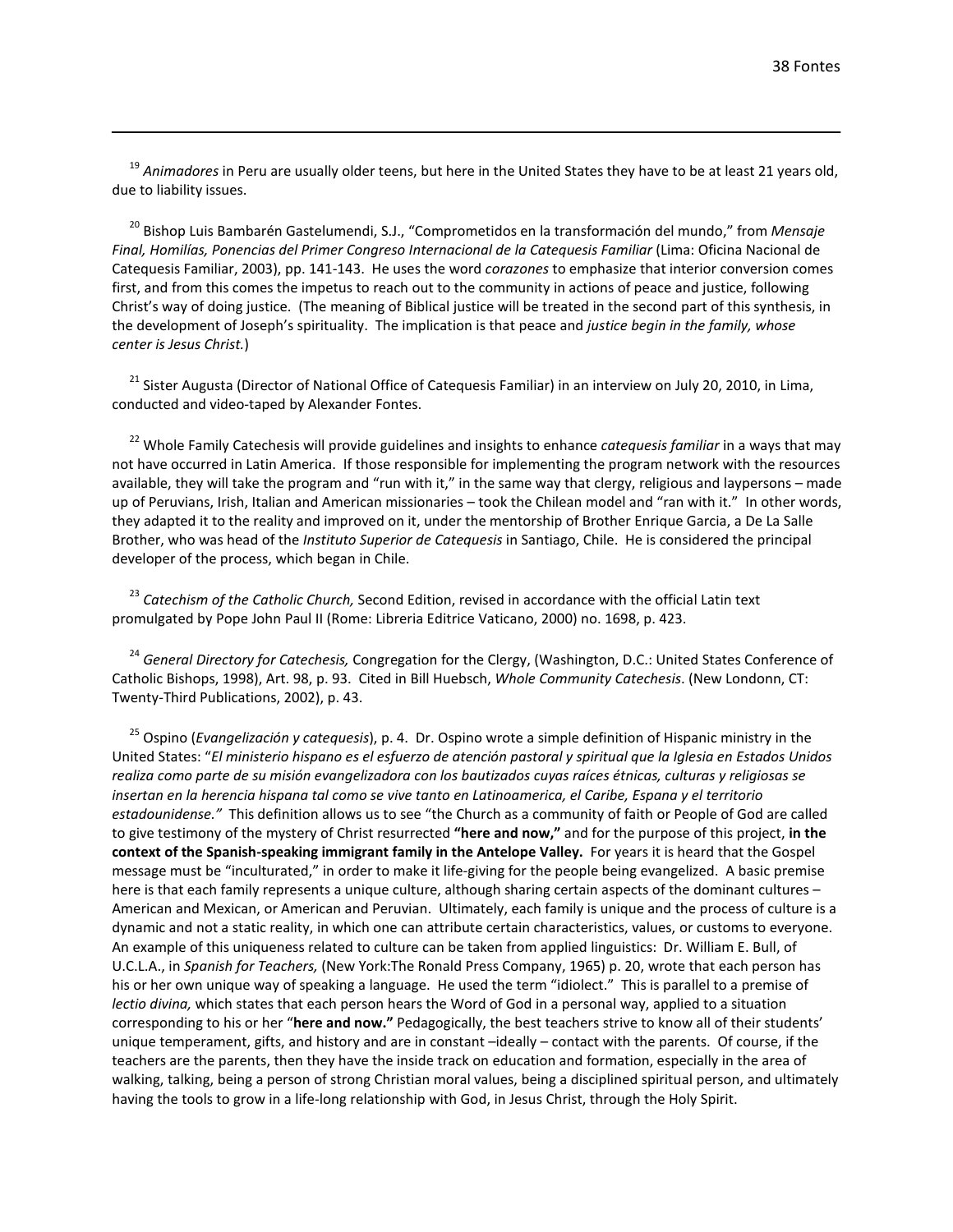[19] *Animadores* in Peru are usually older teens, but here in the United States they have to be at least 21 years old, due to liability issues.

[20] Bishop Luis Bambarén Gastelumendi, S.J., "Comprometidos en la transformación del mundo," from *Mensaje Final, Homilías, Ponencias del Primer Congreso Internacional de la Catequesis Familiar* (Lima: Oficina Nacional de Catequesis Familiar, 2003), pp. 141-143. He uses the word *corazones* to emphasize that interior conversion comes first, and from this comes the impetus to reach out to the community in actions of peace and justice, following Christ's way of doing justice. (The meaning of Biblical justice will be treated in the second part of this synthesis, in the development of Joseph's spirituality. The implication is that peace and *justice begin in the family, whose center is Jesus Christ.*)

[21] Sister Augusta (Director of National Office of Catequesis Familiar) in an interview on July 20, 2010, in Lima, conducted and video-taped by Alexander Fontes.

[22] Whole Family Catechesis will provide guidelines and insights to enhance *catequesis familiar* in a ways that may not have occurred in Latin America. If those responsible for implementing the program network with the resources available, they will take the program and "run with it," in the same way that clergy, religious and laypersons – made up of Peruvians, Irish, Italian and American missionaries – took the Chilean model and "ran with it." In other words, they adapted it to the reality and improved on it, under the mentorship of Brother Enrique Garcia, a De La Salle Brother, who was head of the *Instituto Superior de Catequesis* in Santiago, Chile. He is considered the principal developer of the process, which began in Chile.

[23] *Catechism of the Catholic Church,* Second Edition, revised in accordance with the official Latin text promulgated by Pope John Paul II (Rome: Libreria Editrice Vaticano, 2000) no. 1698, p. 423.

[24] *General Directory for Catechesis,* Congregation for the Clergy, (Washington, D.C.: United States Conference of Catholic Bishops, 1998), Art. 98, p. 93. Cited in Bill Huebsch, *Whole Community Catechesis*. (New Londonn, CT: Twenty-Third Publications, 2002), p. 43.

[25] Ospino (*Evangelización y catequesis*), p. 4. Dr. Ospino wrote a simple definition of Hispanic ministry in the United States: "*El ministerio hispano es el esfuerzo de atención pastoral y spiritual que la Iglesia en Estados Unidos realiza como parte de su misión evangelizadora con los bautizados cuyas raíces étnicas, culturas y religiosas se insertan en la herencia hispana tal como se vive tanto en Latinoamerica, el Caribe, Espana y el territorio estadounidense."* This definition allows us to see "the Church as a community of faith or People of God are called to give testimony of the mystery of Christ resurrected **"here and now,"** and for the purpose of this project, **in the context of the Spanish-speaking immigrant family in the Antelope Valley.** For years it is heard that the Gospel message must be "inculturated," in order to make it life-giving for the people being evangelized. A basic premise here is that each family represents a unique culture, although sharing certain aspects of the dominant cultures – American and Mexican, or American and Peruvian. Ultimately, each family is unique and the process of culture is a dynamic and not a static reality, in which one can attribute certain characteristics, values, or customs to everyone. An example of this uniqueness related to culture can be taken from applied linguistics: Dr. William E. Bull, of U.C.L.A., in *Spanish for Teachers,* (New York:The Ronald Press Company, 1965) p. 20, wrote that each person has his or her own unique way of speaking a language. He used the term "idiolect." This is parallel to a premise of *lectio divina,* which states that each person hears the Word of God in a personal way, applied to a situation corresponding to his or her "**here and now."** Pedagogically, the best teachers strive to know all of their students' unique temperament, gifts, and history and are in constant –ideally – contact with the parents. Of course, if the teachers are the parents, then they have the inside track on education and formation, especially in the area of walking, talking, being a person of strong Christian moral values, being a disciplined spiritual person, and ultimately having the tools to grow in a life-long relationship with God, in Jesus Christ, through the Holy Spirit.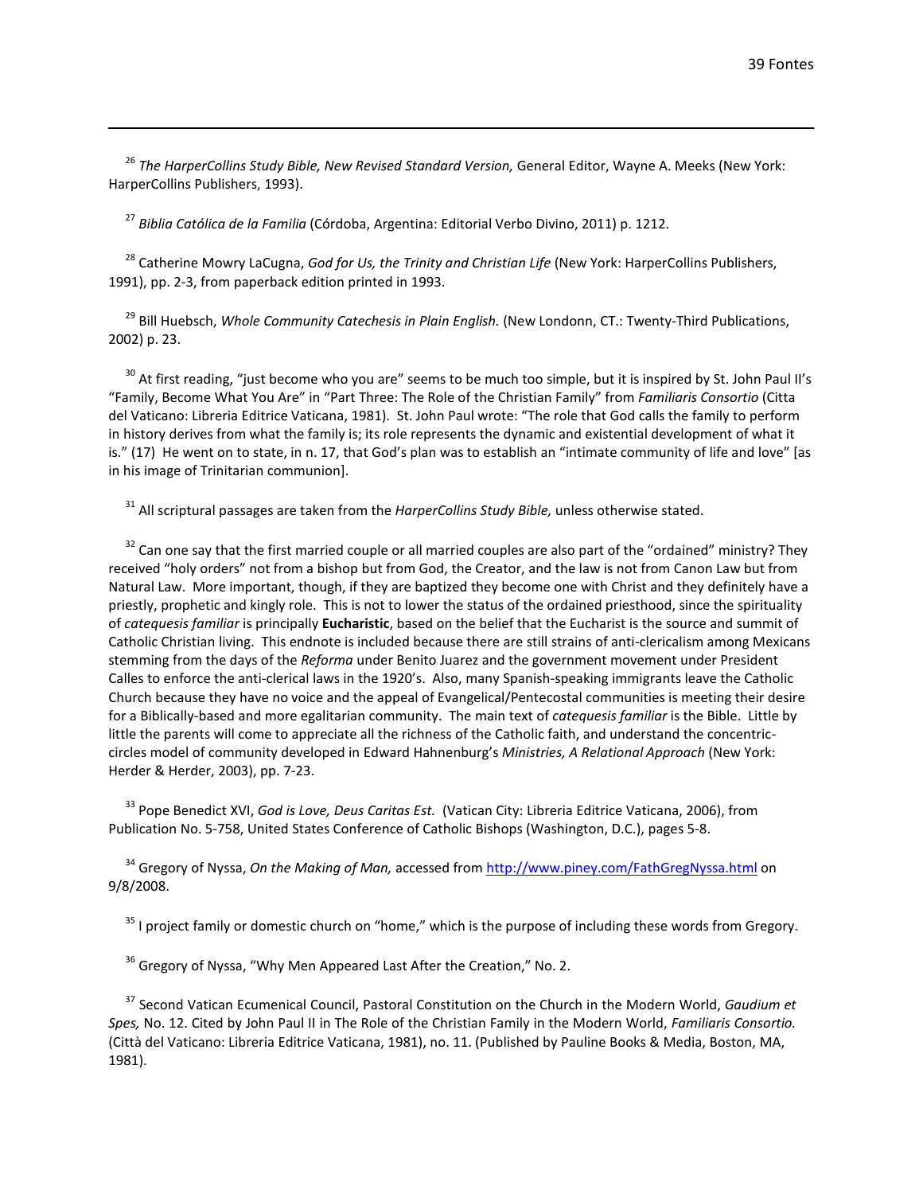[26] *The HarperCollins Study Bible, New Revised Standard Version,* General Editor, Wayne A. Meeks (New York: HarperCollins Publishers, 1993).

[27] *Biblia Católica de la Familia* (Córdoba, Argentina: Editorial Verbo Divino, 2011) p. 1212.

[28] Catherine Mowry LaCugna, *God for Us, the Trinity and Christian Life* (New York: HarperCollins Publishers, 1991), pp. 2-3, from paperback edition printed in 1993.

[29] Bill Huebsch, *Whole Community Catechesis in Plain English.* (New Londonn, CT.: Twenty-Third Publications, 2002) p. 23.

[30] At first reading, "just become who you are" seems to be much too simple, but it is inspired by St. John Paul II's "Family, Become What You Are" in "Part Three: The Role of the Christian Family" from *Familiaris Consortio* (Citta del Vaticano: Libreria Editrice Vaticana, 1981). St. John Paul wrote: "The role that God calls the family to perform in history derives from what the family is; its role represents the dynamic and existential development of what it is." (17) He went on to state, in n. 17, that God's plan was to establish an "intimate community of life and love" [as in his image of Trinitarian communion].

[31] All scriptural passages are taken from the *HarperCollins Study Bible,* unless otherwise stated.

[32] Can one say that the first married couple or all married couples are also part of the "ordained" ministry? They received "holy orders" not from a bishop but from God, the Creator, and the law is not from Canon Law but from Natural Law. More important, though, if they are baptized they become one with Christ and they definitely have a priestly, prophetic and kingly role. This is not to lower the status of the ordained priesthood, since the spirituality of *catequesis familiar* is principally **Eucharistic**, based on the belief that the Eucharist is the source and summit of Catholic Christian living. This endnote is included because there are still strains of anti-clericalism among Mexicans stemming from the days of the *Reforma* under Benito Juarez and the government movement under President Calles to enforce the anti-clerical laws in the 1920's. Also, many Spanish-speaking immigrants leave the Catholic Church because they have no voice and the appeal of Evangelical/Pentecostal communities is meeting their desire for a Biblically-based and more egalitarian community. The main text of *catequesis familiar* is the Bible. Little by little the parents will come to appreciate all the richness of the Catholic faith, and understand the concentric-circles model of community developed in Edward Hahnenburg's *Ministries, A Relational Approach* (New York: Herder & Herder, 2003), pp. 7-23.

[33] Pope Benedict XVI, *God is Love, Deus Caritas Est.* (Vatican City: Libreria Editrice Vaticana, 2006), from Publication No. 5-758, United States Conference of Catholic Bishops (Washington, D.C.), pages 5-8.

[34] Gregory of Nyssa, *On the Making of Man,* accessed from http://www.piney.com/FathGregNyssa.html on 9/8/2008.

[35] I project family or domestic church on "home," which is the purpose of including these words from Gregory.

[36] Gregory of Nyssa, "Why Men Appeared Last After the Creation," No. 2.

[37] Second Vatican Ecumenical Council, Pastoral Constitution on the Church in the Modern World, *Gaudium et Spes,* No. 12. Cited by John Paul II in The Role of the Christian Family in the Modern World, *Familiaris Consortio.* (Città del Vaticano: Libreria Editrice Vaticana, 1981), no. 11. (Published by Pauline Books & Media, Boston, MA, 1981).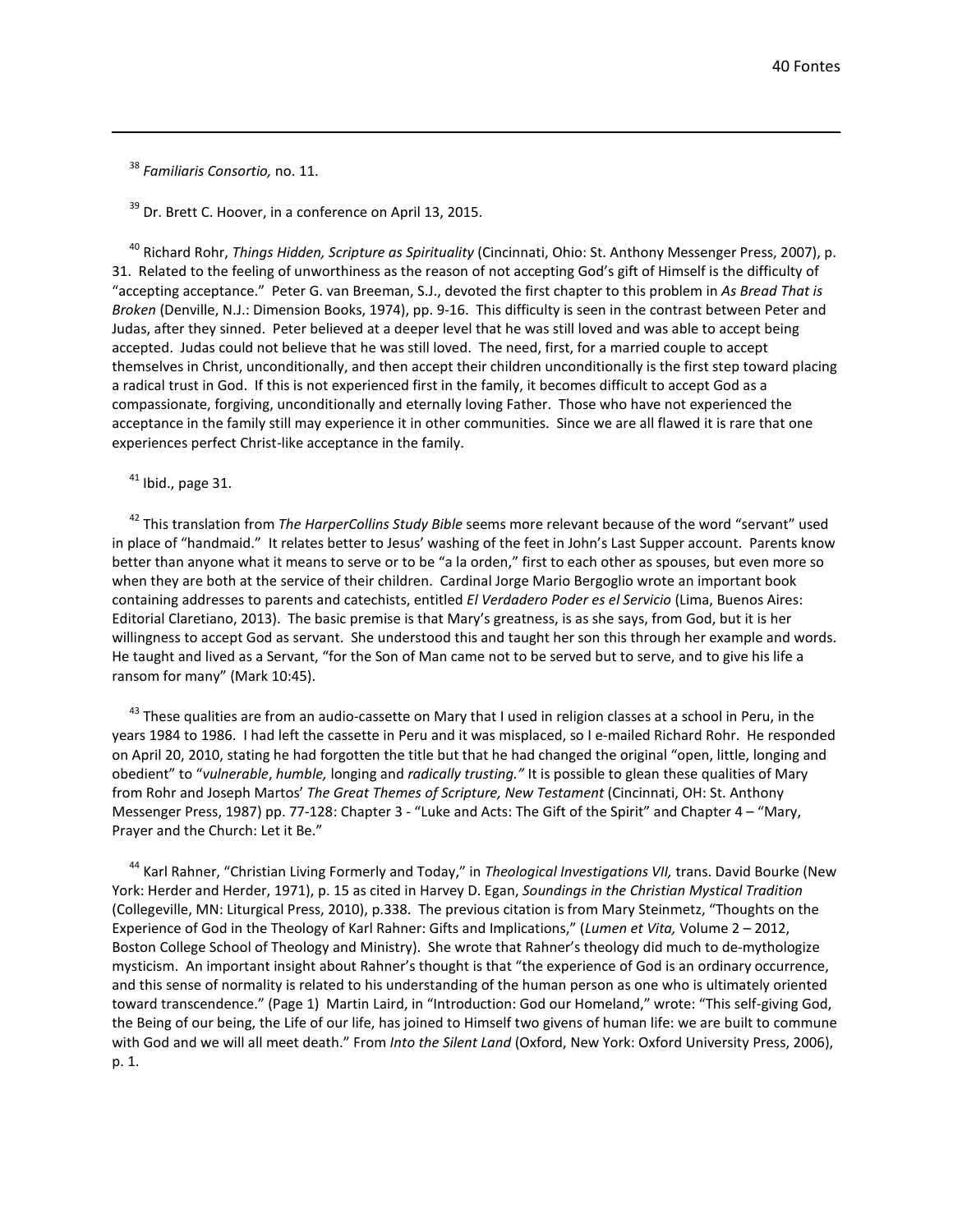[38] *Familiaris Consortio,* no. 11.

[39] Dr. Brett C. Hoover, in a conference on April 13, 2015.

[40] Richard Rohr, *Things Hidden, Scripture as Spirituality* (Cincinnati, Ohio: St. Anthony Messenger Press, 2007), p. 31. Related to the feeling of unworthiness as the reason of not accepting God's gift of Himself is the difficulty of "accepting acceptance." Peter G. van Breeman, S.J., devoted the first chapter to this problem in *As Bread That is Broken* (Denville, N.J.: Dimension Books, 1974), pp. 9-16. This difficulty is seen in the contrast between Peter and Judas, after they sinned. Peter believed at a deeper level that he was still loved and was able to accept being accepted. Judas could not believe that he was still loved. The need, first, for a married couple to accept themselves in Christ, unconditionally, and then accept their children unconditionally is the first step toward placing a radical trust in God. If this is not experienced first in the family, it becomes difficult to accept God as a compassionate, forgiving, unconditionally and eternally loving Father. Those who have not experienced the acceptance in the family still may experience it in other communities. Since we are all flawed it is rare that one experiences perfect Christ-like acceptance in the family.

[41] Ibid., page 31.

[42] This translation from *The HarperCollins Study Bible* seems more relevant because of the word "servant" used in place of "handmaid." It relates better to Jesus' washing of the feet in John's Last Supper account. Parents know better than anyone what it means to serve or to be "a la orden," first to each other as spouses, but even more so when they are both at the service of their children. Cardinal Jorge Mario Bergoglio wrote an important book containing addresses to parents and catechists, entitled *El Verdadero Poder es el Servicio* (Lima, Buenos Aires: Editorial Claretiano, 2013). The basic premise is that Mary's greatness, is as she says, from God, but it is her willingness to accept God as servant. She understood this and taught her son this through her example and words. He taught and lived as a Servant, "for the Son of Man came not to be served but to serve, and to give his life a ransom for many" (Mark 10:45).

[43] These qualities are from an audio-cassette on Mary that I used in religion classes at a school in Peru, in the years 1984 to 1986. I had left the cassette in Peru and it was misplaced, so I e-mailed Richard Rohr. He responded on April 20, 2010, stating he had forgotten the title but that he had changed the original "open, little, longing and obedient" to "*vulnerable*, *humble,* longing and *radically trusting."* It is possible to glean these qualities of Mary from Rohr and Joseph Martos' *The Great Themes of Scripture, New Testament* (Cincinnati, OH: St. Anthony Messenger Press, 1987) pp. 77-128: Chapter 3 - "Luke and Acts: The Gift of the Spirit" and Chapter 4 – "Mary, Prayer and the Church: Let it Be."

[44] Karl Rahner, "Christian Living Formerly and Today," in *Theological Investigations VII,* trans. David Bourke (New York: Herder and Herder, 1971), p. 15 as cited in Harvey D. Egan, *Soundings in the Christian Mystical Tradition* (Collegeville, MN: Liturgical Press, 2010), p.338. The previous citation is from Mary Steinmetz, "Thoughts on the Experience of God in the Theology of Karl Rahner: Gifts and Implications," (*Lumen et Vita,* Volume 2 – 2012, Boston College School of Theology and Ministry). She wrote that Rahner's theology did much to de-mythologize mysticism. An important insight about Rahner's thought is that "the experience of God is an ordinary occurrence, and this sense of normality is related to his understanding of the human person as one who is ultimately oriented toward transcendence." (Page 1) Martin Laird, in "Introduction: God our Homeland," wrote: "This self-giving God, the Being of our being, the Life of our life, has joined to Himself two givens of human life: we are built to commune with God and we will all meet death." From *Into the Silent Land* (Oxford, New York: Oxford University Press, 2006), p. 1.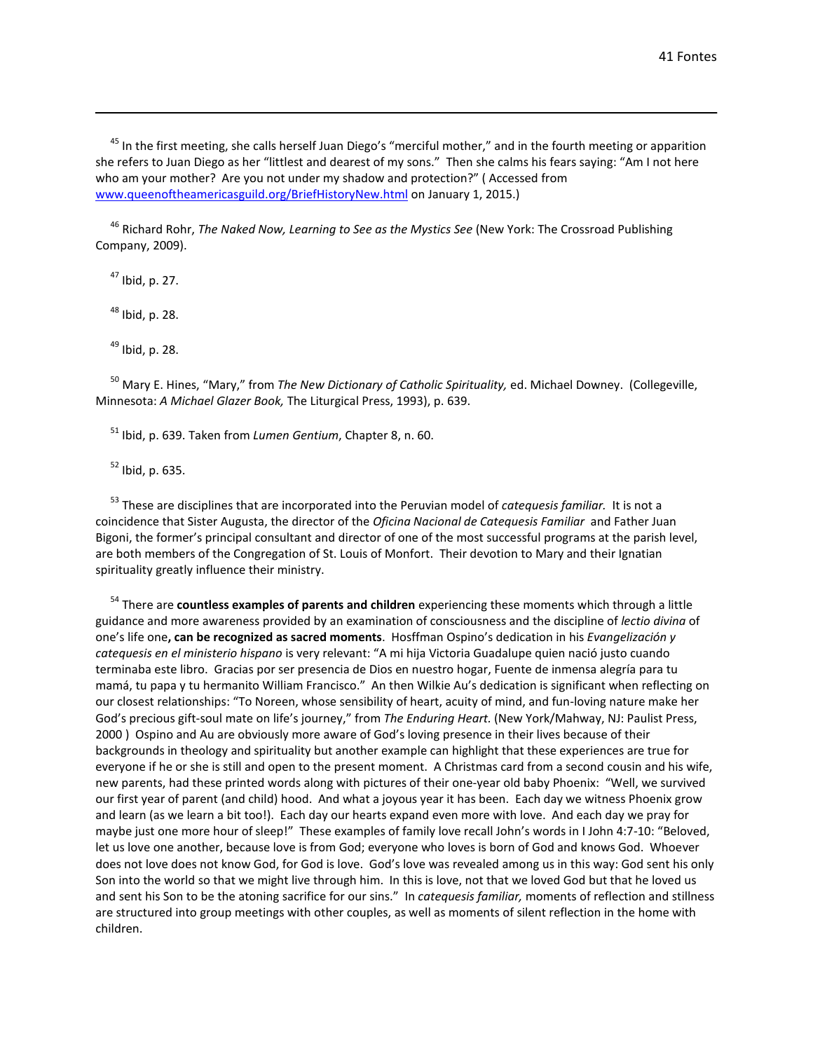[45] In the first meeting, she calls herself Juan Diego's "merciful mother," and in the fourth meeting or apparition she refers to Juan Diego as her "littlest and dearest of my sons." Then she calms his fears saying: "Am I not here who am your mother? Are you not under my shadow and protection?" ( Accessed from www.queenoftheamericasguild.org/BriefHistoryNew.html on January 1, 2015.)

[46] Richard Rohr, *The Naked Now, Learning to See as the Mystics See* (New York: The Crossroad Publishing Company, 2009).

[47] Ibid, p. 27.

[48] Ibid, p. 28.

[49] Ibid, p. 28.

[50] Mary E. Hines, "Mary," from *The New Dictionary of Catholic Spirituality,* ed. Michael Downey. (Collegeville, Minnesota: *A Michael Glazer Book,* The Liturgical Press, 1993), p. 639.

[51] Ibid, p. 639. Taken from *Lumen Gentium*, Chapter 8, n. 60.

[52] Ibid, p. 635.

[53] These are disciplines that are incorporated into the Peruvian model of *catequesis familiar.* It is not a coincidence that Sister Augusta, the director of the *Oficina Nacional de Catequesis Familiar* and Father Juan Bigoni, the former's principal consultant and director of one of the most successful programs at the parish level, are both members of the Congregation of St. Louis of Monfort. Their devotion to Mary and their Ignatian spirituality greatly influence their ministry.

[54] There are **countless examples of parents and children** experiencing these moments which through a little guidance and more awareness provided by an examination of consciousness and the discipline of *lectio divina* of one's life one**, can be recognized as sacred moments**. Hosffman Ospino's dedication in his *Evangelización y catequesis en el ministerio hispano* is very relevant: "A mi hija Victoria Guadalupe quien nació justo cuando terminaba este libro. Gracias por ser presencia de Dios en nuestro hogar, Fuente de inmensa alegría para tu mamá, tu papa y tu hermanito William Francisco." An then Wilkie Au's dedication is significant when reflecting on our closest relationships: "To Noreen, whose sensibility of heart, acuity of mind, and fun-loving nature make her God's precious gift-soul mate on life's journey," from *The Enduring Heart.* (New York/Mahway, NJ: Paulist Press, 2000 ) Ospino and Au are obviously more aware of God's loving presence in their lives because of their backgrounds in theology and spirituality but another example can highlight that these experiences are true for everyone if he or she is still and open to the present moment. A Christmas card from a second cousin and his wife, new parents, had these printed words along with pictures of their one-year old baby Phoenix: "Well, we survived our first year of parent (and child) hood. And what a joyous year it has been. Each day we witness Phoenix grow and learn (as we learn a bit too!). Each day our hearts expand even more with love. And each day we pray for maybe just one more hour of sleep!" These examples of family love recall John's words in I John 4:7-10: "Beloved, let us love one another, because love is from God; everyone who loves is born of God and knows God. Whoever does not love does not know God, for God is love. God's love was revealed among us in this way: God sent his only Son into the world so that we might live through him. In this is love, not that we loved God but that he loved us and sent his Son to be the atoning sacrifice for our sins." In *catequesis familiar,* moments of reflection and stillness are structured into group meetings with other couples, as well as moments of silent reflection in the home with children.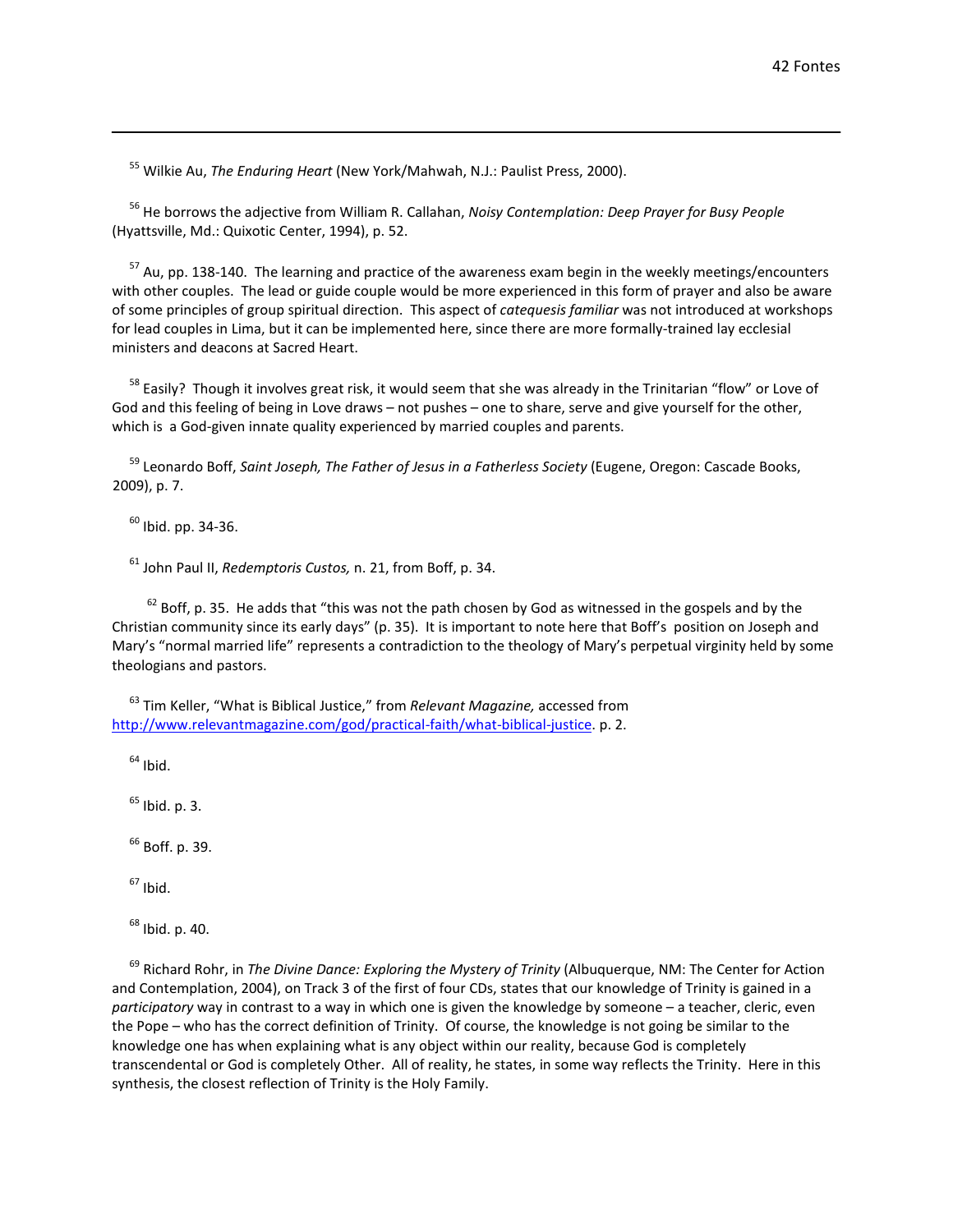[55] Wilkie Au, *The Enduring Heart* (New York/Mahwah, N.J.: Paulist Press, 2000).

[56] He borrows the adjective from William R. Callahan, *Noisy Contemplation: Deep Prayer for Busy People* (Hyattsville, Md.: Quixotic Center, 1994), p. 52.

[57] Au, pp. 138-140. The learning and practice of the awareness exam begin in the weekly meetings/encounters with other couples. The lead or guide couple would be more experienced in this form of prayer and also be aware of some principles of group spiritual direction. This aspect of *catequesis familiar* was not introduced at workshops for lead couples in Lima, but it can be implemented here, since there are more formally-trained lay ecclesial ministers and deacons at Sacred Heart.

[58] Easily? Though it involves great risk, it would seem that she was already in the Trinitarian "flow" or Love of God and this feeling of being in Love draws – not pushes – one to share, serve and give yourself for the other, which is a God-given innate quality experienced by married couples and parents.

[59] Leonardo Boff, *Saint Joseph, The Father of Jesus in a Fatherless Society* (Eugene, Oregon: Cascade Books, 2009), p. 7.

[60] Ibid. pp. 34-36.

[61] John Paul II, *Redemptoris Custos,* n. 21, from Boff, p. 34.

[62] Boff, p. 35. He adds that "this was not the path chosen by God as witnessed in the gospels and by the Christian community since its early days" (p. 35). It is important to note here that Boff's position on Joseph and Mary's "normal married life" represents a contradiction to the theology of Mary's perpetual virginity held by some theologians and pastors.

[63] Tim Keller, "What is Biblical Justice," from *Relevant Magazine,* accessed from http://www.relevantmagazine.com/god/practical-faith/what-biblical-justice. p. 2.

[64] Ibid.

[65] Ibid. p. 3.

[66] Boff. p. 39.

[67] Ibid.

[68] Ibid. p. 40.

[69] Richard Rohr, in *The Divine Dance: Exploring the Mystery of Trinity* (Albuquerque, NM: The Center for Action and Contemplation, 2004), on Track 3 of the first of four CDs, states that our knowledge of Trinity is gained in a *participatory* way in contrast to a way in which one is given the knowledge by someone – a teacher, cleric, even the Pope – who has the correct definition of Trinity. Of course, the knowledge is not going be similar to the knowledge one has when explaining what is any object within our reality, because God is completely transcendental or God is completely Other. All of reality, he states, in some way reflects the Trinity. Here in this synthesis, the closest reflection of Trinity is the Holy Family.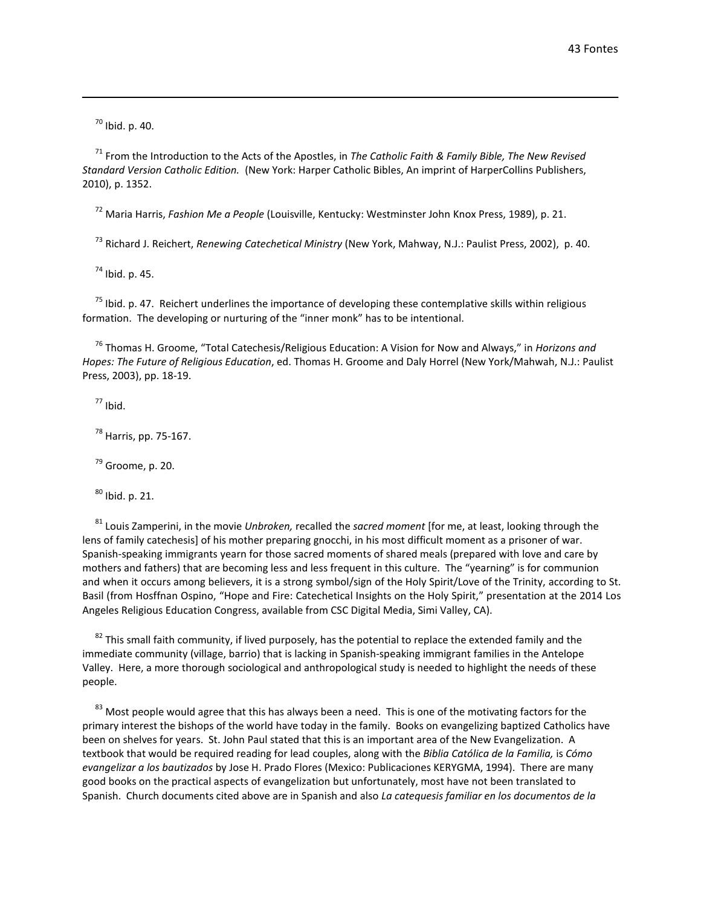[70] Ibid. p. 40.

[71] From the Introduction to the Acts of the Apostles, in *The Catholic Faith & Family Bible, The New Revised Standard Version Catholic Edition.* (New York: Harper Catholic Bibles, An imprint of HarperCollins Publishers, 2010), p. 1352.

[72] Maria Harris, *Fashion Me a People* (Louisville, Kentucky: Westminster John Knox Press, 1989), p. 21.

[73] Richard J. Reichert, *Renewing Catechetical Ministry* (New York, Mahway, N.J.: Paulist Press, 2002), p. 40.

[74] Ibid. p. 45.

[75] Ibid. p. 47. Reichert underlines the importance of developing these contemplative skills within religious formation. The developing or nurturing of the "inner monk" has to be intentional.

[76] Thomas H. Groome, "Total Catechesis/Religious Education: A Vision for Now and Always," in *Horizons and Hopes: The Future of Religious Education*, ed. Thomas H. Groome and Daly Horrel (New York/Mahwah, N.J.: Paulist Press, 2003), pp. 18-19.

[77] Ibid.

[78] Harris, pp. 75-167.

[79] Groome, p. 20.

[80] Ibid. p. 21.

[81] Louis Zamperini, in the movie *Unbroken,* recalled the *sacred moment* [for me, at least, looking through the lens of family catechesis] of his mother preparing gnocchi, in his most difficult moment as a prisoner of war. Spanish-speaking immigrants yearn for those sacred moments of shared meals (prepared with love and care by mothers and fathers) that are becoming less and less frequent in this culture. The "yearning" is for communion and when it occurs among believers, it is a strong symbol/sign of the Holy Spirit/Love of the Trinity, according to St. Basil (from Hosffnan Ospino, "Hope and Fire: Catechetical Insights on the Holy Spirit," presentation at the 2014 Los Angeles Religious Education Congress, available from CSC Digital Media, Simi Valley, CA).

[82] This small faith community, if lived purposely, has the potential to replace the extended family and the immediate community (village, barrio) that is lacking in Spanish-speaking immigrant families in the Antelope Valley. Here, a more thorough sociological and anthropological study is needed to highlight the needs of these people.

[83] Most people would agree that this has always been a need. This is one of the motivating factors for the primary interest the bishops of the world have today in the family. Books on evangelizing baptized Catholics have been on shelves for years. St. John Paul stated that this is an important area of the New Evangelization. A textbook that would be required reading for lead couples, along with the *Biblia Católica de la Familia,* is *Cómo evangelizar a los bautizados* by Jose H. Prado Flores (Mexico: Publicaciones KERYGMA, 1994). There are many good books on the practical aspects of evangelization but unfortunately, most have not been translated to Spanish. Church documents cited above are in Spanish and also *La catequesis familiar en los documentos de la*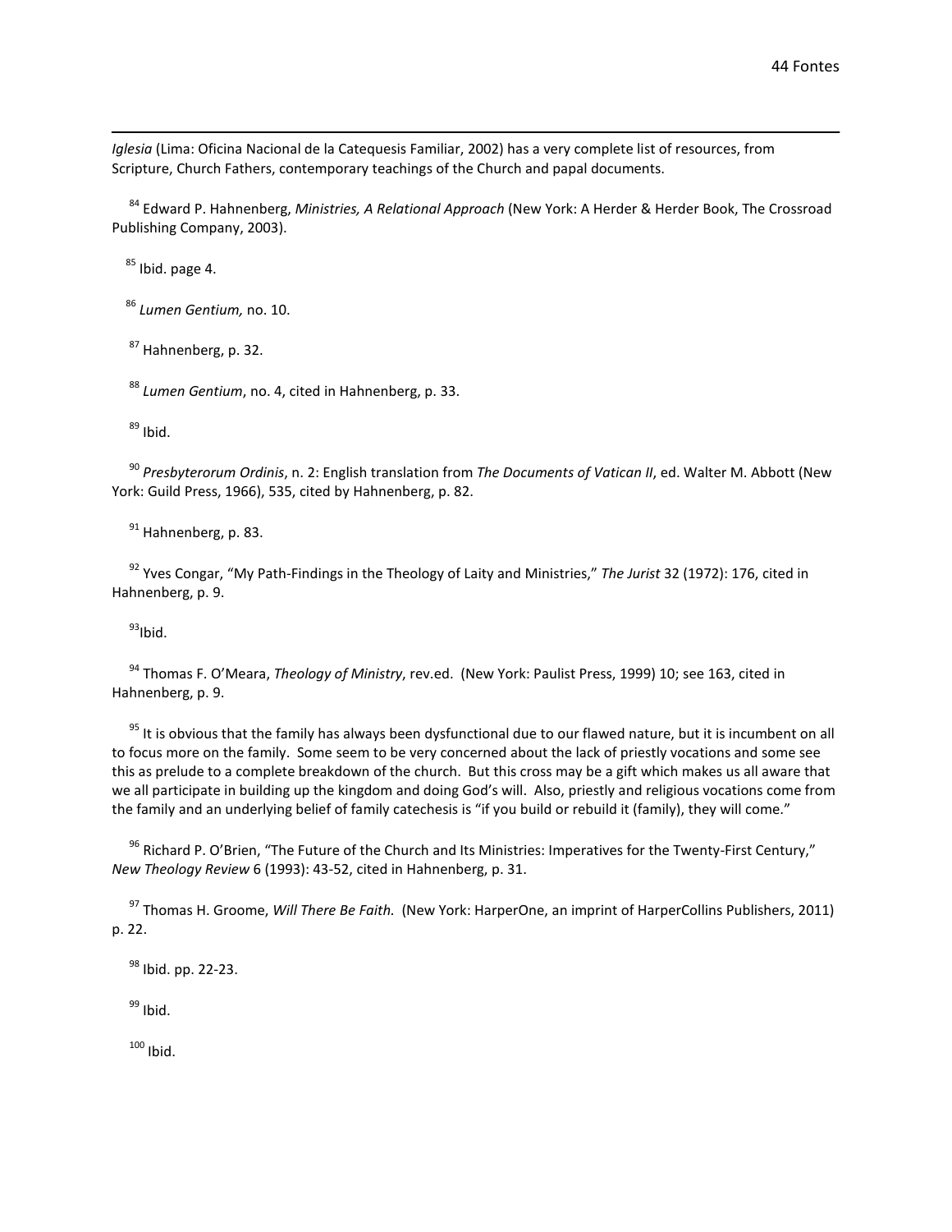*Iglesia* (Lima: Oficina Nacional de la Catequesis Familiar, 2002) has a very complete list of resources, from Scripture, Church Fathers, contemporary teachings of the Church and papal documents.

[84] Edward P. Hahnenberg, *Ministries, A Relational Approach* (New York: A Herder & Herder Book, The Crossroad Publishing Company, 2003).

[85] Ibid. page 4.

[86] *Lumen Gentium,* no. 10.

[87] Hahnenberg, p. 32.

[88] *Lumen Gentium*, no. 4, cited in Hahnenberg, p. 33.

[89] Ibid.

[90] *Presbyterorum Ordinis*, n. 2: English translation from *The Documents of Vatican II*, ed. Walter M. Abbott (New York: Guild Press, 1966), 535, cited by Hahnenberg, p. 82.

[91] Hahnenberg, p. 83.

[92] Yves Congar, "My Path-Findings in the Theology of Laity and Ministries," *The Jurist* 32 (1972): 176, cited in Hahnenberg, p. 9.

[93] Ibid.

[94] Thomas F. O'Meara, *Theology of Ministry*, rev.ed. (New York: Paulist Press, 1999) 10; see 163, cited in Hahnenberg, p. 9.

[95] It is obvious that the family has always been dysfunctional due to our flawed nature, but it is incumbent on all to focus more on the family. Some seem to be very concerned about the lack of priestly vocations and some see this as prelude to a complete breakdown of the church. But this cross may be a gift which makes us all aware that we all participate in building up the kingdom and doing God's will. Also, priestly and religious vocations come from the family and an underlying belief of family catechesis is "if you build or rebuild it (family), they will come."

[96] Richard P. O'Brien, "The Future of the Church and Its Ministries: Imperatives for the Twenty-First Century," *New Theology Review* 6 (1993): 43-52, cited in Hahnenberg, p. 31.

[97] Thomas H. Groome, *Will There Be Faith.* (New York: HarperOne, an imprint of HarperCollins Publishers, 2011) p. 22.

[98] Ibid. pp. 22-23.

[99] Ibid.

[100] Ibid.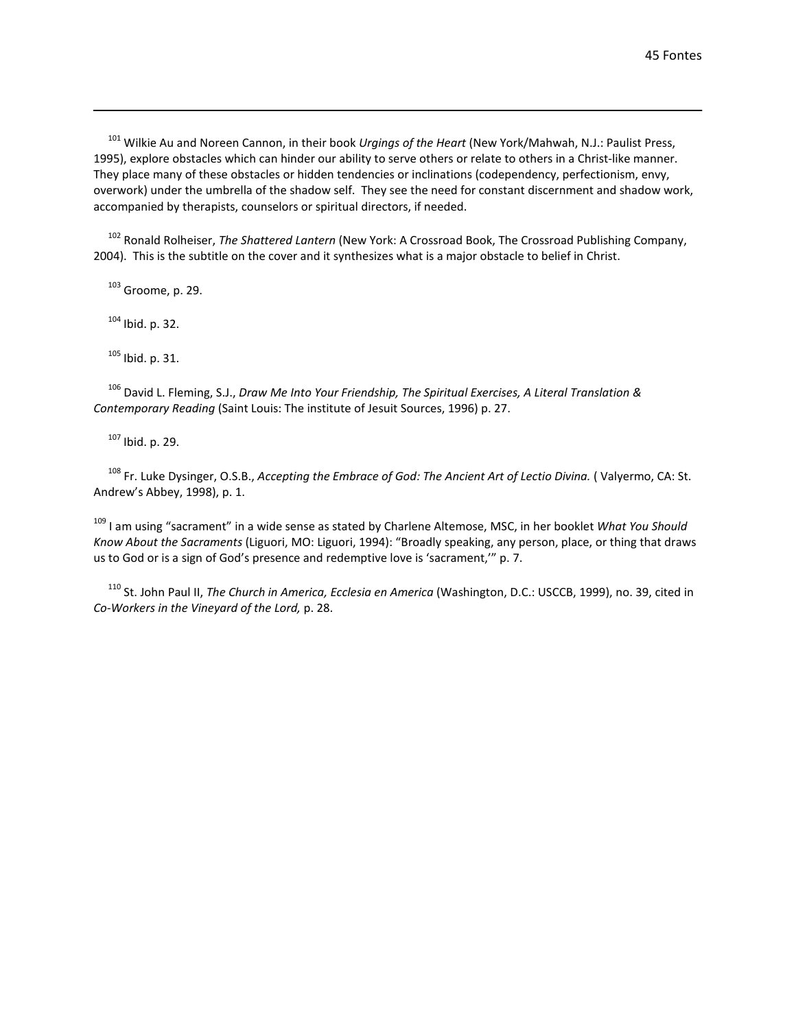[101] Wilkie Au and Noreen Cannon, in their book *Urgings of the Heart* (New York/Mahwah, N.J.: Paulist Press, 1995), explore obstacles which can hinder our ability to serve others or relate to others in a Christ-like manner. They place many of these obstacles or hidden tendencies or inclinations (codependency, perfectionism, envy, overwork) under the umbrella of the shadow self. They see the need for constant discernment and shadow work, accompanied by therapists, counselors or spiritual directors, if needed.

[102] Ronald Rolheiser, *The Shattered Lantern* (New York: A Crossroad Book, The Crossroad Publishing Company, 2004). This is the subtitle on the cover and it synthesizes what is a major obstacle to belief in Christ.

[103] Groome, p. 29.

[104] Ibid. p. 32.

[105] Ibid. p. 31.

[106] David L. Fleming, S.J., *Draw Me Into Your Friendship, The Spiritual Exercises, A Literal Translation & Contemporary Reading* (Saint Louis: The institute of Jesuit Sources, 1996) p. 27.

[107] Ibid. p. 29.

[108] Fr. Luke Dysinger, O.S.B., *Accepting the Embrace of God: The Ancient Art of Lectio Divina.* ( Valyermo, CA: St. Andrew's Abbey, 1998), p. 1.

[109] I am using "sacrament" in a wide sense as stated by Charlene Altemose, MSC, in her booklet *What You Should Know About the Sacraments* (Liguori, MO: Liguori, 1994): "Broadly speaking, any person, place, or thing that draws us to God or is a sign of God's presence and redemptive love is 'sacrament,'" p. 7.

[110] St. John Paul II, *The Church in America, Ecclesia en America* (Washington, D.C.: USCCB, 1999), no. 39, cited in *Co-Workers in the Vineyard of the Lord,* p. 28.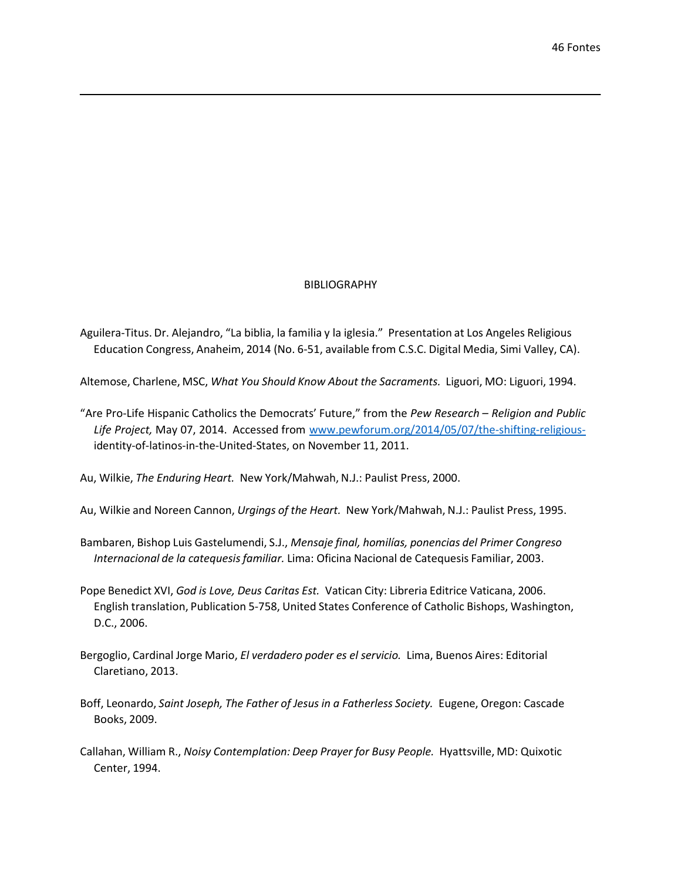# BIBLIOGRAPHY

Aguilera-Titus. Dr. Alejandro, "La biblia, la familia y la iglesia." Presentation at Los Angeles Religious Education Congress, Anaheim, 2014 (No. 6-51, available from C.S.C. Digital Media, Simi Valley, CA).

Altemose, Charlene, MSC, *What You Should Know About the Sacraments.* Liguori, MO: Liguori, 1994.

"Are Pro-Life Hispanic Catholics the Democrats' Future," from the *Pew Research – Religion and Public Life Project,* May 07, 2014. Accessed from www.pewforum.org/2014/05/07/the-shifting-religious-identity-of-latinos-in-the-United-States, on November 11, 2011.

Au, Wilkie, *The Enduring Heart.* New York/Mahwah, N.J.: Paulist Press, 2000.

Au, Wilkie and Noreen Cannon, *Urgings of the Heart.* New York/Mahwah, N.J.: Paulist Press, 1995.

Bambaren, Bishop Luis Gastelumendi, S.J., *Mensaje final, homilías, ponencias del Primer Congreso Internacional de la catequesis familiar.* Lima: Oficina Nacional de Catequesis Familiar, 2003.

Pope Benedict XVI, *God is Love, Deus Caritas Est.* Vatican City: Libreria Editrice Vaticana, 2006. English translation, Publication 5-758, United States Conference of Catholic Bishops, Washington, D.C., 2006.

Bergoglio, Cardinal Jorge Mario, *El verdadero poder es el servicio.* Lima, Buenos Aires: Editorial Claretiano, 2013.

Boff, Leonardo, *Saint Joseph, The Father of Jesus in a Fatherless Society.* Eugene, Oregon: Cascade Books, 2009.

Callahan, William R., *Noisy Contemplation: Deep Prayer for Busy People.* Hyattsville, MD: Quixotic Center, 1994.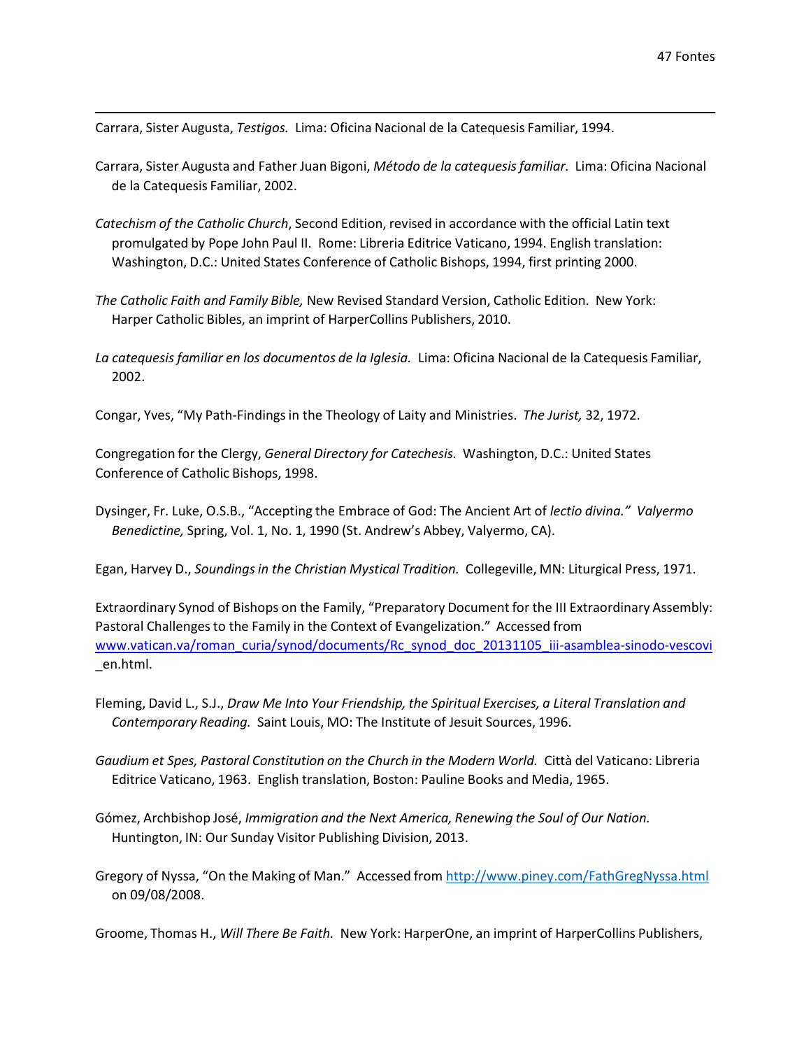Carrara, Sister Augusta, *Testigos.* Lima: Oficina Nacional de la Catequesis Familiar, 1994.

Carrara, Sister Augusta and Father Juan Bigoni, *Método de la catequesis familiar.* Lima: Oficina Nacional de la Catequesis Familiar, 2002.

*Catechism of the Catholic Church*, Second Edition, revised in accordance with the official Latin text promulgated by Pope John Paul II. Rome: Libreria Editrice Vaticano, 1994. English translation: Washington, D.C.: United States Conference of Catholic Bishops, 1994, first printing 2000.

*The Catholic Faith and Family Bible,* New Revised Standard Version, Catholic Edition. New York: Harper Catholic Bibles, an imprint of HarperCollins Publishers, 2010.

*La catequesis familiar en los documentos de la Iglesia.* Lima: Oficina Nacional de la Catequesis Familiar, 2002.

Congar, Yves, "My Path-Findings in the Theology of Laity and Ministries. *The Jurist,* 32, 1972.

Congregation for the Clergy, *General Directory for Catechesis.* Washington, D.C.: United States Conference of Catholic Bishops, 1998.

Dysinger, Fr. Luke, O.S.B., "Accepting the Embrace of God: The Ancient Art of *lectio divina." Valyermo Benedictine,* Spring, Vol. 1, No. 1, 1990 (St. Andrew's Abbey, Valyermo, CA).

Egan, Harvey D., *Soundings in the Christian Mystical Tradition.* Collegeville, MN: Liturgical Press, 1971.

Extraordinary Synod of Bishops on the Family, "Preparatory Document for the III Extraordinary Assembly: Pastoral Challenges to the Family in the Context of Evangelization." Accessed from www.vatican.va/roman_curia/synod/documents/Rc_synod_doc_20131105_iii-asamblea-sinodo-vescovi_en.html.

Fleming, David L., S.J., *Draw Me Into Your Friendship, the Spiritual Exercises, a Literal Translation and Contemporary Reading.* Saint Louis, MO: The Institute of Jesuit Sources, 1996.

*Gaudium et Spes, Pastoral Constitution on the Church in the Modern World.* Città del Vaticano: Libreria Editrice Vaticano, 1963. English translation, Boston: Pauline Books and Media, 1965.

Gómez, Archbishop José, *Immigration and the Next America, Renewing the Soul of Our Nation.* Huntington, IN: Our Sunday Visitor Publishing Division, 2013.

Gregory of Nyssa, "On the Making of Man." Accessed from http://www.piney.com/FathGregNyssa.html on 09/08/2008.

Groome, Thomas H., *Will There Be Faith.* New York: HarperOne, an imprint of HarperCollins Publishers,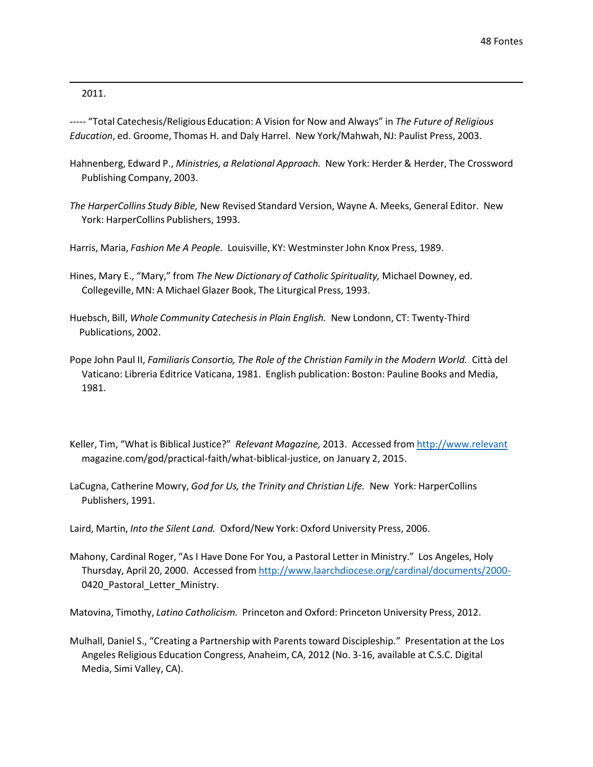2011.

----- “Total Catechesis/Religious Education: A Vision for Now and Always” in *The Future of Religious Education*, ed. Groome, Thomas H. and Daly Harrel. New York/Mahwah, NJ: Paulist Press, 2003.

Hahnenberg, Edward P., *Ministries, a Relational Approach.* New York: Herder & Herder, The Crossword Publishing Company, 2003.

*The HarperCollins Study Bible,* New Revised Standard Version, Wayne A. Meeks, General Editor. New York: HarperCollins Publishers, 1993.

Harris, Maria, *Fashion Me A People.* Louisville, KY: Westminster John Knox Press, 1989.

Hines, Mary E., “Mary,” from *The New Dictionary of Catholic Spirituality,* Michael Downey, ed. Collegeville, MN: A Michael Glazer Book, The Liturgical Press, 1993.

Huebsch, Bill, *Whole Community Catechesis in Plain English.* New Londonn, CT: Twenty-Third Publications, 2002.

Pope John Paul II, *Familiaris Consortio, The Role of the Christian Family in the Modern World.* Città del Vaticano: Libreria Editrice Vaticana, 1981. English publication: Boston: Pauline Books and Media, 1981.

Keller, Tim, “What is Biblical Justice?” *Relevant Magazine,* 2013. Accessed from http://www.relevantmagazine.com/god/practical-faith/what-biblical-justice, on January 2, 2015.

LaCugna, Catherine Mowry, *God for Us, the Trinity and Christian Life.* New York: HarperCollins Publishers, 1991.

Laird, Martin, *Into the Silent Land.* Oxford/New York: Oxford University Press, 2006.

Mahony, Cardinal Roger, “As I Have Done For You, a Pastoral Letter in Ministry.” Los Angeles, Holy Thursday, April 20, 2000. Accessed from http://www.laarchdiocese.org/cardinal/documents/2000-0420_Pastoral_Letter_Ministry.

Matovina, Timothy, *Latino Catholicism.* Princeton and Oxford: Princeton University Press, 2012.

Mulhall, Daniel S., “Creating a Partnership with Parents toward Discipleship.” Presentation at the Los Angeles Religious Education Congress, Anaheim, CA, 2012 (No. 3-16, available at C.S.C. Digital Media, Simi Valley, CA).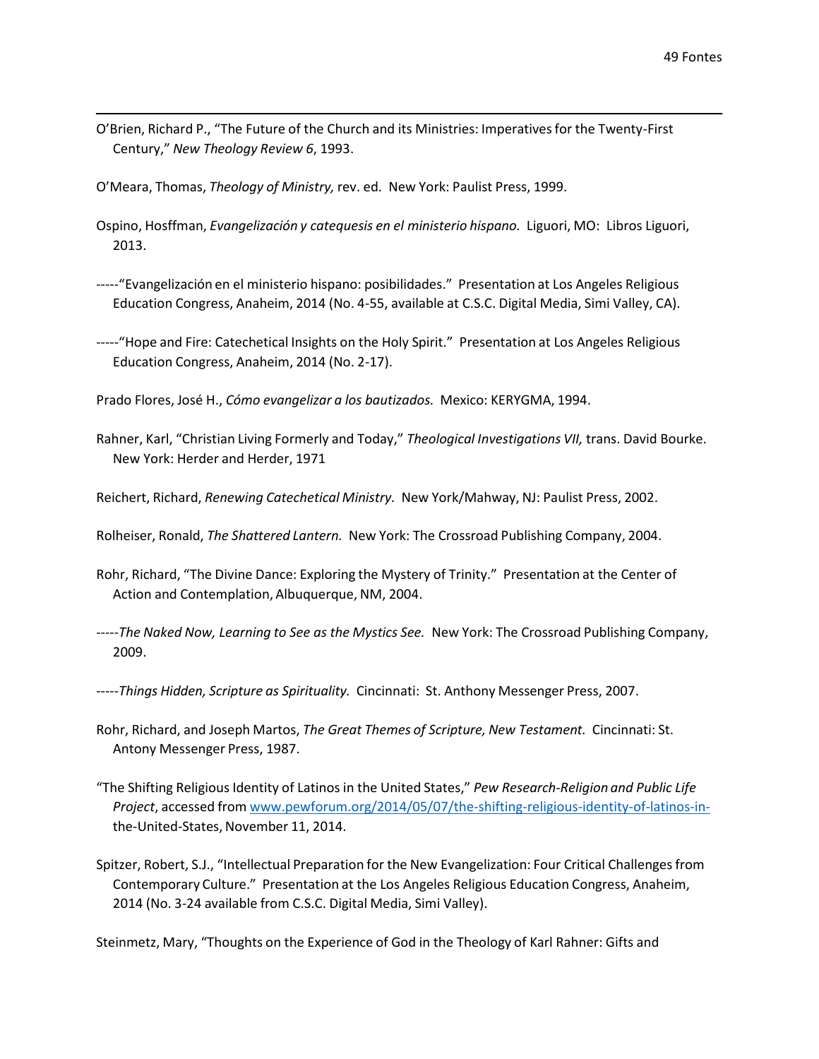O'Brien, Richard P., "The Future of the Church and its Ministries: Imperatives for the Twenty-First Century," *New Theology Review 6*, 1993.

O'Meara, Thomas, *Theology of Ministry,* rev. ed. New York: Paulist Press, 1999.

Ospino, Hosffman, *Evangelización y catequesis en el ministerio hispano.* Liguori, MO: Libros Liguori, 2013.

-----"Evangelización en el ministerio hispano: posibilidades." Presentation at Los Angeles Religious Education Congress, Anaheim, 2014 (No. 4-55, available at C.S.C. Digital Media, Simi Valley, CA).

-----"Hope and Fire: Catechetical Insights on the Holy Spirit." Presentation at Los Angeles Religious Education Congress, Anaheim, 2014 (No. 2-17).

Prado Flores, José H., *Cómo evangelizar a los bautizados.* Mexico: KERYGMA, 1994.

Rahner, Karl, "Christian Living Formerly and Today," *Theological Investigations VII,* trans. David Bourke. New York: Herder and Herder, 1971

Reichert, Richard, *Renewing Catechetical Ministry.* New York/Mahway, NJ: Paulist Press, 2002.

Rolheiser, Ronald, *The Shattered Lantern.* New York: The Crossroad Publishing Company, 2004.

Rohr, Richard, "The Divine Dance: Exploring the Mystery of Trinity." Presentation at the Center of Action and Contemplation, Albuquerque, NM, 2004.

-----*The Naked Now, Learning to See as the Mystics See.* New York: The Crossroad Publishing Company, 2009.

-----*Things Hidden, Scripture as Spirituality.* Cincinnati: St. Anthony Messenger Press, 2007.

Rohr, Richard, and Joseph Martos, *The Great Themes of Scripture, New Testament.* Cincinnati: St. Antony Messenger Press, 1987.

"The Shifting Religious Identity of Latinos in the United States," *Pew Research-Religion and Public Life Project*, accessed from www.pewforum.org/2014/05/07/the-shifting-religious-identity-of-latinos-in-the-United-States, November 11, 2014.

Spitzer, Robert, S.J., "Intellectual Preparation for the New Evangelization: Four Critical Challenges from Contemporary Culture." Presentation at the Los Angeles Religious Education Congress, Anaheim, 2014 (No. 3-24 available from C.S.C. Digital Media, Simi Valley).

Steinmetz, Mary, "Thoughts on the Experience of God in the Theology of Karl Rahner: Gifts and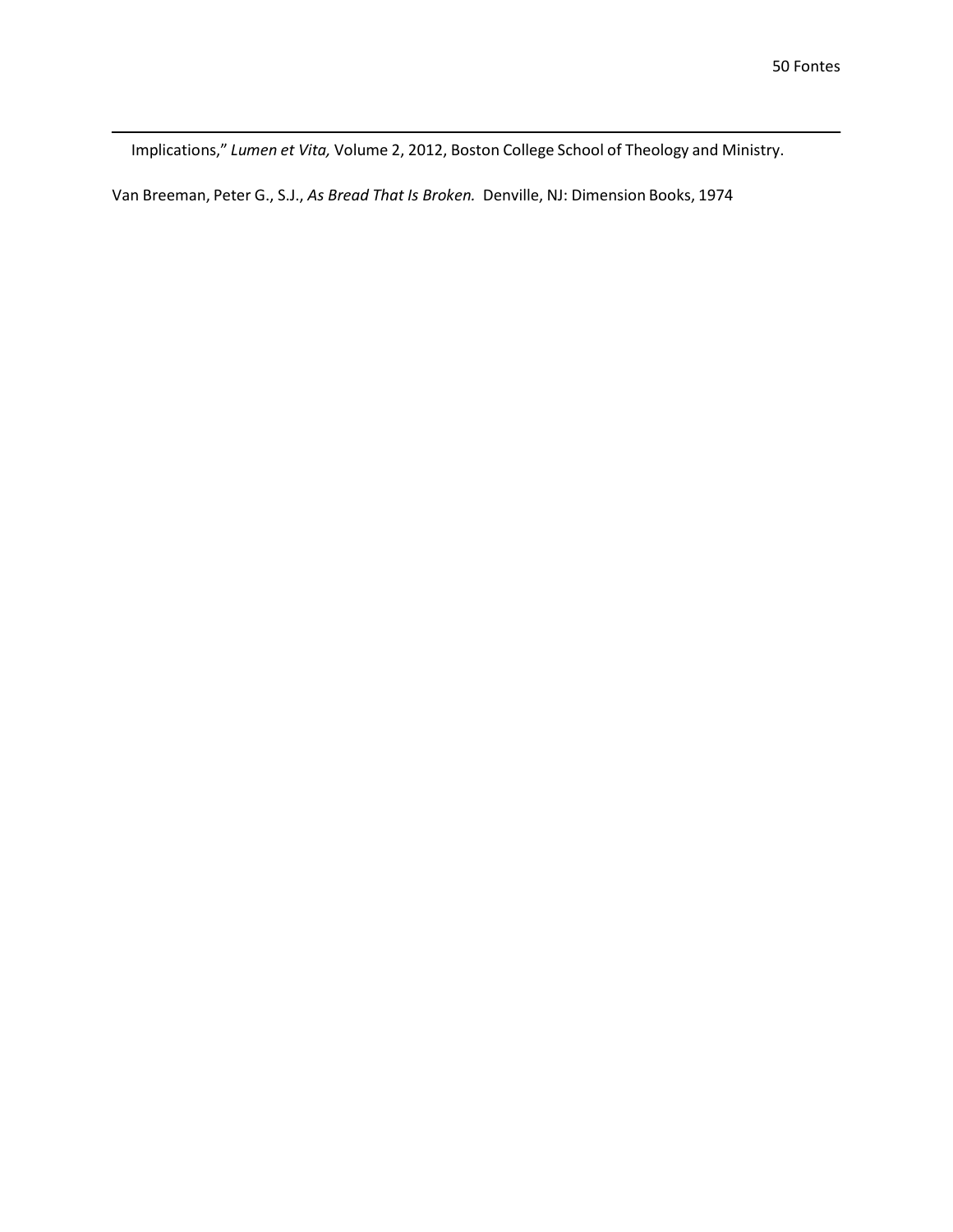Implications," *Lumen et Vita,* Volume 2, 2012, Boston College School of Theology and Ministry.

Van Breeman, Peter G., S.J., *As Bread That Is Broken.* Denville, NJ: Dimension Books, 1974